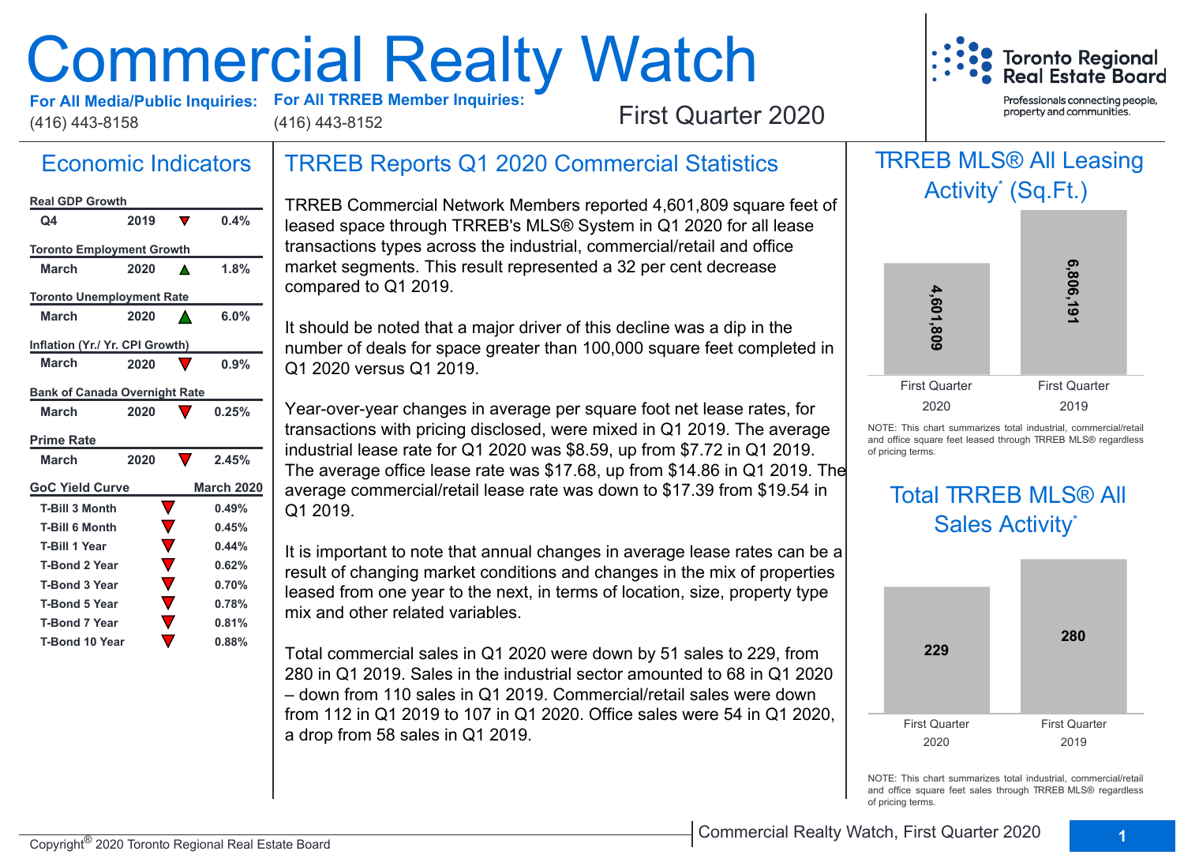# Commercial Realty Watch

**For All Media/Public Inquiries:** (416) 443-8158

**For All TRREB Member Inquiries:** (416) 443-8152

First Quarter 2020

Toronto Regional Real Estate Board

Professionals connecting people, property and communities.

## Economic Indicators

| Indicator | Period | Year | Direction | Value |
|---|---|---|---|---|
| **Real GDP Growth** | | | | |
| | Q4 | 2019 | ▼ | 0.4% |
| **Toronto Employment Growth** | | | | |
| | March | 2020 | ▲ | 1.8% |
| **Toronto Unemployment Rate** | | | | |
| | March | 2020 | ▲ | 6.0% |
| **Inflation (Yr./ Yr. CPI Growth)** | | | | |
| | March | 2020 | ▼ | 0.9% |
| **Bank of Canada Overnight Rate** | | | | |
| | March | 2020 | ▼ | 0.25% |
| **Prime Rate** | | | | |
| | March | 2020 | ▼ | 2.45% |

| GoC Yield Curve | | March 2020 |
|---|---|---|
| T-Bill 3 Month | ▼ | 0.49% |
| T-Bill 6 Month | ▼ | 0.45% |
| T-Bill 1 Year | ▼ | 0.44% |
| T-Bond 2 Year | ▼ | 0.62% |
| T-Bond 3 Year | ▼ | 0.70% |
| T-Bond 5 Year | ▼ | 0.78% |
| T-Bond 7 Year | ▼ | 0.81% |
| T-Bond 10 Year | ▼ | 0.88% |

## TRREB Reports Q1 2020 Commercial Statistics

TRREB Commercial Network Members reported 4,601,809 square feet of leased space through TRREB's MLS® System in Q1 2020 for all lease transactions types across the industrial, commercial/retail and office market segments. This result represented a 32 per cent decrease compared to Q1 2019.

It should be noted that a major driver of this decline was a dip in the number of deals for space greater than 100,000 square feet completed in Q1 2020 versus Q1 2019.

Year-over-year changes in average per square foot net lease rates, for transactions with pricing disclosed, were mixed in Q1 2019. The average industrial lease rate for Q1 2020 was $8.59, up from $7.72 in Q1 2019. The average office lease rate was $17.68, up from $14.86 in Q1 2019. The average commercial/retail lease rate was down to $17.39 from $19.54 in Q1 2019.

It is important to note that annual changes in average lease rates can be a result of changing market conditions and changes in the mix of properties leased from one year to the next, in terms of location, size, property type mix and other related variables.

Total commercial sales in Q1 2020 were down by 51 sales to 229, from 280 in Q1 2019. Sales in the industrial sector amounted to 68 in Q1 2020 – down from 110 sales in Q1 2019. Commercial/retail sales were down from 112 in Q1 2019 to 107 in Q1 2020. Office sales were 54 in Q1 2020, a drop from 58 sales in Q1 2019.

## TRREB MLS® All Leasing Activity* (Sq.Ft.)

| First Quarter 2020 | First Quarter 2019 |
|---|---|
| 4,601,809 | 6,806,191 |

NOTE: This chart summarizes total industrial, commercial/retail and office square feet leased through TRREB MLS® regardless of pricing terms.

## Total TRREB MLS® All Sales Activity*

| First Quarter 2020 | First Quarter 2019 |
|---|---|
| 229 | 280 |

NOTE: This chart summarizes total industrial, commercial/retail and office square feet sales through TRREB MLS® regardless of pricing terms.

Copyright® 2020 Toronto Regional Real Estate Board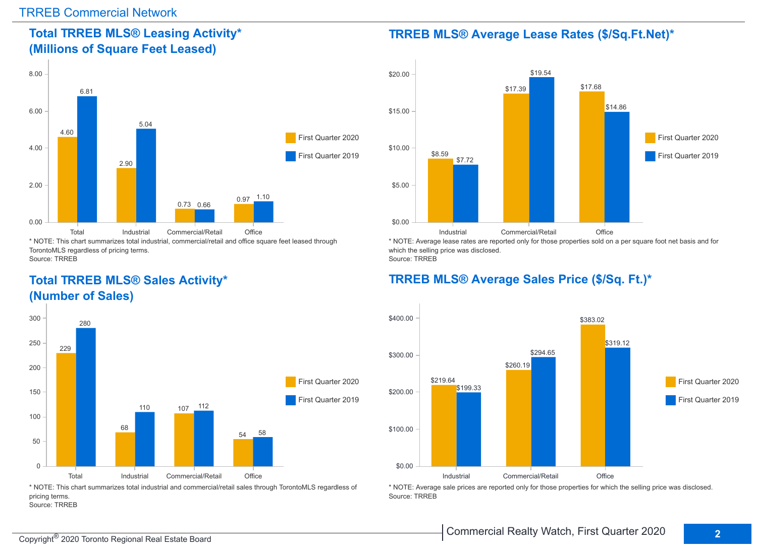## Total TRREB MLS® Leasing Activity* (Millions of Square Feet Leased)

| | First Quarter 2020 | First Quarter 2019 |
|---|---|---|
| Total | 4.60 | 6.81 |
| Industrial | 2.90 | 5.04 |
| Commercial/Retail | 0.73 | 0.66 |
| Office | 0.97 | 1.10 |

* NOTE: This chart summarizes total industrial, commercial/retail and office square feet leased through TorontoMLS regardless of pricing terms.
Source: TRREB

## TRREB MLS® Average Lease Rates ($/Sq.Ft.Net)*

| | First Quarter 2020 | First Quarter 2019 |
|---|---|---|
| Industrial | $8.59 | $7.72 |
| Commercial/Retail | $17.39 | $19.54 |
| Office | $17.68 | $14.86 |

* NOTE: Average lease rates are reported only for those properties sold on a per square foot net basis and for which the selling price was disclosed.
Source: TRREB

## Total TRREB MLS® Sales Activity* (Number of Sales)

| | First Quarter 2020 | First Quarter 2019 |
|---|---|---|
| Total | 229 | 280 |
| Industrial | 68 | 110 |
| Commercial/Retail | 107 | 112 |
| Office | 54 | 58 |

* NOTE: This chart summarizes total industrial and commercial/retail sales through TorontoMLS regardless of pricing terms.
Source: TRREB

## TRREB MLS® Average Sales Price ($/Sq. Ft.)*

| | First Quarter 2020 | First Quarter 2019 |
|---|---|---|
| Industrial | $219.64 | $199.33 |
| Commercial/Retail | $260.19 | $294.65 |
| Office | $383.02 | $319.12 |

* NOTE: Average sale prices are reported only for those properties for which the selling price was disclosed.
Source: TRREB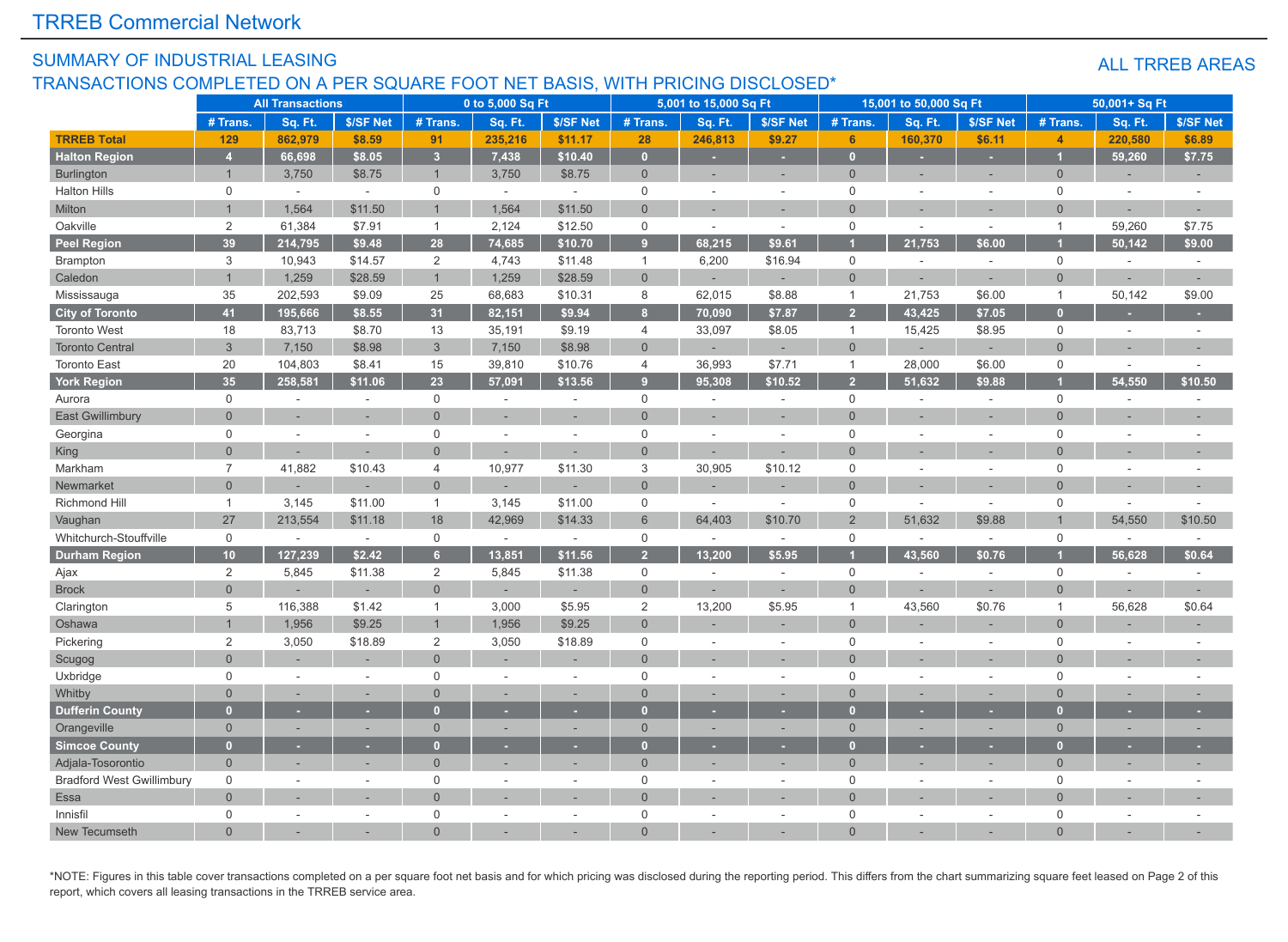# TRREB Commercial Network

## SUMMARY OF INDUSTRIAL LEASING TRANSACTIONS COMPLETED ON A PER SQUARE FOOT NET BASIS, WITH PRICING DISCLOSED*

ALL TRREB AREAS

| | All Transactions | | | 0 to 5,000 Sq Ft | | | 5,001 to 15,000 Sq Ft | | | 15,001 to 50,000 Sq Ft | | | 50,001+ Sq Ft | | |
|---|---|---|---|---|---|---|---|---|---|---|---|---|---|---|---|
| | # Trans. | Sq. Ft. | $/SF Net | # Trans. | Sq. Ft. | $/SF Net | # Trans. | Sq. Ft. | $/SF Net | # Trans. | Sq. Ft. | $/SF Net | # Trans. | Sq. Ft. | $/SF Net |
| **TRREB Total** | **129** | **862,979** | **$8.59** | **91** | **235,216** | **$11.17** | **28** | **246,813** | **$9.27** | **6** | **160,370** | **$6.11** | **4** | **220,580** | **$6.89** |
| **Halton Region** | **4** | **66,698** | **$8.05** | **3** | **7,438** | **$10.40** | **0** | **-** | **-** | **0** | **-** | **-** | **1** | **59,260** | **$7.75** |
| Burlington | 1 | 3,750 | $8.75 | 1 | 3,750 | $8.75 | 0 | - | - | 0 | - | - | 0 | - | - |
| Halton Hills | 0 | - | - | 0 | - | - | 0 | - | - | 0 | - | - | 0 | - | - |
| Milton | 1 | 1,564 | $11.50 | 1 | 1,564 | $11.50 | 0 | - | - | 0 | - | - | 0 | - | - |
| Oakville | 2 | 61,384 | $7.91 | 1 | 2,124 | $12.50 | 0 | - | - | 0 | - | - | 1 | 59,260 | $7.75 |
| **Peel Region** | **39** | **214,795** | **$9.48** | **28** | **74,685** | **$10.70** | **9** | **68,215** | **$9.61** | **1** | **21,753** | **$6.00** | **1** | **50,142** | **$9.00** |
| Brampton | 3 | 10,943 | $14.57 | 2 | 4,743 | $11.48 | 1 | 6,200 | $16.94 | 0 | - | - | 0 | - | - |
| Caledon | 1 | 1,259 | $28.59 | 1 | 1,259 | $28.59 | 0 | - | - | 0 | - | - | 0 | - | - |
| Mississauga | 35 | 202,593 | $9.09 | 25 | 68,683 | $10.31 | 8 | 62,015 | $8.88 | 1 | 21,753 | $6.00 | 1 | 50,142 | $9.00 |
| **City of Toronto** | **41** | **195,666** | **$8.55** | **31** | **82,151** | **$9.94** | **8** | **70,090** | **$7.87** | **2** | **43,425** | **$7.05** | **0** | **-** | **-** |
| Toronto West | 18 | 83,713 | $8.70 | 13 | 35,191 | $9.19 | 4 | 33,097 | $8.05 | 1 | 15,425 | $8.95 | 0 | - | - |
| Toronto Central | 3 | 7,150 | $8.98 | 3 | 7,150 | $8.98 | 0 | - | - | 0 | - | - | 0 | - | - |
| Toronto East | 20 | 104,803 | $8.41 | 15 | 39,810 | $10.76 | 4 | 36,993 | $7.71 | 1 | 28,000 | $6.00 | 0 | - | - |
| **York Region** | **35** | **258,581** | **$11.06** | **23** | **57,091** | **$13.56** | **9** | **95,308** | **$10.52** | **2** | **51,632** | **$9.88** | **1** | **54,550** | **$10.50** |
| Aurora | 0 | - | - | 0 | - | - | 0 | - | - | 0 | - | - | 0 | - | - |
| East Gwillimbury | 0 | - | - | 0 | - | - | 0 | - | - | 0 | - | - | 0 | - | - |
| Georgina | 0 | - | - | 0 | - | - | 0 | - | - | 0 | - | - | 0 | - | - |
| King | 0 | - | - | 0 | - | - | 0 | - | - | 0 | - | - | 0 | - | - |
| Markham | 7 | 41,882 | $10.43 | 4 | 10,977 | $11.30 | 3 | 30,905 | $10.12 | 0 | - | - | 0 | - | - |
| Newmarket | 0 | - | - | 0 | - | - | 0 | - | - | 0 | - | - | 0 | - | - |
| Richmond Hill | 1 | 3,145 | $11.00 | 1 | 3,145 | $11.00 | 0 | - | - | 0 | - | - | 0 | - | - |
| Vaughan | 27 | 213,554 | $11.18 | 18 | 42,969 | $14.33 | 6 | 64,403 | $10.70 | 2 | 51,632 | $9.88 | 1 | 54,550 | $10.50 |
| Whitchurch-Stouffville | 0 | - | - | 0 | - | - | 0 | - | - | 0 | - | - | 0 | - | - |
| **Durham Region** | **10** | **127,239** | **$2.42** | **6** | **13,851** | **$11.56** | **2** | **13,200** | **$5.95** | **1** | **43,560** | **$0.76** | **1** | **56,628** | **$0.64** |
| Ajax | 2 | 5,845 | $11.38 | 2 | 5,845 | $11.38 | 0 | - | - | 0 | - | - | 0 | - | - |
| Brock | 0 | - | - | 0 | - | - | 0 | - | - | 0 | - | - | 0 | - | - |
| Clarington | 5 | 116,388 | $1.42 | 1 | 3,000 | $5.95 | 2 | 13,200 | $5.95 | 1 | 43,560 | $0.76 | 1 | 56,628 | $0.64 |
| Oshawa | 1 | 1,956 | $9.25 | 1 | 1,956 | $9.25 | 0 | - | - | 0 | - | - | 0 | - | - |
| Pickering | 2 | 3,050 | $18.89 | 2 | 3,050 | $18.89 | 0 | - | - | 0 | - | - | 0 | - | - |
| Scugog | 0 | - | - | 0 | - | - | 0 | - | - | 0 | - | - | 0 | - | - |
| Uxbridge | 0 | - | - | 0 | - | - | 0 | - | - | 0 | - | - | 0 | - | - |
| Whitby | 0 | - | - | 0 | - | - | 0 | - | - | 0 | - | - | 0 | - | - |
| **Dufferin County** | **0** | **-** | **-** | **0** | **-** | **-** | **0** | **-** | **-** | **0** | **-** | **-** | **0** | **-** | **-** |
| Orangeville | 0 | - | - | 0 | - | - | 0 | - | - | 0 | - | - | 0 | - | - |
| **Simcoe County** | **0** | **-** | **-** | **0** | **-** | **-** | **0** | **-** | **-** | **0** | **-** | **-** | **0** | **-** | **-** |
| Adjala-Tosorontio | 0 | - | - | 0 | - | - | 0 | - | - | 0 | - | - | 0 | - | - |
| Bradford West Gwillimbury | 0 | - | - | 0 | - | - | 0 | - | - | 0 | - | - | 0 | - | - |
| Essa | 0 | - | - | 0 | - | - | 0 | - | - | 0 | - | - | 0 | - | - |
| Innisfil | 0 | - | - | 0 | - | - | 0 | - | - | 0 | - | - | 0 | - | - |
| New Tecumseth | 0 | - | - | 0 | - | - | 0 | - | - | 0 | - | - | 0 | - | - |

*NOTE: Figures in this table cover transactions completed on a per square foot net basis and for which pricing was disclosed during the reporting period. This differs from the chart summarizing square feet leased on Page 2 of this report, which covers all leasing transactions in the TRREB service area.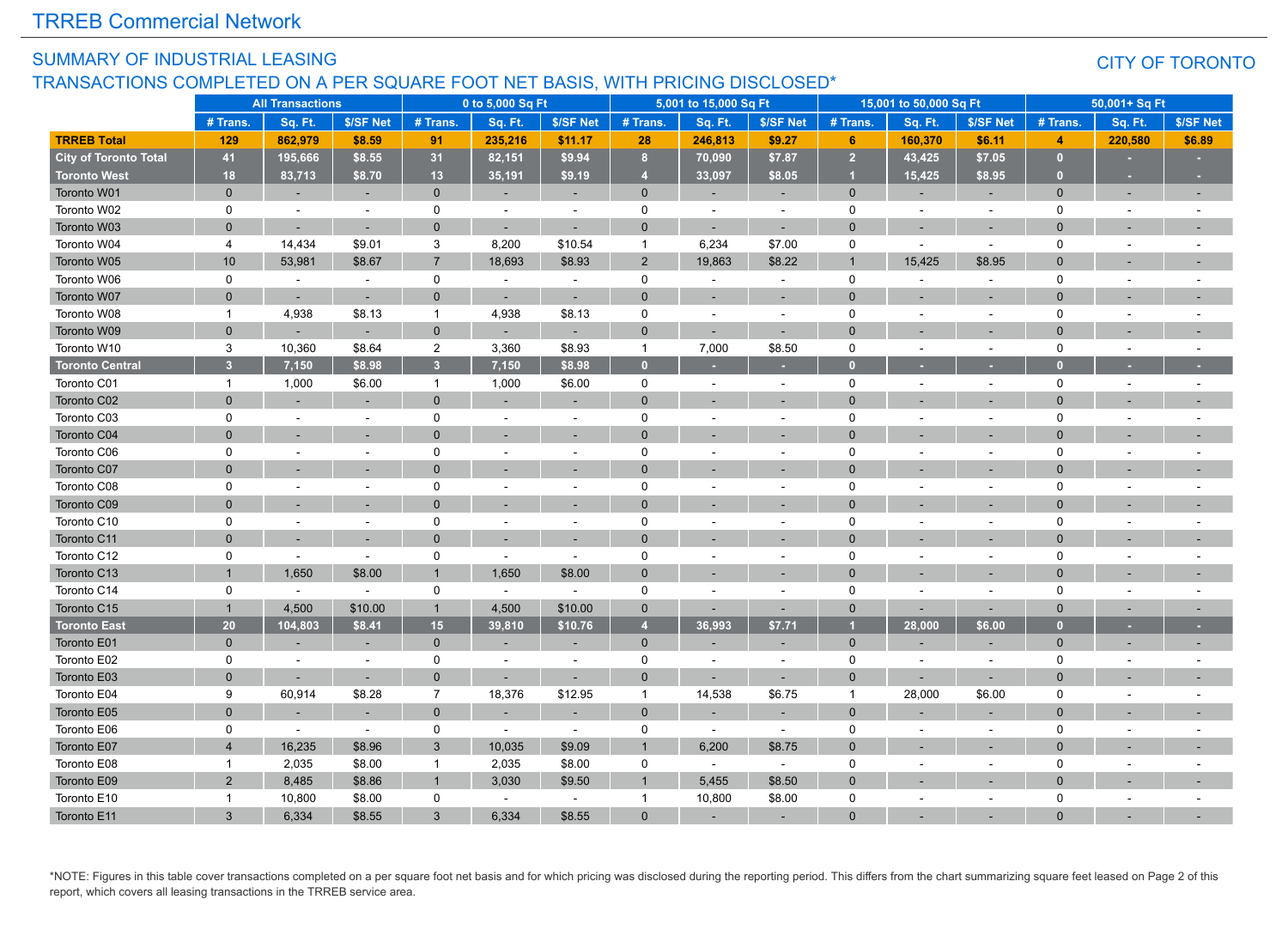## SUMMARY OF INDUSTRIAL LEASING

## TRANSACTIONS COMPLETED ON A PER SQUARE FOOT NET BASIS, WITH PRICING DISCLOSED*

### CITY OF TORONTO

| | All Transactions | | | 0 to 5,000 Sq Ft | | | 5,001 to 15,000 Sq Ft | | | 15,001 to 50,000 Sq Ft | | | 50,001+ Sq Ft | | |
|---|---|---|---|---|---|---|---|---|---|---|---|---|---|---|---|
| | # Trans. | Sq. Ft. | $/SF Net | # Trans. | Sq. Ft. | $/SF Net | # Trans. | Sq. Ft. | $/SF Net | # Trans. | Sq. Ft. | $/SF Net | # Trans. | Sq. Ft. | $/SF Net |
| **TRREB Total** | **129** | **862,979** | **$8.59** | **91** | **235,216** | **$11.17** | **28** | **246,813** | **$9.27** | **6** | **160,370** | **$6.11** | **4** | **220,580** | **$6.89** |
| **City of Toronto Total** | **41** | **195,666** | **$8.55** | **31** | **82,151** | **$9.94** | **8** | **70,090** | **$7.87** | **2** | **43,425** | **$7.05** | **0** | **-** | **-** |
| **Toronto West** | **18** | **83,713** | **$8.70** | **13** | **35,191** | **$9.19** | **4** | **33,097** | **$8.05** | **1** | **15,425** | **$8.95** | **0** | **-** | **-** |
| Toronto W01 | 0 | - | - | 0 | - | - | 0 | - | - | 0 | - | - | 0 | - | - |
| Toronto W02 | 0 | - | - | 0 | - | - | 0 | - | - | 0 | - | - | 0 | - | - |
| Toronto W03 | 0 | - | - | 0 | - | - | 0 | - | - | 0 | - | - | 0 | - | - |
| Toronto W04 | 4 | 14,434 | $9.01 | 3 | 8,200 | $10.54 | 1 | 6,234 | $7.00 | 0 | - | - | 0 | - | - |
| Toronto W05 | 10 | 53,981 | $8.67 | 7 | 18,693 | $8.93 | 2 | 19,863 | $8.22 | 1 | 15,425 | $8.95 | 0 | - | - |
| Toronto W06 | 0 | - | - | 0 | - | - | 0 | - | - | 0 | - | - | 0 | - | - |
| Toronto W07 | 0 | - | - | 0 | - | - | 0 | - | - | 0 | - | - | 0 | - | - |
| Toronto W08 | 1 | 4,938 | $8.13 | 1 | 4,938 | $8.13 | 0 | - | - | 0 | - | - | 0 | - | - |
| Toronto W09 | 0 | - | - | 0 | - | - | 0 | - | - | 0 | - | - | 0 | - | - |
| Toronto W10 | 3 | 10,360 | $8.64 | 2 | 3,360 | $8.93 | 1 | 7,000 | $8.50 | 0 | - | - | 0 | - | - |
| **Toronto Central** | **3** | **7,150** | **$8.98** | **3** | **7,150** | **$8.98** | **0** | **-** | **-** | **0** | **-** | **-** | **0** | **-** | **-** |
| Toronto C01 | 1 | 1,000 | $6.00 | 1 | 1,000 | $6.00 | 0 | - | - | 0 | - | - | 0 | - | - |
| Toronto C02 | 0 | - | - | 0 | - | - | 0 | - | - | 0 | - | - | 0 | - | - |
| Toronto C03 | 0 | - | - | 0 | - | - | 0 | - | - | 0 | - | - | 0 | - | - |
| Toronto C04 | 0 | - | - | 0 | - | - | 0 | - | - | 0 | - | - | 0 | - | - |
| Toronto C06 | 0 | - | - | 0 | - | - | 0 | - | - | 0 | - | - | 0 | - | - |
| Toronto C07 | 0 | - | - | 0 | - | - | 0 | - | - | 0 | - | - | 0 | - | - |
| Toronto C08 | 0 | - | - | 0 | - | - | 0 | - | - | 0 | - | - | 0 | - | - |
| Toronto C09 | 0 | - | - | 0 | - | - | 0 | - | - | 0 | - | - | 0 | - | - |
| Toronto C10 | 0 | - | - | 0 | - | - | 0 | - | - | 0 | - | - | 0 | - | - |
| Toronto C11 | 0 | - | - | 0 | - | - | 0 | - | - | 0 | - | - | 0 | - | - |
| Toronto C12 | 0 | - | - | 0 | - | - | 0 | - | - | 0 | - | - | 0 | - | - |
| Toronto C13 | 1 | 1,650 | $8.00 | 1 | 1,650 | $8.00 | 0 | - | - | 0 | - | - | 0 | - | - |
| Toronto C14 | 0 | - | - | 0 | - | - | 0 | - | - | 0 | - | - | 0 | - | - |
| Toronto C15 | 1 | 4,500 | $10.00 | 1 | 4,500 | $10.00 | 0 | - | - | 0 | - | - | 0 | - | - |
| **Toronto East** | **20** | **104,803** | **$8.41** | **15** | **39,810** | **$10.76** | **4** | **36,993** | **$7.71** | **1** | **28,000** | **$6.00** | **0** | **-** | **-** |
| Toronto E01 | 0 | - | - | 0 | - | - | 0 | - | - | 0 | - | - | 0 | - | - |
| Toronto E02 | 0 | - | - | 0 | - | - | 0 | - | - | 0 | - | - | 0 | - | - |
| Toronto E03 | 0 | - | - | 0 | - | - | 0 | - | - | 0 | - | - | 0 | - | - |
| Toronto E04 | 9 | 60,914 | $8.28 | 7 | 18,376 | $12.95 | 1 | 14,538 | $6.75 | 1 | 28,000 | $6.00 | 0 | - | - |
| Toronto E05 | 0 | - | - | 0 | - | - | 0 | - | - | 0 | - | - | 0 | - | - |
| Toronto E06 | 0 | - | - | 0 | - | - | 0 | - | - | 0 | - | - | 0 | - | - |
| Toronto E07 | 4 | 16,235 | $8.96 | 3 | 10,035 | $9.09 | 1 | 6,200 | $8.75 | 0 | - | - | 0 | - | - |
| Toronto E08 | 1 | 2,035 | $8.00 | 1 | 2,035 | $8.00 | 0 | - | - | 0 | - | - | 0 | - | - |
| Toronto E09 | 2 | 8,485 | $8.86 | 1 | 3,030 | $9.50 | 1 | 5,455 | $8.50 | 0 | - | - | 0 | - | - |
| Toronto E10 | 1 | 10,800 | $8.00 | 0 | - | - | 1 | 10,800 | $8.00 | 0 | - | - | 0 | - | - |
| Toronto E11 | 3 | 6,334 | $8.55 | 3 | 6,334 | $8.55 | 0 | - | - | 0 | - | - | 0 | - | - |

*NOTE: Figures in this table cover transactions completed on a per square foot net basis and for which pricing was disclosed during the reporting period. This differs from the chart summarizing square feet leased on Page 2 of this report, which covers all leasing transactions in the TRREB service area.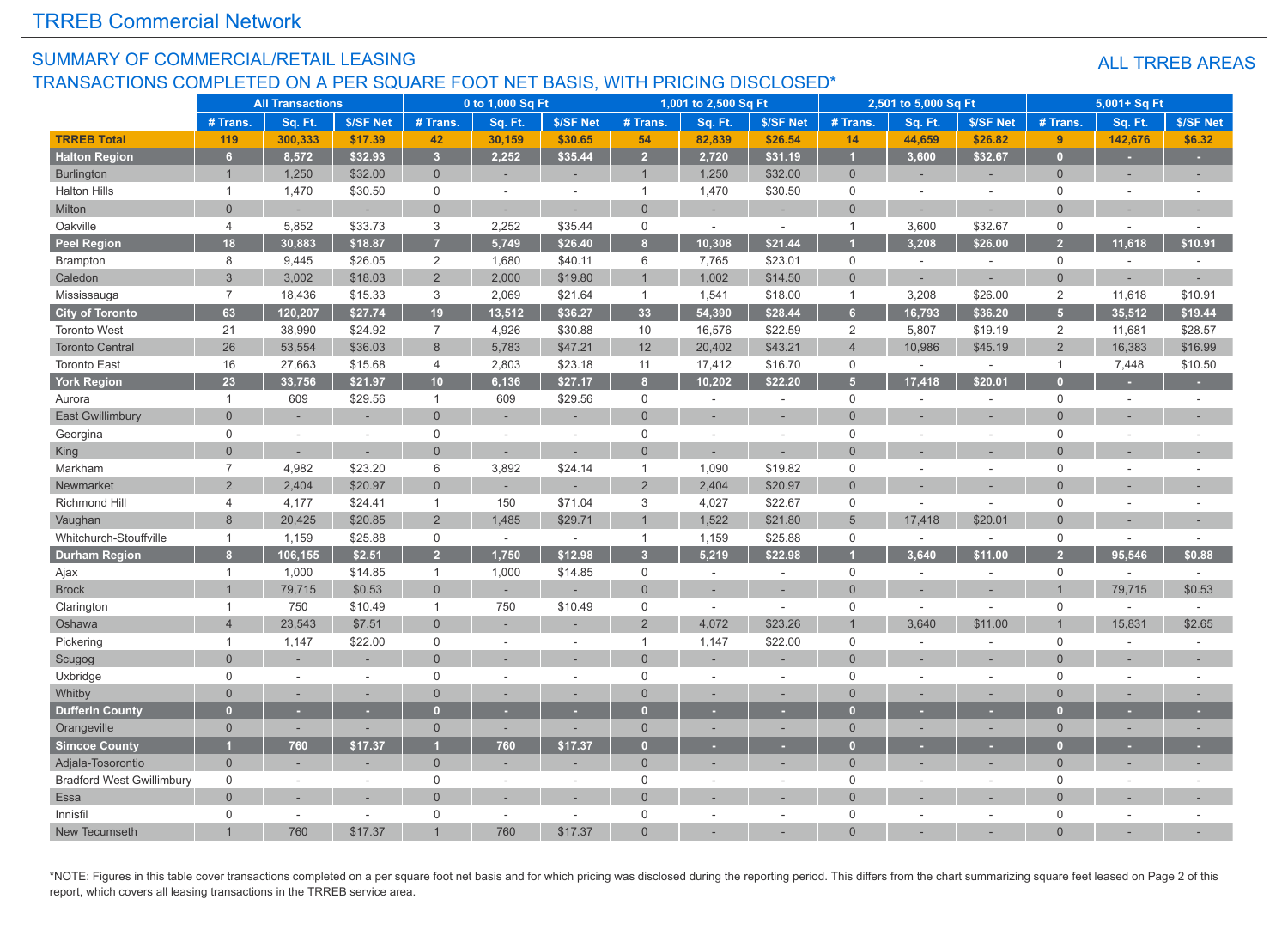# TRREB Commercial Network

## SUMMARY OF COMMERCIAL/RETAIL LEASING TRANSACTIONS COMPLETED ON A PER SQUARE FOOT NET BASIS, WITH PRICING DISCLOSED*

### ALL TRREB AREAS

| | All Transactions | | | 0 to 1,000 Sq Ft | | | 1,001 to 2,500 Sq Ft | | | 2,501 to 5,000 Sq Ft | | | 5,001+ Sq Ft | | |
|---|---|---|---|---|---|---|---|---|---|---|---|---|---|---|---|
| | # Trans. | Sq. Ft. | $/SF Net | # Trans. | Sq. Ft. | $/SF Net | # Trans. | Sq. Ft. | $/SF Net | # Trans. | Sq. Ft. | $/SF Net | # Trans. | Sq. Ft. | $/SF Net |
| **TRREB Total** | **119** | **300,333** | **$17.39** | **42** | **30,159** | **$30.65** | **54** | **82,839** | **$26.54** | **14** | **44,659** | **$26.82** | **9** | **142,676** | **$6.32** |
| **Halton Region** | **6** | **8,572** | **$32.93** | **3** | **2,252** | **$35.44** | **2** | **2,720** | **$31.19** | **1** | **3,600** | **$32.67** | **0** | **-** | **-** |
| Burlington | 1 | 1,250 | $32.00 | 0 | - | - | 1 | 1,250 | $32.00 | 0 | - | - | 0 | - | - |
| Halton Hills | 1 | 1,470 | $30.50 | 0 | - | - | 1 | 1,470 | $30.50 | 0 | - | - | 0 | - | - |
| Milton | 0 | - | - | 0 | - | - | 0 | - | - | 0 | - | - | 0 | - | - |
| Oakville | 4 | 5,852 | $33.73 | 3 | 2,252 | $35.44 | 0 | - | - | 1 | 3,600 | $32.67 | 0 | - | - |
| **Peel Region** | **18** | **30,883** | **$18.87** | **7** | **5,749** | **$26.40** | **8** | **10,308** | **$21.44** | **1** | **3,208** | **$26.00** | **2** | **11,618** | **$10.91** |
| Brampton | 8 | 9,445 | $26.05 | 2 | 1,680 | $40.11 | 6 | 7,765 | $23.01 | 0 | - | - | 0 | - | - |
| Caledon | 3 | 3,002 | $18.03 | 2 | 2,000 | $19.80 | 1 | 1,002 | $14.50 | 0 | - | - | 0 | - | - |
| Mississauga | 7 | 18,436 | $15.33 | 3 | 2,069 | $21.64 | 1 | 1,541 | $18.00 | 1 | 3,208 | $26.00 | 2 | 11,618 | $10.91 |
| **City of Toronto** | **63** | **120,207** | **$27.74** | **19** | **13,512** | **$36.27** | **33** | **54,390** | **$28.44** | **6** | **16,793** | **$36.20** | **5** | **35,512** | **$19.44** |
| Toronto West | 21 | 38,990 | $24.92 | 7 | 4,926 | $30.88 | 10 | 16,576 | $22.59 | 2 | 5,807 | $19.19 | 2 | 11,681 | $28.57 |
| Toronto Central | 26 | 53,554 | $36.03 | 8 | 5,783 | $47.21 | 12 | 20,402 | $43.21 | 4 | 10,986 | $45.19 | 2 | 16,383 | $16.99 |
| Toronto East | 16 | 27,663 | $15.68 | 4 | 2,803 | $23.18 | 11 | 17,412 | $16.70 | 0 | - | - | 1 | 7,448 | $10.50 |
| **York Region** | **23** | **33,756** | **$21.97** | **10** | **6,136** | **$27.17** | **8** | **10,202** | **$22.20** | **5** | **17,418** | **$20.01** | **0** | **-** | **-** |
| Aurora | 1 | 609 | $29.56 | 1 | 609 | $29.56 | 0 | - | - | 0 | - | - | 0 | - | - |
| East Gwillimbury | 0 | - | - | 0 | - | - | 0 | - | - | 0 | - | - | 0 | - | - |
| Georgina | 0 | - | - | 0 | - | - | 0 | - | - | 0 | - | - | 0 | - | - |
| King | 0 | - | - | 0 | - | - | 0 | - | - | 0 | - | - | 0 | - | - |
| Markham | 7 | 4,982 | $23.20 | 6 | 3,892 | $24.14 | 1 | 1,090 | $19.82 | 0 | - | - | 0 | - | - |
| Newmarket | 2 | 2,404 | $20.97 | 0 | - | - | 2 | 2,404 | $20.97 | 0 | - | - | 0 | - | - |
| Richmond Hill | 4 | 4,177 | $24.41 | 1 | 150 | $71.04 | 3 | 4,027 | $22.67 | 0 | - | - | 0 | - | - |
| Vaughan | 8 | 20,425 | $20.85 | 2 | 1,485 | $29.71 | 1 | 1,522 | $21.80 | 5 | 17,418 | $20.01 | 0 | - | - |
| Whitchurch-Stouffville | 1 | 1,159 | $25.88 | 0 | - | - | 1 | 1,159 | $25.88 | 0 | - | - | 0 | - | - |
| **Durham Region** | **8** | **106,155** | **$2.51** | **2** | **1,750** | **$12.98** | **3** | **5,219** | **$22.98** | **1** | **3,640** | **$11.00** | **2** | **95,546** | **$0.88** |
| Ajax | 1 | 1,000 | $14.85 | 1 | 1,000 | $14.85 | 0 | - | - | 0 | - | - | 0 | - | - |
| Brock | 1 | 79,715 | $0.53 | 0 | - | - | 0 | - | - | 0 | - | - | 1 | 79,715 | $0.53 |
| Clarington | 1 | 750 | $10.49 | 1 | 750 | $10.49 | 0 | - | - | 0 | - | - | 0 | - | - |
| Oshawa | 4 | 23,543 | $7.51 | 0 | - | - | 2 | 4,072 | $23.26 | 1 | 3,640 | $11.00 | 1 | 15,831 | $2.65 |
| Pickering | 1 | 1,147 | $22.00 | 0 | - | - | 1 | 1,147 | $22.00 | 0 | - | - | 0 | - | - |
| Scugog | 0 | - | - | 0 | - | - | 0 | - | - | 0 | - | - | 0 | - | - |
| Uxbridge | 0 | - | - | 0 | - | - | 0 | - | - | 0 | - | - | 0 | - | - |
| Whitby | 0 | - | - | 0 | - | - | 0 | - | - | 0 | - | - | 0 | - | - |
| **Dufferin County** | **0** | **-** | **-** | **0** | **-** | **-** | **0** | **-** | **-** | **0** | **-** | **-** | **0** | **-** | **-** |
| Orangeville | 0 | - | - | 0 | - | - | 0 | - | - | 0 | - | - | 0 | - | - |
| **Simcoe County** | **1** | **760** | **$17.37** | **1** | **760** | **$17.37** | **0** | **-** | **-** | **0** | **-** | **-** | **0** | **-** | **-** |
| Adjala-Tosorontio | 0 | - | - | 0 | - | - | 0 | - | - | 0 | - | - | 0 | - | - |
| Bradford West Gwillimbury | 0 | - | - | 0 | - | - | 0 | - | - | 0 | - | - | 0 | - | - |
| Essa | 0 | - | - | 0 | - | - | 0 | - | - | 0 | - | - | 0 | - | - |
| Innisfil | 0 | - | - | 0 | - | - | 0 | - | - | 0 | - | - | 0 | - | - |
| New Tecumseth | 1 | 760 | $17.37 | 1 | 760 | $17.37 | 0 | - | - | 0 | - | - | 0 | - | - |

*NOTE: Figures in this table cover transactions completed on a per square foot net basis and for which pricing was disclosed during the reporting period. This differs from the chart summarizing square feet leased on Page 2 of this report, which covers all leasing transactions in the TRREB service area.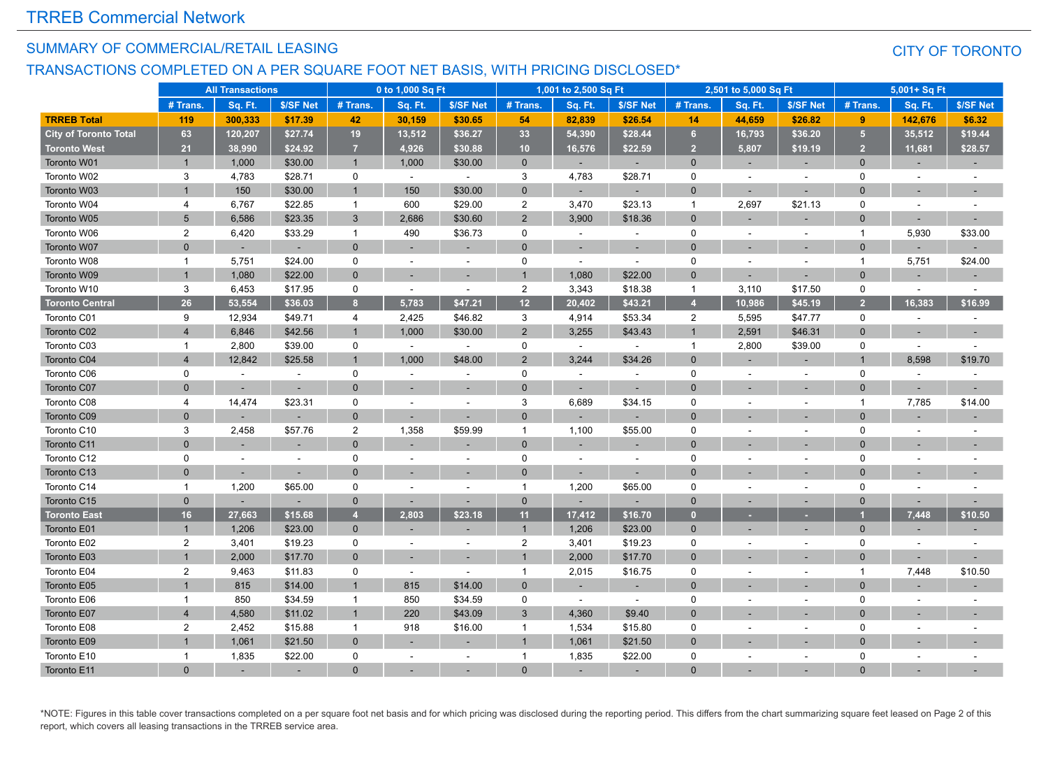# TRREB Commercial Network

## SUMMARY OF COMMERCIAL/RETAIL LEASING

## TRANSACTIONS COMPLETED ON A PER SQUARE FOOT NET BASIS, WITH PRICING DISCLOSED*

**CITY OF TORONTO**

| | All Transactions | | | 0 to 1,000 Sq Ft | | | 1,001 to 2,500 Sq Ft | | | 2,501 to 5,000 Sq Ft | | | 5,001+ Sq Ft | | |
|---|---|---|---|---|---|---|---|---|---|---|---|---|---|---|---|
| | # Trans. | Sq. Ft. | $/SF Net | # Trans. | Sq. Ft. | $/SF Net | # Trans. | Sq. Ft. | $/SF Net | # Trans. | Sq. Ft. | $/SF Net | # Trans. | Sq. Ft. | $/SF Net |
| **TRREB Total** | **119** | **300,333** | **$17.39** | **42** | **30,159** | **$30.65** | **54** | **82,839** | **$26.54** | **14** | **44,659** | **$26.82** | **9** | **142,676** | **$6.32** |
| **City of Toronto Total** | **63** | **120,207** | **$27.74** | **19** | **13,512** | **$36.27** | **33** | **54,390** | **$28.44** | **6** | **16,793** | **$36.20** | **5** | **35,512** | **$19.44** |
| **Toronto West** | **21** | **38,990** | **$24.92** | **7** | **4,926** | **$30.88** | **10** | **16,576** | **$22.59** | **2** | **5,807** | **$19.19** | **2** | **11,681** | **$28.57** |
| Toronto W01 | 1 | 1,000 | $30.00 | 1 | 1,000 | $30.00 | 0 | - | - | 0 | - | - | 0 | - | - |
| Toronto W02 | 3 | 4,783 | $28.71 | 0 | - | - | 3 | 4,783 | $28.71 | 0 | - | - | 0 | - | - |
| Toronto W03 | 1 | 150 | $30.00 | 1 | 150 | $30.00 | 0 | - | - | 0 | - | - | 0 | - | - |
| Toronto W04 | 4 | 6,767 | $22.85 | 1 | 600 | $29.00 | 2 | 3,470 | $23.13 | 1 | 2,697 | $21.13 | 0 | - | - |
| Toronto W05 | 5 | 6,586 | $23.35 | 3 | 2,686 | $30.60 | 2 | 3,900 | $18.36 | 0 | - | - | 0 | - | - |
| Toronto W06 | 2 | 6,420 | $33.29 | 1 | 490 | $36.73 | 0 | - | - | 0 | - | - | 1 | 5,930 | $33.00 |
| Toronto W07 | 0 | - | - | 0 | - | - | 0 | - | - | 0 | - | - | 0 | - | - |
| Toronto W08 | 1 | 5,751 | $24.00 | 0 | - | - | 0 | - | - | 0 | - | - | 1 | 5,751 | $24.00 |
| Toronto W09 | 1 | 1,080 | $22.00 | 0 | - | - | 1 | 1,080 | $22.00 | 0 | - | - | 0 | - | - |
| Toronto W10 | 3 | 6,453 | $17.95 | 0 | - | - | 2 | 3,343 | $18.38 | 1 | 3,110 | $17.50 | 0 | - | - |
| **Toronto Central** | **26** | **53,554** | **$36.03** | **8** | **5,783** | **$47.21** | **12** | **20,402** | **$43.21** | **4** | **10,986** | **$45.19** | **2** | **16,383** | **$16.99** |
| Toronto C01 | 9 | 12,934 | $49.71 | 4 | 2,425 | $46.82 | 3 | 4,914 | $53.34 | 2 | 5,595 | $47.77 | 0 | - | - |
| Toronto C02 | 4 | 6,846 | $42.56 | 1 | 1,000 | $30.00 | 2 | 3,255 | $43.43 | 1 | 2,591 | $46.31 | 0 | - | - |
| Toronto C03 | 1 | 2,800 | $39.00 | 0 | - | - | 0 | - | - | 1 | 2,800 | $39.00 | 0 | - | - |
| Toronto C04 | 4 | 12,842 | $25.58 | 1 | 1,000 | $48.00 | 2 | 3,244 | $34.26 | 0 | - | - | 1 | 8,598 | $19.70 |
| Toronto C06 | 0 | - | - | 0 | - | - | 0 | - | - | 0 | - | - | 0 | - | - |
| Toronto C07 | 0 | - | - | 0 | - | - | 0 | - | - | 0 | - | - | 0 | - | - |
| Toronto C08 | 4 | 14,474 | $23.31 | 0 | - | - | 3 | 6,689 | $34.15 | 0 | - | - | 1 | 7,785 | $14.00 |
| Toronto C09 | 0 | - | - | 0 | - | - | 0 | - | - | 0 | - | - | 0 | - | - |
| Toronto C10 | 3 | 2,458 | $57.76 | 2 | 1,358 | $59.99 | 1 | 1,100 | $55.00 | 0 | - | - | 0 | - | - |
| Toronto C11 | 0 | - | - | 0 | - | - | 0 | - | - | 0 | - | - | 0 | - | - |
| Toronto C12 | 0 | - | - | 0 | - | - | 0 | - | - | 0 | - | - | 0 | - | - |
| Toronto C13 | 0 | - | - | 0 | - | - | 0 | - | - | 0 | - | - | 0 | - | - |
| Toronto C14 | 1 | 1,200 | $65.00 | 0 | - | - | 1 | 1,200 | $65.00 | 0 | - | - | 0 | - | - |
| Toronto C15 | 0 | - | - | 0 | - | - | 0 | - | - | 0 | - | - | 0 | - | - |
| **Toronto East** | **16** | **27,663** | **$15.68** | **4** | **2,803** | **$23.18** | **11** | **17,412** | **$16.70** | **0** | **-** | **-** | **1** | **7,448** | **$10.50** |
| Toronto E01 | 1 | 1,206 | $23.00 | 0 | - | - | 1 | 1,206 | $23.00 | 0 | - | - | 0 | - | - |
| Toronto E02 | 2 | 3,401 | $19.23 | 0 | - | - | 2 | 3,401 | $19.23 | 0 | - | - | 0 | - | - |
| Toronto E03 | 1 | 2,000 | $17.70 | 0 | - | - | 1 | 2,000 | $17.70 | 0 | - | - | 0 | - | - |
| Toronto E04 | 2 | 9,463 | $11.83 | 0 | - | - | 1 | 2,015 | $16.75 | 0 | - | - | 1 | 7,448 | $10.50 |
| Toronto E05 | 1 | 815 | $14.00 | 1 | 815 | $14.00 | 0 | - | - | 0 | - | - | 0 | - | - |
| Toronto E06 | 1 | 850 | $34.59 | 1 | 850 | $34.59 | 0 | - | - | 0 | - | - | 0 | - | - |
| Toronto E07 | 4 | 4,580 | $11.02 | 1 | 220 | $43.09 | 3 | 4,360 | $9.40 | 0 | - | - | 0 | - | - |
| Toronto E08 | 2 | 2,452 | $15.88 | 1 | 918 | $16.00 | 1 | 1,534 | $15.80 | 0 | - | - | 0 | - | - |
| Toronto E09 | 1 | 1,061 | $21.50 | 0 | - | - | 1 | 1,061 | $21.50 | 0 | - | - | 0 | - | - |
| Toronto E10 | 1 | 1,835 | $22.00 | 0 | - | - | 1 | 1,835 | $22.00 | 0 | - | - | 0 | - | - |
| Toronto E11 | 0 | - | - | 0 | - | - | 0 | - | - | 0 | - | - | 0 | - | - |

*NOTE: Figures in this table cover transactions completed on a per square foot net basis and for which pricing was disclosed during the reporting period. This differs from the chart summarizing square feet leased on Page 2 of this report, which covers all leasing transactions in the TRREB service area.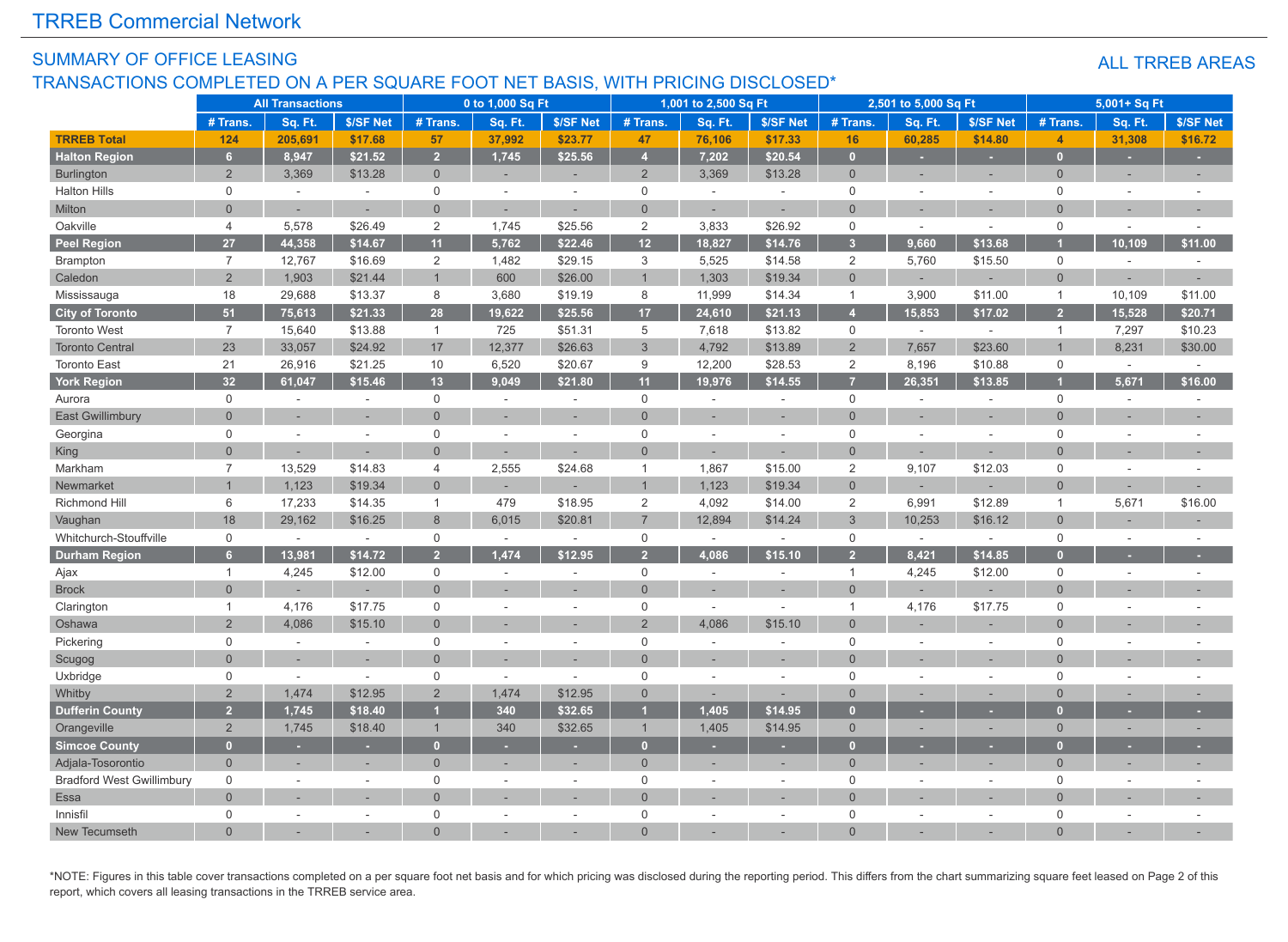# TRREB Commercial Network

## SUMMARY OF OFFICE LEASING

## TRANSACTIONS COMPLETED ON A PER SQUARE FOOT NET BASIS, WITH PRICING DISCLOSED*

ALL TRREB AREAS

| | All Transactions | | | 0 to 1,000 Sq Ft | | | 1,001 to 2,500 Sq Ft | | | 2,501 to 5,000 Sq Ft | | | 5,001+ Sq Ft | | |
|---|---|---|---|---|---|---|---|---|---|---|---|---|---|---|---|
| | # Trans. | Sq. Ft. | $/SF Net | # Trans. | Sq. Ft. | $/SF Net | # Trans. | Sq. Ft. | $/SF Net | # Trans. | Sq. Ft. | $/SF Net | # Trans. | Sq. Ft. | $/SF Net |
| **TRREB Total** | **124** | **205,691** | **$17.68** | **57** | **37,992** | **$23.77** | **47** | **76,106** | **$17.33** | **16** | **60,285** | **$14.80** | **4** | **31,308** | **$16.72** |
| **Halton Region** | **6** | **8,947** | **$21.52** | **2** | **1,745** | **$25.56** | **4** | **7,202** | **$20.54** | **0** | **-** | **-** | **0** | **-** | **-** |
| Burlington | 2 | 3,369 | $13.28 | 0 | - | - | 2 | 3,369 | $13.28 | 0 | - | - | 0 | - | - |
| Halton Hills | 0 | - | - | 0 | - | - | 0 | - | - | 0 | - | - | 0 | - | - |
| Milton | 0 | - | - | 0 | - | - | 0 | - | - | 0 | - | - | 0 | - | - |
| Oakville | 4 | 5,578 | $26.49 | 2 | 1,745 | $25.56 | 2 | 3,833 | $26.92 | 0 | - | - | 0 | - | - |
| **Peel Region** | **27** | **44,358** | **$14.67** | **11** | **5,762** | **$22.46** | **12** | **18,827** | **$14.76** | **3** | **9,660** | **$13.68** | **1** | **10,109** | **$11.00** |
| Brampton | 7 | 12,767 | $16.69 | 2 | 1,482 | $29.15 | 3 | 5,525 | $14.58 | 2 | 5,760 | $15.50 | 0 | - | - |
| Caledon | 2 | 1,903 | $21.44 | 1 | 600 | $26.00 | 1 | 1,303 | $19.34 | 0 | - | - | 0 | - | - |
| Mississauga | 18 | 29,688 | $13.37 | 8 | 3,680 | $19.19 | 8 | 11,999 | $14.34 | 1 | 3,900 | $11.00 | 1 | 10,109 | $11.00 |
| **City of Toronto** | **51** | **75,613** | **$21.33** | **28** | **19,622** | **$25.56** | **17** | **24,610** | **$21.13** | **4** | **15,853** | **$17.02** | **2** | **15,528** | **$20.71** |
| Toronto West | 7 | 15,640 | $13.88 | 1 | 725 | $51.31 | 5 | 7,618 | $13.82 | 0 | - | - | 1 | 7,297 | $10.23 |
| Toronto Central | 23 | 33,057 | $24.92 | 17 | 12,377 | $26.63 | 3 | 4,792 | $13.89 | 2 | 7,657 | $23.60 | 1 | 8,231 | $30.00 |
| Toronto East | 21 | 26,916 | $21.25 | 10 | 6,520 | $20.67 | 9 | 12,200 | $28.53 | 2 | 8,196 | $10.88 | 0 | - | - |
| **York Region** | **32** | **61,047** | **$15.46** | **13** | **9,049** | **$21.80** | **11** | **19,976** | **$14.55** | **7** | **26,351** | **$13.85** | **1** | **5,671** | **$16.00** |
| Aurora | 0 | - | - | 0 | - | - | 0 | - | - | 0 | - | - | 0 | - | - |
| East Gwillimbury | 0 | - | - | 0 | - | - | 0 | - | - | 0 | - | - | 0 | - | - |
| Georgina | 0 | - | - | 0 | - | - | 0 | - | - | 0 | - | - | 0 | - | - |
| King | 0 | - | - | 0 | - | - | 0 | - | - | 0 | - | - | 0 | - | - |
| Markham | 7 | 13,529 | $14.83 | 4 | 2,555 | $24.68 | 1 | 1,867 | $15.00 | 2 | 9,107 | $12.03 | 0 | - | - |
| Newmarket | 1 | 1,123 | $19.34 | 0 | - | - | 1 | 1,123 | $19.34 | 0 | - | - | 0 | - | - |
| Richmond Hill | 6 | 17,233 | $14.35 | 1 | 479 | $18.95 | 2 | 4,092 | $14.00 | 2 | 6,991 | $12.89 | 1 | 5,671 | $16.00 |
| Vaughan | 18 | 29,162 | $16.25 | 8 | 6,015 | $20.81 | 7 | 12,894 | $14.24 | 3 | 10,253 | $16.12 | 0 | - | - |
| Whitchurch-Stouffville | 0 | - | - | 0 | - | - | 0 | - | - | 0 | - | - | 0 | - | - |
| **Durham Region** | **6** | **13,981** | **$14.72** | **2** | **1,474** | **$12.95** | **2** | **4,086** | **$15.10** | **2** | **8,421** | **$14.85** | **0** | **-** | **-** |
| Ajax | 1 | 4,245 | $12.00 | 0 | - | - | 0 | - | - | 1 | 4,245 | $12.00 | 0 | - | - |
| Brock | 0 | - | - | 0 | - | - | 0 | - | - | 0 | - | - | 0 | - | - |
| Clarington | 1 | 4,176 | $17.75 | 0 | - | - | 0 | - | - | 1 | 4,176 | $17.75 | 0 | - | - |
| Oshawa | 2 | 4,086 | $15.10 | 0 | - | - | 2 | 4,086 | $15.10 | 0 | - | - | 0 | - | - |
| Pickering | 0 | - | - | 0 | - | - | 0 | - | - | 0 | - | - | 0 | - | - |
| Scugog | 0 | - | - | 0 | - | - | 0 | - | - | 0 | - | - | 0 | - | - |
| Uxbridge | 0 | - | - | 0 | - | - | 0 | - | - | 0 | - | - | 0 | - | - |
| Whitby | 2 | 1,474 | $12.95 | 2 | 1,474 | $12.95 | 0 | - | - | 0 | - | - | 0 | - | - |
| **Dufferin County** | **2** | **1,745** | **$18.40** | **1** | **340** | **$32.65** | **1** | **1,405** | **$14.95** | **0** | **-** | **-** | **0** | **-** | **-** |
| Orangeville | 2 | 1,745 | $18.40 | 1 | 340 | $32.65 | 1 | 1,405 | $14.95 | 0 | - | - | 0 | - | - |
| **Simcoe County** | **0** | **-** | **-** | **0** | **-** | **-** | **0** | **-** | **-** | **0** | **-** | **-** | **0** | **-** | **-** |
| Adjala-Tosorontio | 0 | - | - | 0 | - | - | 0 | - | - | 0 | - | - | 0 | - | - |
| Bradford West Gwillimbury | 0 | - | - | 0 | - | - | 0 | - | - | 0 | - | - | 0 | - | - |
| Essa | 0 | - | - | 0 | - | - | 0 | - | - | 0 | - | - | 0 | - | - |
| Innisfil | 0 | - | - | 0 | - | - | 0 | - | - | 0 | - | - | 0 | - | - |
| New Tecumseth | 0 | - | - | 0 | - | - | 0 | - | - | 0 | - | - | 0 | - | - |

*NOTE: Figures in this table cover transactions completed on a per square foot net basis and for which pricing was disclosed during the reporting period. This differs from the chart summarizing square feet leased on Page 2 of this report, which covers all leasing transactions in the TRREB service area.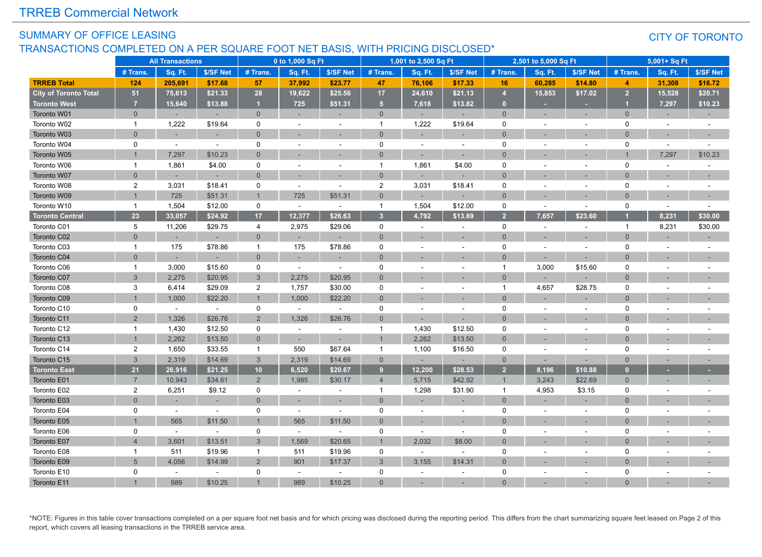# TRREB Commercial Network

## SUMMARY OF OFFICE LEASING

## TRANSACTIONS COMPLETED ON A PER SQUARE FOOT NET BASIS, WITH PRICING DISCLOSED*

### CITY OF TORONTO

| | All Transactions | | | 0 to 1,000 Sq Ft | | | 1,001 to 2,500 Sq Ft | | | 2,501 to 5,000 Sq Ft | | | 5,001+ Sq Ft | | |
|---|---|---|---|---|---|---|---|---|---|---|---|---|---|---|---|
| | # Trans. | Sq. Ft. | $/SF Net | # Trans. | Sq. Ft. | $/SF Net | # Trans. | Sq. Ft. | $/SF Net | # Trans. | Sq. Ft. | $/SF Net | # Trans. | Sq. Ft. | $/SF Net |
| **TRREB Total** | **124** | **205,691** | **$17.68** | **57** | **37,992** | **$23.77** | **47** | **76,106** | **$17.33** | **16** | **60,285** | **$14.80** | **4** | **31,308** | **$16.72** |
| **City of Toronto Total** | **51** | **75,613** | **$21.33** | **28** | **19,622** | **$25.56** | **17** | **24,610** | **$21.13** | **4** | **15,853** | **$17.02** | **2** | **15,528** | **$20.71** |
| **Toronto West** | **7** | **15,640** | **$13.88** | **1** | **725** | **$51.31** | **5** | **7,618** | **$13.82** | **0** | **-** | **-** | **1** | **7,297** | **$10.23** |
| Toronto W01 | 0 | - | - | 0 | - | - | 0 | - | - | 0 | - | - | 0 | - | - |
| Toronto W02 | 1 | 1,222 | $19.64 | 0 | - | - | 1 | 1,222 | $19.64 | 0 | - | - | 0 | - | - |
| Toronto W03 | 0 | - | - | 0 | - | - | 0 | - | - | 0 | - | - | 0 | - | - |
| Toronto W04 | 0 | - | - | 0 | - | - | 0 | - | - | 0 | - | - | 0 | - | - |
| Toronto W05 | 1 | 7,297 | $10.23 | 0 | - | - | 0 | - | - | 0 | - | - | 1 | 7,297 | $10.23 |
| Toronto W06 | 1 | 1,861 | $4.00 | 0 | - | - | 1 | 1,861 | $4.00 | 0 | - | - | 0 | - | - |
| Toronto W07 | 0 | - | - | 0 | - | - | 0 | - | - | 0 | - | - | 0 | - | - |
| Toronto W08 | 2 | 3,031 | $18.41 | 0 | - | - | 2 | 3,031 | $18.41 | 0 | - | - | 0 | - | - |
| Toronto W09 | 1 | 725 | $51.31 | 1 | 725 | $51.31 | 0 | - | - | 0 | - | - | 0 | - | - |
| Toronto W10 | 1 | 1,504 | $12.00 | 0 | - | - | 1 | 1,504 | $12.00 | 0 | - | - | 0 | - | - |
| **Toronto Central** | **23** | **33,057** | **$24.92** | **17** | **12,377** | **$26.63** | **3** | **4,792** | **$13.89** | **2** | **7,657** | **$23.60** | **1** | **8,231** | **$30.00** |
| Toronto C01 | 5 | 11,206 | $29.75 | 4 | 2,975 | $29.06 | 0 | - | - | 0 | - | - | 1 | 8,231 | $30.00 |
| Toronto C02 | 0 | - | - | 0 | - | - | 0 | - | - | 0 | - | - | 0 | - | - |
| Toronto C03 | 1 | 175 | $78.86 | 1 | 175 | $78.86 | 0 | - | - | 0 | - | - | 0 | - | - |
| Toronto C04 | 0 | - | - | 0 | - | - | 0 | - | - | 0 | - | - | 0 | - | - |
| Toronto C06 | 1 | 3,000 | $15.60 | 0 | - | - | 0 | - | - | 1 | 3,000 | $15.60 | 0 | - | - |
| Toronto C07 | 3 | 2,275 | $20.95 | 3 | 2,275 | $20.95 | 0 | - | - | 0 | - | - | 0 | - | - |
| Toronto C08 | 3 | 6,414 | $29.09 | 2 | 1,757 | $30.00 | 0 | - | - | 1 | 4,657 | $28.75 | 0 | - | - |
| Toronto C09 | 1 | 1,000 | $22.20 | 1 | 1,000 | $22.20 | 0 | - | - | 0 | - | - | 0 | - | - |
| Toronto C10 | 0 | - | - | 0 | - | - | 0 | - | - | 0 | - | - | 0 | - | - |
| Toronto C11 | 2 | 1,326 | $26.76 | 2 | 1,326 | $26.76 | 0 | - | - | 0 | - | - | 0 | - | - |
| Toronto C12 | 1 | 1,430 | $12.50 | 0 | - | - | 1 | 1,430 | $12.50 | 0 | - | - | 0 | - | - |
| Toronto C13 | 1 | 2,262 | $13.50 | 0 | - | - | 1 | 2,262 | $13.50 | 0 | - | - | 0 | - | - |
| Toronto C14 | 2 | 1,650 | $33.55 | 1 | 550 | $67.64 | 1 | 1,100 | $16.50 | 0 | - | - | 0 | - | - |
| Toronto C15 | 3 | 2,319 | $14.69 | 3 | 2,319 | $14.69 | 0 | - | - | 0 | - | - | 0 | - | - |
| **Toronto East** | **21** | **26,916** | **$21.25** | **10** | **6,520** | **$20.67** | **9** | **12,200** | **$28.53** | **2** | **8,196** | **$10.88** | **0** | **-** | **-** |
| Toronto E01 | 7 | 10,943 | $34.61 | 2 | 1,985 | $30.17 | 4 | 5,715 | $42.92 | 1 | 3,243 | $22.69 | 0 | - | - |
| Toronto E02 | 2 | 6,251 | $9.12 | 0 | - | - | 1 | 1,298 | $31.90 | 1 | 4,953 | $3.15 | 0 | - | - |
| Toronto E03 | 0 | - | - | 0 | - | - | 0 | - | - | 0 | - | - | 0 | - | - |
| Toronto E04 | 0 | - | - | 0 | - | - | 0 | - | - | 0 | - | - | 0 | - | - |
| Toronto E05 | 1 | 565 | $11.50 | 1 | 565 | $11.50 | 0 | - | - | 0 | - | - | 0 | - | - |
| Toronto E06 | 0 | - | - | 0 | - | - | 0 | - | - | 0 | - | - | 0 | - | - |
| Toronto E07 | 4 | 3,601 | $13.51 | 3 | 1,569 | $20.65 | 1 | 2,032 | $8.00 | 0 | - | - | 0 | - | - |
| Toronto E08 | 1 | 511 | $19.96 | 1 | 511 | $19.96 | 0 | - | - | 0 | - | - | 0 | - | - |
| Toronto E09 | 5 | 4,056 | $14.99 | 2 | 901 | $17.37 | 3 | 3,155 | $14.31 | 0 | - | - | 0 | - | - |
| Toronto E10 | 0 | - | - | 0 | - | - | 0 | - | - | 0 | - | - | 0 | - | - |
| Toronto E11 | 1 | 989 | $10.25 | 1 | 989 | $10.25 | 0 | - | - | 0 | - | - | 0 | - | - |

*NOTE: Figures in this table cover transactions completed on a per square foot net basis and for which pricing was disclosed during the reporting period. This differs from the chart summarizing square feet leased on Page 2 of this report, which covers all leasing transactions in the TRREB service area.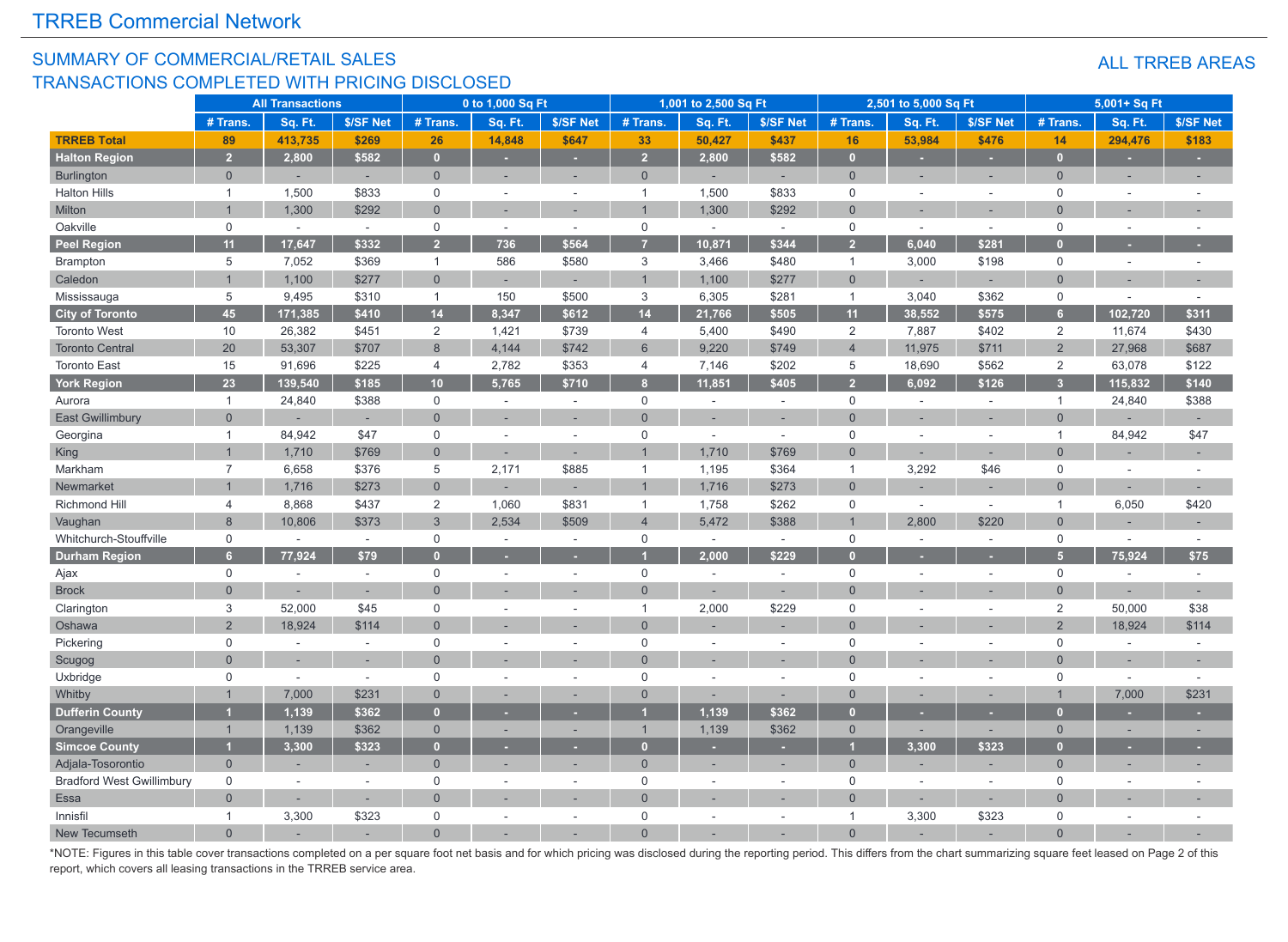# TRREB Commercial Network

## SUMMARY OF COMMERCIAL/RETAIL SALES TRANSACTIONS COMPLETED WITH PRICING DISCLOSED

## ALL TRREB AREAS

| | All Transactions | | | 0 to 1,000 Sq Ft | | | 1,001 to 2,500 Sq Ft | | | 2,501 to 5,000 Sq Ft | | | 5,001+ Sq Ft | | |
|---|---|---|---|---|---|---|---|---|---|---|---|---|---|---|---|
| | # Trans. | Sq. Ft. | $/SF Net | # Trans. | Sq. Ft. | $/SF Net | # Trans. | Sq. Ft. | $/SF Net | # Trans. | Sq. Ft. | $/SF Net | # Trans. | Sq. Ft. | $/SF Net |
| **TRREB Total** | **89** | **413,735** | **$269** | **26** | **14,848** | **$647** | **33** | **50,427** | **$437** | **16** | **53,984** | **$476** | **14** | **294,476** | **$183** |
| **Halton Region** | **2** | **2,800** | **$582** | **0** | **-** | **-** | **2** | **2,800** | **$582** | **0** | **-** | **-** | **0** | **-** | **-** |
| Burlington | 0 | - | - | 0 | - | - | 0 | - | - | 0 | - | - | 0 | - | - |
| Halton Hills | 1 | 1,500 | $833 | 0 | - | - | 1 | 1,500 | $833 | 0 | - | - | 0 | - | - |
| Milton | 1 | 1,300 | $292 | 0 | - | - | 1 | 1,300 | $292 | 0 | - | - | 0 | - | - |
| Oakville | 0 | - | - | 0 | - | - | 0 | - | - | 0 | - | - | 0 | - | - |
| **Peel Region** | **11** | **17,647** | **$332** | **2** | **736** | **$564** | **7** | **10,871** | **$344** | **2** | **6,040** | **$281** | **0** | **-** | **-** |
| Brampton | 5 | 7,052 | $369 | 1 | 586 | $580 | 3 | 3,466 | $480 | 1 | 3,000 | $198 | 0 | - | - |
| Caledon | 1 | 1,100 | $277 | 0 | - | - | 1 | 1,100 | $277 | 0 | - | - | 0 | - | - |
| Mississauga | 5 | 9,495 | $310 | 1 | 150 | $500 | 3 | 6,305 | $281 | 1 | 3,040 | $362 | 0 | - | - |
| **City of Toronto** | **45** | **171,385** | **$410** | **14** | **8,347** | **$612** | **14** | **21,766** | **$505** | **11** | **38,552** | **$575** | **6** | **102,720** | **$311** |
| Toronto West | 10 | 26,382 | $451 | 2 | 1,421 | $739 | 4 | 5,400 | $490 | 2 | 7,887 | $402 | 2 | 11,674 | $430 |
| Toronto Central | 20 | 53,307 | $707 | 8 | 4,144 | $742 | 6 | 9,220 | $749 | 4 | 11,975 | $711 | 2 | 27,968 | $687 |
| Toronto East | 15 | 91,696 | $225 | 4 | 2,782 | $353 | 4 | 7,146 | $202 | 5 | 18,690 | $562 | 2 | 63,078 | $122 |
| **York Region** | **23** | **139,540** | **$185** | **10** | **5,765** | **$710** | **8** | **11,851** | **$405** | **2** | **6,092** | **$126** | **3** | **115,832** | **$140** |
| Aurora | 1 | 24,840 | $388 | 0 | - | - | 0 | - | - | 0 | - | - | 1 | 24,840 | $388 |
| East Gwillimbury | 0 | - | - | 0 | - | - | 0 | - | - | 0 | - | - | 0 | - | - |
| Georgina | 1 | 84,942 | $47 | 0 | - | - | 0 | - | - | 0 | - | - | 1 | 84,942 | $47 |
| King | 1 | 1,710 | $769 | 0 | - | - | 1 | 1,710 | $769 | 0 | - | - | 0 | - | - |
| Markham | 7 | 6,658 | $376 | 5 | 2,171 | $885 | 1 | 1,195 | $364 | 1 | 3,292 | $46 | 0 | - | - |
| Newmarket | 1 | 1,716 | $273 | 0 | - | - | 1 | 1,716 | $273 | 0 | - | - | 0 | - | - |
| Richmond Hill | 4 | 8,868 | $437 | 2 | 1,060 | $831 | 1 | 1,758 | $262 | 0 | - | - | 1 | 6,050 | $420 |
| Vaughan | 8 | 10,806 | $373 | 3 | 2,534 | $509 | 4 | 5,472 | $388 | 1 | 2,800 | $220 | 0 | - | - |
| Whitchurch-Stouffville | 0 | - | - | 0 | - | - | 0 | - | - | 0 | - | - | 0 | - | - |
| **Durham Region** | **6** | **77,924** | **$79** | **0** | **-** | **-** | **1** | **2,000** | **$229** | **0** | **-** | **-** | **5** | **75,924** | **$75** |
| Ajax | 0 | - | - | 0 | - | - | 0 | - | - | 0 | - | - | 0 | - | - |
| Brock | 0 | - | - | 0 | - | - | 0 | - | - | 0 | - | - | 0 | - | - |
| Clarington | 3 | 52,000 | $45 | 0 | - | - | 1 | 2,000 | $229 | 0 | - | - | 2 | 50,000 | $38 |
| Oshawa | 2 | 18,924 | $114 | 0 | - | - | 0 | - | - | 0 | - | - | 2 | 18,924 | $114 |
| Pickering | 0 | - | - | 0 | - | - | 0 | - | - | 0 | - | - | 0 | - | - |
| Scugog | 0 | - | - | 0 | - | - | 0 | - | - | 0 | - | - | 0 | - | - |
| Uxbridge | 0 | - | - | 0 | - | - | 0 | - | - | 0 | - | - | 0 | - | - |
| Whitby | 1 | 7,000 | $231 | 0 | - | - | 0 | - | - | 0 | - | - | 1 | 7,000 | $231 |
| **Dufferin County** | **1** | **1,139** | **$362** | **0** | **-** | **-** | **1** | **1,139** | **$362** | **0** | **-** | **-** | **0** | **-** | **-** |
| Orangeville | 1 | 1,139 | $362 | 0 | - | - | 1 | 1,139 | $362 | 0 | - | - | 0 | - | - |
| **Simcoe County** | **1** | **3,300** | **$323** | **0** | **-** | **-** | **0** | **-** | **-** | **1** | **3,300** | **$323** | **0** | **-** | **-** |
| Adjala-Tosorontio | 0 | - | - | 0 | - | - | 0 | - | - | 0 | - | - | 0 | - | - |
| Bradford West Gwillimbury | 0 | - | - | 0 | - | - | 0 | - | - | 0 | - | - | 0 | - | - |
| Essa | 0 | - | - | 0 | - | - | 0 | - | - | 0 | - | - | 0 | - | - |
| Innisfil | 1 | 3,300 | $323 | 0 | - | - | 0 | - | - | 1 | 3,300 | $323 | 0 | - | - |
| New Tecumseth | 0 | - | - | 0 | - | - | 0 | - | - | 0 | - | - | 0 | - | - |

*NOTE: Figures in this table cover transactions completed on a per square foot net basis and for which pricing was disclosed during the reporting period. This differs from the chart summarizing square feet leased on Page 2 of this report, which covers all leasing transactions in the TRREB service area.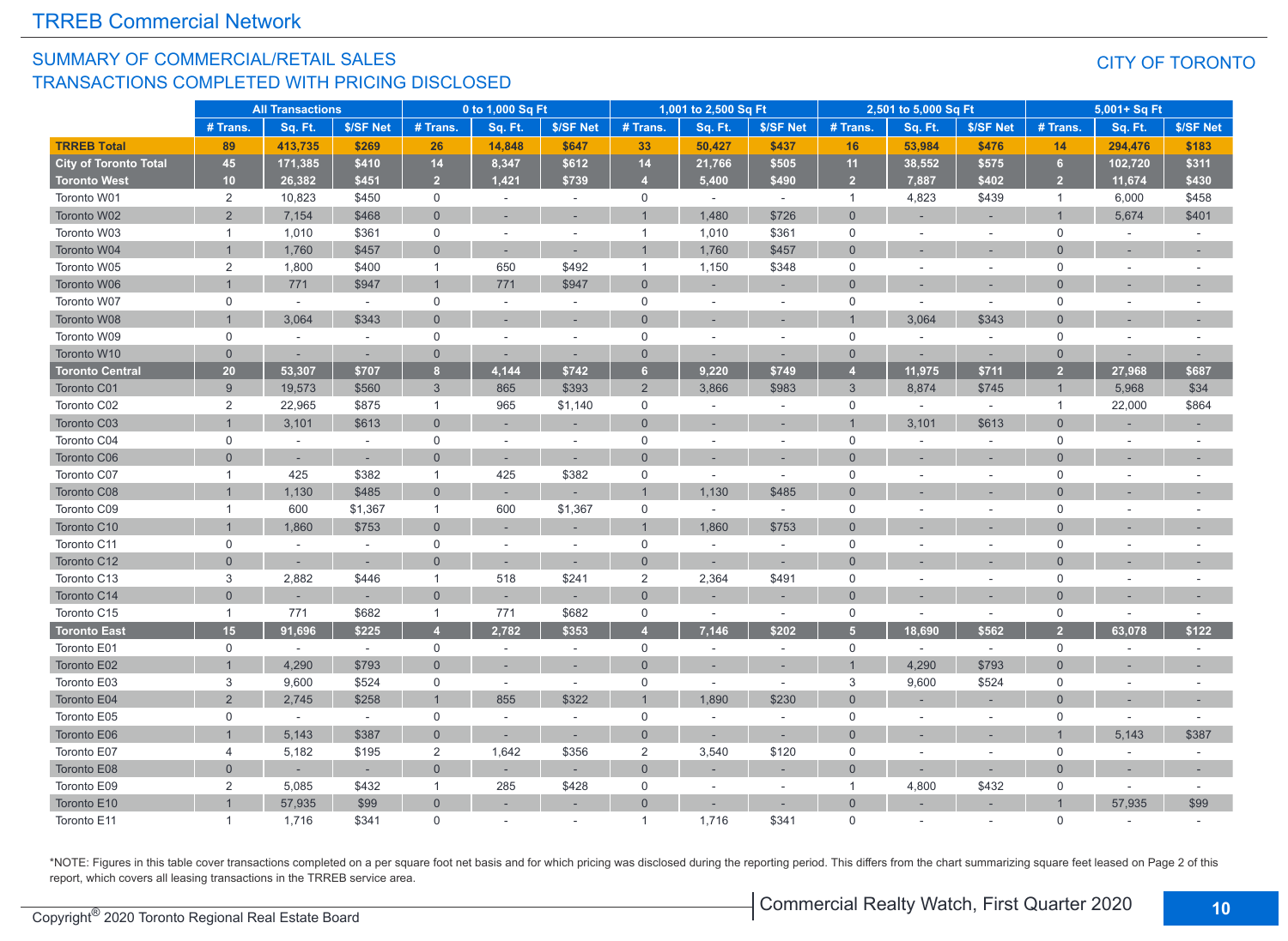## TRREB Commercial Network

### SUMMARY OF COMMERCIAL/RETAIL SALES
### TRANSACTIONS COMPLETED WITH PRICING DISCLOSED

CITY OF TORONTO

| | All Transactions | | | 0 to 1,000 Sq Ft | | | 1,001 to 2,500 Sq Ft | | | 2,501 to 5,000 Sq Ft | | | 5,001+ Sq Ft | | |
|---|---|---|---|---|---|---|---|---|---|---|---|---|---|---|---|
| | # Trans. | Sq. Ft. | $/SF Net | # Trans. | Sq. Ft. | $/SF Net | # Trans. | Sq. Ft. | $/SF Net | # Trans. | Sq. Ft. | $/SF Net | # Trans. | Sq. Ft. | $/SF Net |
| **TRREB Total** | **89** | **413,735** | **$269** | **26** | **14,848** | **$647** | **33** | **50,427** | **$437** | **16** | **53,984** | **$476** | **14** | **294,476** | **$183** |
| **City of Toronto Total** | **45** | **171,385** | **$410** | **14** | **8,347** | **$612** | **14** | **21,766** | **$505** | **11** | **38,552** | **$575** | **6** | **102,720** | **$311** |
| **Toronto West** | **10** | **26,382** | **$451** | **2** | **1,421** | **$739** | **4** | **5,400** | **$490** | **2** | **7,887** | **$402** | **2** | **11,674** | **$430** |
| Toronto W01 | 2 | 10,823 | $450 | 0 | - | - | 0 | - | - | 1 | 4,823 | $439 | 1 | 6,000 | $458 |
| Toronto W02 | 2 | 7,154 | $468 | 0 | - | - | 1 | 1,480 | $726 | 0 | - | - | 1 | 5,674 | $401 |
| Toronto W03 | 1 | 1,010 | $361 | 0 | - | - | 1 | 1,010 | $361 | 0 | - | - | 0 | - | - |
| Toronto W04 | 1 | 1,760 | $457 | 0 | - | - | 1 | 1,760 | $457 | 0 | - | - | 0 | - | - |
| Toronto W05 | 2 | 1,800 | $400 | 1 | 650 | $492 | 1 | 1,150 | $348 | 0 | - | - | 0 | - | - |
| Toronto W06 | 1 | 771 | $947 | 1 | 771 | $947 | 0 | - | - | 0 | - | - | 0 | - | - |
| Toronto W07 | 0 | - | - | 0 | - | - | 0 | - | - | 0 | - | - | 0 | - | - |
| Toronto W08 | 1 | 3,064 | $343 | 0 | - | - | 0 | - | - | 1 | 3,064 | $343 | 0 | - | - |
| Toronto W09 | 0 | - | - | 0 | - | - | 0 | - | - | 0 | - | - | 0 | - | - |
| Toronto W10 | 0 | - | - | 0 | - | - | 0 | - | - | 0 | - | - | 0 | - | - |
| **Toronto Central** | **20** | **53,307** | **$707** | **8** | **4,144** | **$742** | **6** | **9,220** | **$749** | **4** | **11,975** | **$711** | **2** | **27,968** | **$687** |
| Toronto C01 | 9 | 19,573 | $560 | 3 | 865 | $393 | 2 | 3,866 | $983 | 3 | 8,874 | $745 | 1 | 5,968 | $34 |
| Toronto C02 | 2 | 22,965 | $875 | 1 | 965 | $1,140 | 0 | - | - | 0 | - | - | 1 | 22,000 | $864 |
| Toronto C03 | 1 | 3,101 | $613 | 0 | - | - | 0 | - | - | 1 | 3,101 | $613 | 0 | - | - |
| Toronto C04 | 0 | - | - | 0 | - | - | 0 | - | - | 0 | - | - | 0 | - | - |
| Toronto C06 | 0 | - | - | 0 | - | - | 0 | - | - | 0 | - | - | 0 | - | - |
| Toronto C07 | 1 | 425 | $382 | 1 | 425 | $382 | 0 | - | - | 0 | - | - | 0 | - | - |
| Toronto C08 | 1 | 1,130 | $485 | 0 | - | - | 1 | 1,130 | $485 | 0 | - | - | 0 | - | - |
| Toronto C09 | 1 | 600 | $1,367 | 1 | 600 | $1,367 | 0 | - | - | 0 | - | - | 0 | - | - |
| Toronto C10 | 1 | 1,860 | $753 | 0 | - | - | 1 | 1,860 | $753 | 0 | - | - | 0 | - | - |
| Toronto C11 | 0 | - | - | 0 | - | - | 0 | - | - | 0 | - | - | 0 | - | - |
| Toronto C12 | 0 | - | - | 0 | - | - | 0 | - | - | 0 | - | - | 0 | - | - |
| Toronto C13 | 3 | 2,882 | $446 | 1 | 518 | $241 | 2 | 2,364 | $491 | 0 | - | - | 0 | - | - |
| Toronto C14 | 0 | - | - | 0 | - | - | 0 | - | - | 0 | - | - | 0 | - | - |
| Toronto C15 | 1 | 771 | $682 | 1 | 771 | $682 | 0 | - | - | 0 | - | - | 0 | - | - |
| **Toronto East** | **15** | **91,696** | **$225** | **4** | **2,782** | **$353** | **4** | **7,146** | **$202** | **5** | **18,690** | **$562** | **2** | **63,078** | **$122** |
| Toronto E01 | 0 | - | - | 0 | - | - | 0 | - | - | 0 | - | - | 0 | - | - |
| Toronto E02 | 1 | 4,290 | $793 | 0 | - | - | 0 | - | - | 1 | 4,290 | $793 | 0 | - | - |
| Toronto E03 | 3 | 9,600 | $524 | 0 | - | - | 0 | - | - | 3 | 9,600 | $524 | 0 | - | - |
| Toronto E04 | 2 | 2,745 | $258 | 1 | 855 | $322 | 1 | 1,890 | $230 | 0 | - | - | 0 | - | - |
| Toronto E05 | 0 | - | - | 0 | - | - | 0 | - | - | 0 | - | - | 0 | - | - |
| Toronto E06 | 1 | 5,143 | $387 | 0 | - | - | 0 | - | - | 0 | - | - | 1 | 5,143 | $387 |
| Toronto E07 | 4 | 5,182 | $195 | 2 | 1,642 | $356 | 2 | 3,540 | $120 | 0 | - | - | 0 | - | - |
| Toronto E08 | 0 | - | - | 0 | - | - | 0 | - | - | 0 | - | - | 0 | - | - |
| Toronto E09 | 2 | 5,085 | $432 | 1 | 285 | $428 | 0 | - | - | 1 | 4,800 | $432 | 0 | - | - |
| Toronto E10 | 1 | 57,935 | $99 | 0 | - | - | 0 | - | - | 0 | - | - | 1 | 57,935 | $99 |
| Toronto E11 | 1 | 1,716 | $341 | 0 | - | - | 1 | 1,716 | $341 | 0 | - | - | 0 | - | - |

*NOTE: Figures in this table cover transactions completed on a per square foot net basis and for which pricing was disclosed during the reporting period. This differs from the chart summarizing square feet leased on Page 2 of this report, which covers all leasing transactions in the TRREB service area.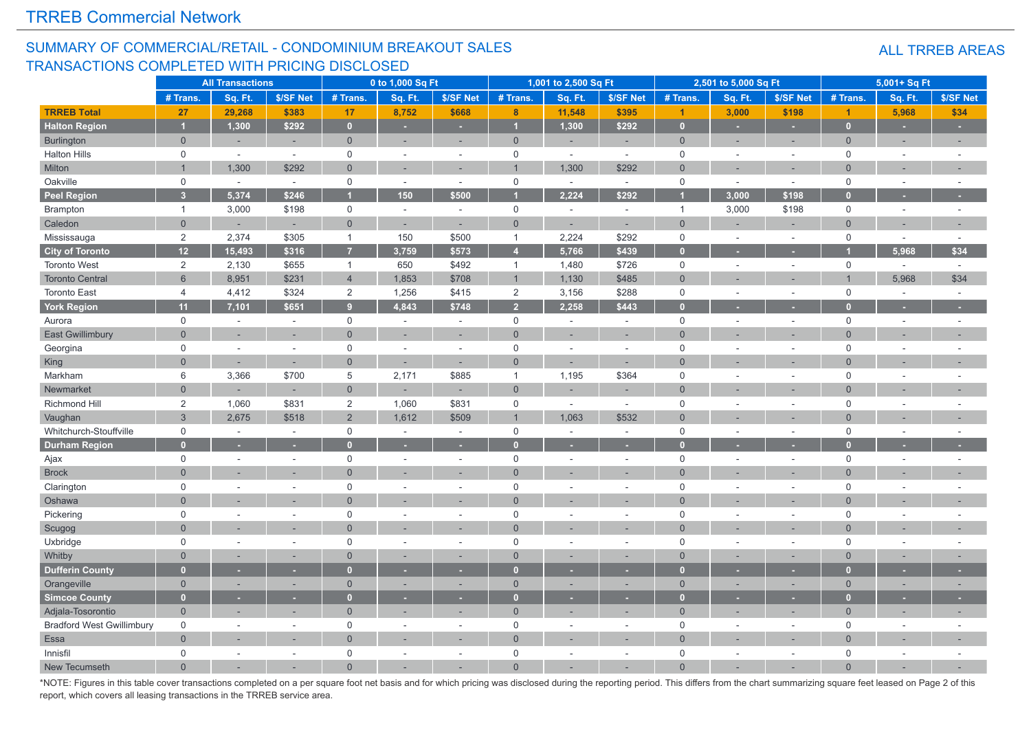## TRREB Commercial Network

### SUMMARY OF COMMERCIAL/RETAIL - CONDOMINIUM BREAKOUT SALES
### TRANSACTIONS COMPLETED WITH PRICING DISCLOSED

**ALL TRREB AREAS**

| | All Transactions | | | 0 to 1,000 Sq Ft | | | 1,001 to 2,500 Sq Ft | | | 2,501 to 5,000 Sq Ft | | | 5,001+ Sq Ft | | |
|---|---|---|---|---|---|---|---|---|---|---|---|---|---|---|---|
| | # Trans. | Sq. Ft. | $/SF Net | # Trans. | Sq. Ft. | $/SF Net | # Trans. | Sq. Ft. | $/SF Net | # Trans. | Sq. Ft. | $/SF Net | # Trans. | Sq. Ft. | $/SF Net |
| **TRREB Total** | **27** | **29,268** | **$383** | **17** | **8,752** | **$668** | **8** | **11,548** | **$395** | **1** | **3,000** | **$198** | **1** | **5,968** | **$34** |
| **Halton Region** | **1** | **1,300** | **$292** | **0** | **-** | **-** | **1** | **1,300** | **$292** | **0** | **-** | **-** | **0** | **-** | **-** |
| Burlington | 0 | - | - | 0 | - | - | 0 | - | - | 0 | - | - | 0 | - | - |
| Halton Hills | 0 | - | - | 0 | - | - | 0 | - | - | 0 | - | - | 0 | - | - |
| Milton | 1 | 1,300 | $292 | 0 | - | - | 1 | 1,300 | $292 | 0 | - | - | 0 | - | - |
| Oakville | 0 | - | - | 0 | - | - | 0 | - | - | 0 | - | - | 0 | - | - |
| **Peel Region** | **3** | **5,374** | **$246** | **1** | **150** | **$500** | **1** | **2,224** | **$292** | **1** | **3,000** | **$198** | **0** | **-** | **-** |
| Brampton | 1 | 3,000 | $198 | 0 | - | - | 0 | - | - | 1 | 3,000 | $198 | 0 | - | - |
| Caledon | 0 | - | - | 0 | - | - | 0 | - | - | 0 | - | - | 0 | - | - |
| Mississauga | 2 | 2,374 | $305 | 1 | 150 | $500 | 1 | 2,224 | $292 | 0 | - | - | 0 | - | - |
| **City of Toronto** | **12** | **15,493** | **$316** | **7** | **3,759** | **$573** | **4** | **5,766** | **$439** | **0** | **-** | **-** | **1** | **5,968** | **$34** |
| Toronto West | 2 | 2,130 | $655 | 1 | 650 | $492 | 1 | 1,480 | $726 | 0 | - | - | 0 | - | - |
| Toronto Central | 6 | 8,951 | $231 | 4 | 1,853 | $708 | 1 | 1,130 | $485 | 0 | - | - | 1 | 5,968 | $34 |
| Toronto East | 4 | 4,412 | $324 | 2 | 1,256 | $415 | 2 | 3,156 | $288 | 0 | - | - | 0 | - | - |
| **York Region** | **11** | **7,101** | **$651** | **9** | **4,843** | **$748** | **2** | **2,258** | **$443** | **0** | **-** | **-** | **0** | **-** | **-** |
| Aurora | 0 | - | - | 0 | - | - | 0 | - | - | 0 | - | - | 0 | - | - |
| East Gwillimbury | 0 | - | - | 0 | - | - | 0 | - | - | 0 | - | - | 0 | - | - |
| Georgina | 0 | - | - | 0 | - | - | 0 | - | - | 0 | - | - | 0 | - | - |
| King | 0 | - | - | 0 | - | - | 0 | - | - | 0 | - | - | 0 | - | - |
| Markham | 6 | 3,366 | $700 | 5 | 2,171 | $885 | 1 | 1,195 | $364 | 0 | - | - | 0 | - | - |
| Newmarket | 0 | - | - | 0 | - | - | 0 | - | - | 0 | - | - | 0 | - | - |
| Richmond Hill | 2 | 1,060 | $831 | 2 | 1,060 | $831 | 0 | - | - | 0 | - | - | 0 | - | - |
| Vaughan | 3 | 2,675 | $518 | 2 | 1,612 | $509 | 1 | 1,063 | $532 | 0 | - | - | 0 | - | - |
| Whitchurch-Stouffville | 0 | - | - | 0 | - | - | 0 | - | - | 0 | - | - | 0 | - | - |
| **Durham Region** | **0** | **-** | **-** | **0** | **-** | **-** | **0** | **-** | **-** | **0** | **-** | **-** | **0** | **-** | **-** |
| Ajax | 0 | - | - | 0 | - | - | 0 | - | - | 0 | - | - | 0 | - | - |
| Brock | 0 | - | - | 0 | - | - | 0 | - | - | 0 | - | - | 0 | - | - |
| Clarington | 0 | - | - | 0 | - | - | 0 | - | - | 0 | - | - | 0 | - | - |
| Oshawa | 0 | - | - | 0 | - | - | 0 | - | - | 0 | - | - | 0 | - | - |
| Pickering | 0 | - | - | 0 | - | - | 0 | - | - | 0 | - | - | 0 | - | - |
| Scugog | 0 | - | - | 0 | - | - | 0 | - | - | 0 | - | - | 0 | - | - |
| Uxbridge | 0 | - | - | 0 | - | - | 0 | - | - | 0 | - | - | 0 | - | - |
| Whitby | 0 | - | - | 0 | - | - | 0 | - | - | 0 | - | - | 0 | - | - |
| **Dufferin County** | **0** | **-** | **-** | **0** | **-** | **-** | **0** | **-** | **-** | **0** | **-** | **-** | **0** | **-** | **-** |
| Orangeville | 0 | - | - | 0 | - | - | 0 | - | - | 0 | - | - | 0 | - | - |
| **Simcoe County** | **0** | **-** | **-** | **0** | **-** | **-** | **0** | **-** | **-** | **0** | **-** | **-** | **0** | **-** | **-** |
| Adjala-Tosorontio | 0 | - | - | 0 | - | - | 0 | - | - | 0 | - | - | 0 | - | - |
| Bradford West Gwillimbury | 0 | - | - | 0 | - | - | 0 | - | - | 0 | - | - | 0 | - | - |
| Essa | 0 | - | - | 0 | - | - | 0 | - | - | 0 | - | - | 0 | - | - |
| Innisfil | 0 | - | - | 0 | - | - | 0 | - | - | 0 | - | - | 0 | - | - |
| New Tecumseth | 0 | - | - | 0 | - | - | 0 | - | - | 0 | - | - | 0 | - | - |

*NOTE: Figures in this table cover transactions completed on a per square foot net basis and for which pricing was disclosed during the reporting period. This differs from the chart summarizing square feet leased on Page 2 of this report, which covers all leasing transactions in the TRREB service area.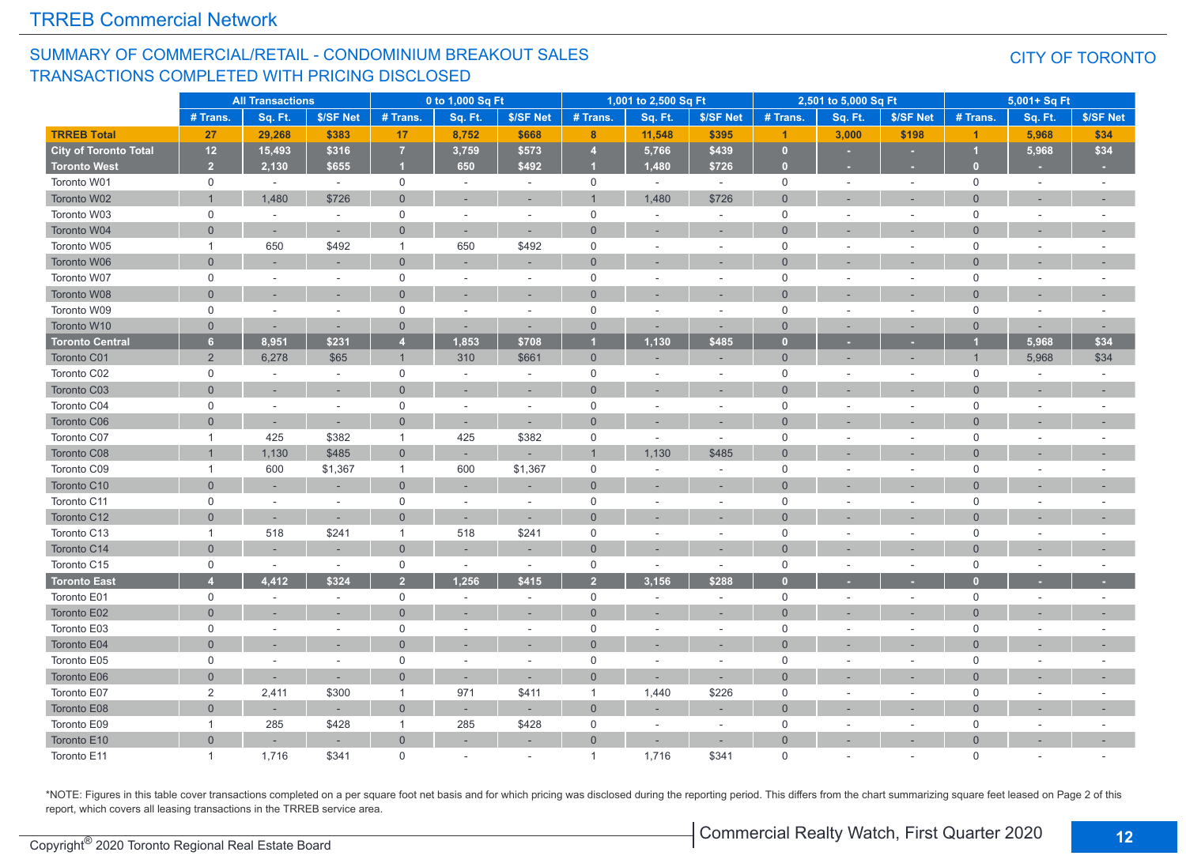## SUMMARY OF COMMERCIAL/RETAIL - CONDOMINIUM BREAKOUT SALES TRANSACTIONS COMPLETED WITH PRICING DISCLOSED

CITY OF TORONTO

| | All Transactions | | | 0 to 1,000 Sq Ft | | | 1,001 to 2,500 Sq Ft | | | 2,501 to 5,000 Sq Ft | | | 5,001+ Sq Ft | | |
|---|---|---|---|---|---|---|---|---|---|---|---|---|---|---|---|
| | # Trans. | Sq. Ft. | $/SF Net | # Trans. | Sq. Ft. | $/SF Net | # Trans. | Sq. Ft. | $/SF Net | # Trans. | Sq. Ft. | $/SF Net | # Trans. | Sq. Ft. | $/SF Net |
| **TRREB Total** | 27 | 29,268 | $383 | 17 | 8,752 | $668 | 8 | 11,548 | $395 | 1 | 3,000 | $198 | 1 | 5,968 | $34 |
| **City of Toronto Total** | 12 | 15,493 | $316 | 7 | 3,759 | $573 | 4 | 5,766 | $439 | 0 | - | - | 1 | 5,968 | $34 |
| **Toronto West** | 2 | 2,130 | $655 | 1 | 650 | $492 | 1 | 1,480 | $726 | 0 | - | - | 0 | - | - |
| Toronto W01 | 0 | - | - | 0 | - | - | 0 | - | - | 0 | - | - | 0 | - | - |
| Toronto W02 | 1 | 1,480 | $726 | 0 | - | - | 1 | 1,480 | $726 | 0 | - | - | 0 | - | - |
| Toronto W03 | 0 | - | - | 0 | - | - | 0 | - | - | 0 | - | - | 0 | - | - |
| Toronto W04 | 0 | - | - | 0 | - | - | 0 | - | - | 0 | - | - | 0 | - | - |
| Toronto W05 | 1 | 650 | $492 | 1 | 650 | $492 | 0 | - | - | 0 | - | - | 0 | - | - |
| Toronto W06 | 0 | - | - | 0 | - | - | 0 | - | - | 0 | - | - | 0 | - | - |
| Toronto W07 | 0 | - | - | 0 | - | - | 0 | - | - | 0 | - | - | 0 | - | - |
| Toronto W08 | 0 | - | - | 0 | - | - | 0 | - | - | 0 | - | - | 0 | - | - |
| Toronto W09 | 0 | - | - | 0 | - | - | 0 | - | - | 0 | - | - | 0 | - | - |
| Toronto W10 | 0 | - | - | 0 | - | - | 0 | - | - | 0 | - | - | 0 | - | - |
| **Toronto Central** | 6 | 8,951 | $231 | 4 | 1,853 | $708 | 1 | 1,130 | $485 | 0 | - | - | 1 | 5,968 | $34 |
| Toronto C01 | 2 | 6,278 | $65 | 1 | 310 | $661 | 0 | - | - | 0 | - | - | 1 | 5,968 | $34 |
| Toronto C02 | 0 | - | - | 0 | - | - | 0 | - | - | 0 | - | - | 0 | - | - |
| Toronto C03 | 0 | - | - | 0 | - | - | 0 | - | - | 0 | - | - | 0 | - | - |
| Toronto C04 | 0 | - | - | 0 | - | - | 0 | - | - | 0 | - | - | 0 | - | - |
| Toronto C06 | 0 | - | - | 0 | - | - | 0 | - | - | 0 | - | - | 0 | - | - |
| Toronto C07 | 1 | 425 | $382 | 1 | 425 | $382 | 0 | - | - | 0 | - | - | 0 | - | - |
| Toronto C08 | 1 | 1,130 | $485 | 0 | - | - | 1 | 1,130 | $485 | 0 | - | - | 0 | - | - |
| Toronto C09 | 1 | 600 | $1,367 | 1 | 600 | $1,367 | 0 | - | - | 0 | - | - | 0 | - | - |
| Toronto C10 | 0 | - | - | 0 | - | - | 0 | - | - | 0 | - | - | 0 | - | - |
| Toronto C11 | 0 | - | - | 0 | - | - | 0 | - | - | 0 | - | - | 0 | - | - |
| Toronto C12 | 0 | - | - | 0 | - | - | 0 | - | - | 0 | - | - | 0 | - | - |
| Toronto C13 | 1 | 518 | $241 | 1 | 518 | $241 | 0 | - | - | 0 | - | - | 0 | - | - |
| Toronto C14 | 0 | - | - | 0 | - | - | 0 | - | - | 0 | - | - | 0 | - | - |
| Toronto C15 | 0 | - | - | 0 | - | - | 0 | - | - | 0 | - | - | 0 | - | - |
| **Toronto East** | 4 | 4,412 | $324 | 2 | 1,256 | $415 | 2 | 3,156 | $288 | 0 | - | - | 0 | - | - |
| Toronto E01 | 0 | - | - | 0 | - | - | 0 | - | - | 0 | - | - | 0 | - | - |
| Toronto E02 | 0 | - | - | 0 | - | - | 0 | - | - | 0 | - | - | 0 | - | - |
| Toronto E03 | 0 | - | - | 0 | - | - | 0 | - | - | 0 | - | - | 0 | - | - |
| Toronto E04 | 0 | - | - | 0 | - | - | 0 | - | - | 0 | - | - | 0 | - | - |
| Toronto E05 | 0 | - | - | 0 | - | - | 0 | - | - | 0 | - | - | 0 | - | - |
| Toronto E06 | 0 | - | - | 0 | - | - | 0 | - | - | 0 | - | - | 0 | - | - |
| Toronto E07 | 2 | 2,411 | $300 | 1 | 971 | $411 | 1 | 1,440 | $226 | 0 | - | - | 0 | - | - |
| Toronto E08 | 0 | - | - | 0 | - | - | 0 | - | - | 0 | - | - | 0 | - | - |
| Toronto E09 | 1 | 285 | $428 | 1 | 285 | $428 | 0 | - | - | 0 | - | - | 0 | - | - |
| Toronto E10 | 0 | - | - | 0 | - | - | 0 | - | - | 0 | - | - | 0 | - | - |
| Toronto E11 | 1 | 1,716 | $341 | 0 | - | - | 1 | 1,716 | $341 | 0 | - | - | 0 | - | - |

*NOTE: Figures in this table cover transactions completed on a per square foot net basis and for which pricing was disclosed during the reporting period. This differs from the chart summarizing square feet leased on Page 2 of this report, which covers all leasing transactions in the TRREB service area.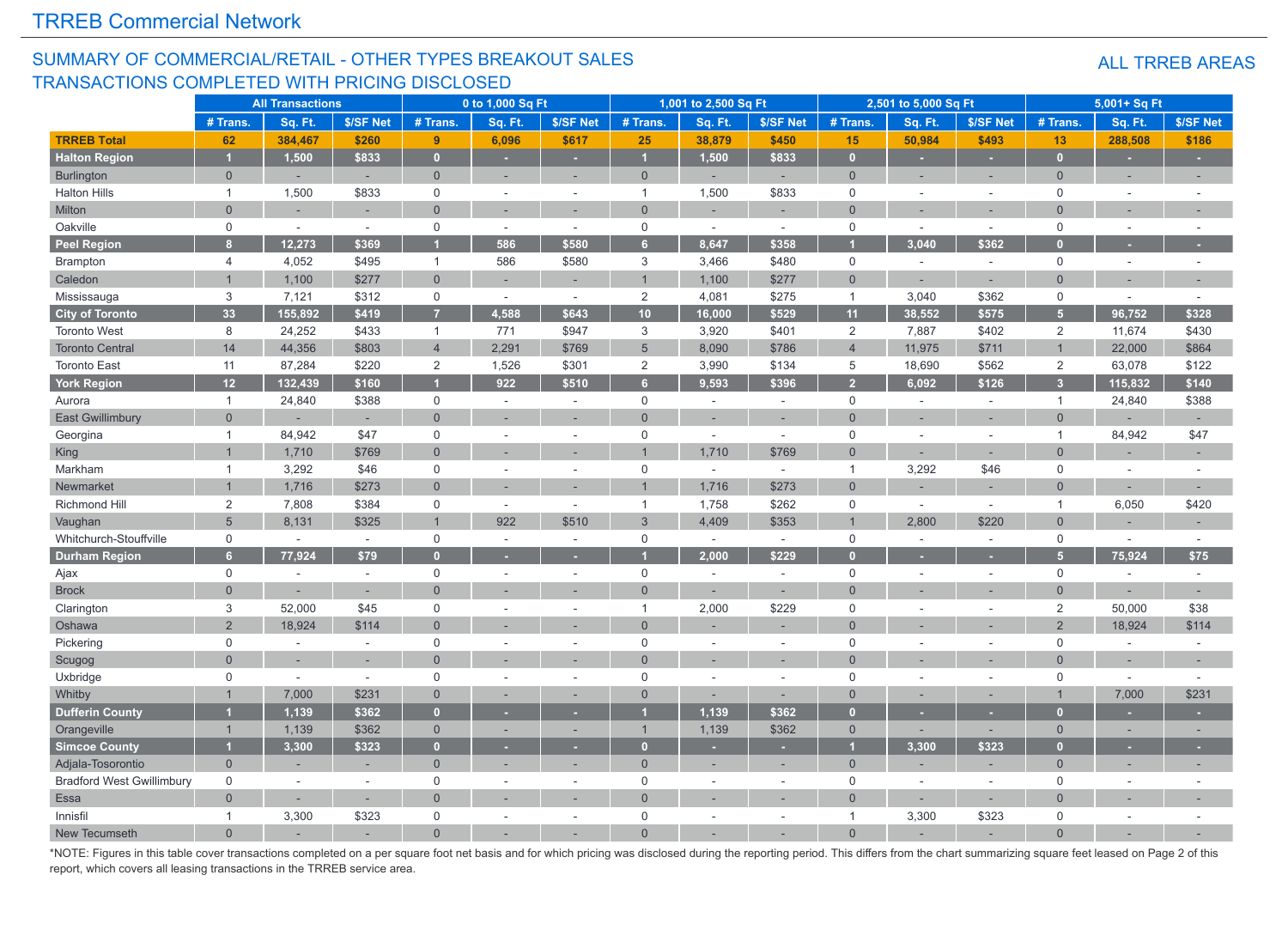# TRREB Commercial Network

## SUMMARY OF COMMERCIAL/RETAIL - OTHER TYPES BREAKOUT SALES TRANSACTIONS COMPLETED WITH PRICING DISCLOSED

**ALL TRREB AREAS**

| | All Transactions | | | 0 to 1,000 Sq Ft | | | 1,001 to 2,500 Sq Ft | | | 2,501 to 5,000 Sq Ft | | | 5,001+ Sq Ft | | |
|---|---|---|---|---|---|---|---|---|---|---|---|---|---|---|---|
| | # Trans. | Sq. Ft. | $/SF Net | # Trans. | Sq. Ft. | $/SF Net | # Trans. | Sq. Ft. | $/SF Net | # Trans. | Sq. Ft. | $/SF Net | # Trans. | Sq. Ft. | $/SF Net |
| **TRREB Total** | **62** | **384,467** | **$260** | **9** | **6,096** | **$617** | **25** | **38,879** | **$450** | **15** | **50,984** | **$493** | **13** | **288,508** | **$186** |
| **Halton Region** | **1** | **1,500** | **$833** | **0** | **-** | **-** | **1** | **1,500** | **$833** | **0** | **-** | **-** | **0** | **-** | **-** |
| Burlington | 0 | - | - | 0 | - | - | 0 | - | - | 0 | - | - | 0 | - | - |
| Halton Hills | 1 | 1,500 | $833 | 0 | - | - | 1 | 1,500 | $833 | 0 | - | - | 0 | - | - |
| Milton | 0 | - | - | 0 | - | - | 0 | - | - | 0 | - | - | 0 | - | - |
| Oakville | 0 | - | - | 0 | - | - | 0 | - | - | 0 | - | - | 0 | - | - |
| **Peel Region** | **8** | **12,273** | **$369** | **1** | **586** | **$580** | **6** | **8,647** | **$358** | **1** | **3,040** | **$362** | **0** | **-** | **-** |
| Brampton | 4 | 4,052 | $495 | 1 | 586 | $580 | 3 | 3,466 | $480 | 0 | - | - | 0 | - | - |
| Caledon | 1 | 1,100 | $277 | 0 | - | - | 1 | 1,100 | $277 | 0 | - | - | 0 | - | - |
| Mississauga | 3 | 7,121 | $312 | 0 | - | - | 2 | 4,081 | $275 | 1 | 3,040 | $362 | 0 | - | - |
| **City of Toronto** | **33** | **155,892** | **$419** | **7** | **4,588** | **$643** | **10** | **16,000** | **$529** | **11** | **38,552** | **$575** | **5** | **96,752** | **$328** |
| Toronto West | 8 | 24,252 | $433 | 1 | 771 | $947 | 3 | 3,920 | $401 | 2 | 7,887 | $402 | 2 | 11,674 | $430 |
| Toronto Central | 14 | 44,356 | $803 | 4 | 2,291 | $769 | 5 | 8,090 | $786 | 4 | 11,975 | $711 | 1 | 22,000 | $864 |
| Toronto East | 11 | 87,284 | $220 | 2 | 1,526 | $301 | 2 | 3,990 | $134 | 5 | 18,690 | $562 | 2 | 63,078 | $122 |
| **York Region** | **12** | **132,439** | **$160** | **1** | **922** | **$510** | **6** | **9,593** | **$396** | **2** | **6,092** | **$126** | **3** | **115,832** | **$140** |
| Aurora | 1 | 24,840 | $388 | 0 | - | - | 0 | - | - | 0 | - | - | 1 | 24,840 | $388 |
| East Gwillimbury | 0 | - | - | 0 | - | - | 0 | - | - | 0 | - | - | 0 | - | - |
| Georgina | 1 | 84,942 | $47 | 0 | - | - | 0 | - | - | 0 | - | - | 1 | 84,942 | $47 |
| King | 1 | 1,710 | $769 | 0 | - | - | 1 | 1,710 | $769 | 0 | - | - | 0 | - | - |
| Markham | 1 | 3,292 | $46 | 0 | - | - | 0 | - | - | 1 | 3,292 | $46 | 0 | - | - |
| Newmarket | 1 | 1,716 | $273 | 0 | - | - | 1 | 1,716 | $273 | 0 | - | - | 0 | - | - |
| Richmond Hill | 2 | 7,808 | $384 | 0 | - | - | 1 | 1,758 | $262 | 0 | - | - | 1 | 6,050 | $420 |
| Vaughan | 5 | 8,131 | $325 | 1 | 922 | $510 | 3 | 4,409 | $353 | 1 | 2,800 | $220 | 0 | - | - |
| Whitchurch-Stouffville | 0 | - | - | 0 | - | - | 0 | - | - | 0 | - | - | 0 | - | - |
| **Durham Region** | **6** | **77,924** | **$79** | **0** | **-** | **-** | **1** | **2,000** | **$229** | **0** | **-** | **-** | **5** | **75,924** | **$75** |
| Ajax | 0 | - | - | 0 | - | - | 0 | - | - | 0 | - | - | 0 | - | - |
| Brock | 0 | - | - | 0 | - | - | 0 | - | - | 0 | - | - | 0 | - | - |
| Clarington | 3 | 52,000 | $45 | 0 | - | - | 1 | 2,000 | $229 | 0 | - | - | 2 | 50,000 | $38 |
| Oshawa | 2 | 18,924 | $114 | 0 | - | - | 0 | - | - | 0 | - | - | 2 | 18,924 | $114 |
| Pickering | 0 | - | - | 0 | - | - | 0 | - | - | 0 | - | - | 0 | - | - |
| Scugog | 0 | - | - | 0 | - | - | 0 | - | - | 0 | - | - | 0 | - | - |
| Uxbridge | 0 | - | - | 0 | - | - | 0 | - | - | 0 | - | - | 0 | - | - |
| Whitby | 1 | 7,000 | $231 | 0 | - | - | 0 | - | - | 0 | - | - | 1 | 7,000 | $231 |
| **Dufferin County** | **1** | **1,139** | **$362** | **0** | **-** | **-** | **1** | **1,139** | **$362** | **0** | **-** | **-** | **0** | **-** | **-** |
| Orangeville | 1 | 1,139 | $362 | 0 | - | - | 1 | 1,139 | $362 | 0 | - | - | 0 | - | - |
| **Simcoe County** | **1** | **3,300** | **$323** | **0** | **-** | **-** | **0** | **-** | **-** | **1** | **3,300** | **$323** | **0** | **-** | **-** |
| Adjala-Tosorontio | 0 | - | - | 0 | - | - | 0 | - | - | 0 | - | - | 0 | - | - |
| Bradford West Gwillimbury | 0 | - | - | 0 | - | - | 0 | - | - | 0 | - | - | 0 | - | - |
| Essa | 0 | - | - | 0 | - | - | 0 | - | - | 0 | - | - | 0 | - | - |
| Innisfil | 1 | 3,300 | $323 | 0 | - | - | 0 | - | - | 1 | 3,300 | $323 | 0 | - | - |
| New Tecumseth | 0 | - | - | 0 | - | - | 0 | - | - | 0 | - | - | 0 | - | - |

*NOTE: Figures in this table cover transactions completed on a per square foot net basis and for which pricing was disclosed during the reporting period. This differs from the chart summarizing square feet leased on Page 2 of this report, which covers all leasing transactions in the TRREB service area.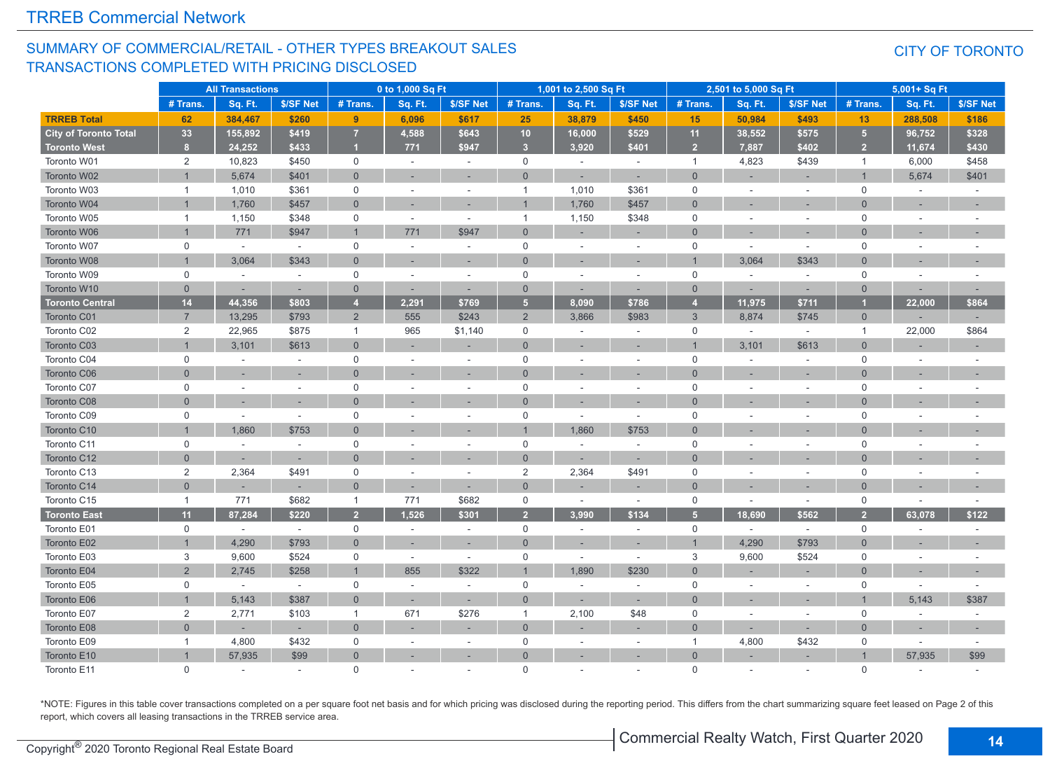## SUMMARY OF COMMERCIAL/RETAIL - OTHER TYPES BREAKOUT SALES TRANSACTIONS COMPLETED WITH PRICING DISCLOSED

CITY OF TORONTO

| | All Transactions | | | 0 to 1,000 Sq Ft | | | 1,001 to 2,500 Sq Ft | | | 2,501 to 5,000 Sq Ft | | | 5,001+ Sq Ft | | |
|---|---|---|---|---|---|---|---|---|---|---|---|---|---|---|---|
| | # Trans. | Sq. Ft. | $/SF Net | # Trans. | Sq. Ft. | $/SF Net | # Trans. | Sq. Ft. | $/SF Net | # Trans. | Sq. Ft. | $/SF Net | # Trans. | Sq. Ft. | $/SF Net |
| **TRREB Total** | **62** | **384,467** | **$260** | **9** | **6,096** | **$617** | **25** | **38,879** | **$450** | **15** | **50,984** | **$493** | **13** | **288,508** | **$186** |
| **City of Toronto Total** | **33** | **155,892** | **$419** | **7** | **4,588** | **$643** | **10** | **16,000** | **$529** | **11** | **38,552** | **$575** | **5** | **96,752** | **$328** |
| **Toronto West** | **8** | **24,252** | **$433** | **1** | **771** | **$947** | **3** | **3,920** | **$401** | **2** | **7,887** | **$402** | **2** | **11,674** | **$430** |
| Toronto W01 | 2 | 10,823 | $450 | 0 | - | - | 0 | - | - | 1 | 4,823 | $439 | 1 | 6,000 | $458 |
| Toronto W02 | 1 | 5,674 | $401 | 0 | - | - | 0 | - | - | 0 | - | - | 1 | 5,674 | $401 |
| Toronto W03 | 1 | 1,010 | $361 | 0 | - | - | 1 | 1,010 | $361 | 0 | - | - | 0 | - | - |
| Toronto W04 | 1 | 1,760 | $457 | 0 | - | - | 1 | 1,760 | $457 | 0 | - | - | 0 | - | - |
| Toronto W05 | 1 | 1,150 | $348 | 0 | - | - | 1 | 1,150 | $348 | 0 | - | - | 0 | - | - |
| Toronto W06 | 1 | 771 | $947 | 1 | 771 | $947 | 0 | - | - | 0 | - | - | 0 | - | - |
| Toronto W07 | 0 | - | - | 0 | - | - | 0 | - | - | 0 | - | - | 0 | - | - |
| Toronto W08 | 1 | 3,064 | $343 | 0 | - | - | 0 | - | - | 1 | 3,064 | $343 | 0 | - | - |
| Toronto W09 | 0 | - | - | 0 | - | - | 0 | - | - | 0 | - | - | 0 | - | - |
| Toronto W10 | 0 | - | - | 0 | - | - | 0 | - | - | 0 | - | - | 0 | - | - |
| **Toronto Central** | **14** | **44,356** | **$803** | **4** | **2,291** | **$769** | **5** | **8,090** | **$786** | **4** | **11,975** | **$711** | **1** | **22,000** | **$864** |
| Toronto C01 | 7 | 13,295 | $793 | 2 | 555 | $243 | 2 | 3,866 | $983 | 3 | 8,874 | $745 | 0 | - | - |
| Toronto C02 | 2 | 22,965 | $875 | 1 | 965 | $1,140 | 0 | - | - | 0 | - | - | 1 | 22,000 | $864 |
| Toronto C03 | 1 | 3,101 | $613 | 0 | - | - | 0 | - | - | 1 | 3,101 | $613 | 0 | - | - |
| Toronto C04 | 0 | - | - | 0 | - | - | 0 | - | - | 0 | - | - | 0 | - | - |
| Toronto C06 | 0 | - | - | 0 | - | - | 0 | - | - | 0 | - | - | 0 | - | - |
| Toronto C07 | 0 | - | - | 0 | - | - | 0 | - | - | 0 | - | - | 0 | - | - |
| Toronto C08 | 0 | - | - | 0 | - | - | 0 | - | - | 0 | - | - | 0 | - | - |
| Toronto C09 | 0 | - | - | 0 | - | - | 0 | - | - | 0 | - | - | 0 | - | - |
| Toronto C10 | 1 | 1,860 | $753 | 0 | - | - | 1 | 1,860 | $753 | 0 | - | - | 0 | - | - |
| Toronto C11 | 0 | - | - | 0 | - | - | 0 | - | - | 0 | - | - | 0 | - | - |
| Toronto C12 | 0 | - | - | 0 | - | - | 0 | - | - | 0 | - | - | 0 | - | - |
| Toronto C13 | 2 | 2,364 | $491 | 0 | - | - | 2 | 2,364 | $491 | 0 | - | - | 0 | - | - |
| Toronto C14 | 0 | - | - | 0 | - | - | 0 | - | - | 0 | - | - | 0 | - | - |
| Toronto C15 | 1 | 771 | $682 | 1 | 771 | $682 | 0 | - | - | 0 | - | - | 0 | - | - |
| **Toronto East** | **11** | **87,284** | **$220** | **2** | **1,526** | **$301** | **2** | **3,990** | **$134** | **5** | **18,690** | **$562** | **2** | **63,078** | **$122** |
| Toronto E01 | 0 | - | - | 0 | - | - | 0 | - | - | 0 | - | - | 0 | - | - |
| Toronto E02 | 1 | 4,290 | $793 | 0 | - | - | 0 | - | - | 1 | 4,290 | $793 | 0 | - | - |
| Toronto E03 | 3 | 9,600 | $524 | 0 | - | - | 0 | - | - | 3 | 9,600 | $524 | 0 | - | - |
| Toronto E04 | 2 | 2,745 | $258 | 1 | 855 | $322 | 1 | 1,890 | $230 | 0 | - | - | 0 | - | - |
| Toronto E05 | 0 | - | - | 0 | - | - | 0 | - | - | 0 | - | - | 0 | - | - |
| Toronto E06 | 1 | 5,143 | $387 | 0 | - | - | 0 | - | - | 0 | - | - | 1 | 5,143 | $387 |
| Toronto E07 | 2 | 2,771 | $103 | 1 | 671 | $276 | 1 | 2,100 | $48 | 0 | - | - | 0 | - | - |
| Toronto E08 | 0 | - | - | 0 | - | - | 0 | - | - | 0 | - | - | 0 | - | - |
| Toronto E09 | 1 | 4,800 | $432 | 0 | - | - | 0 | - | - | 1 | 4,800 | $432 | 0 | - | - |
| Toronto E10 | 1 | 57,935 | $99 | 0 | - | - | 0 | - | - | 0 | - | - | 1 | 57,935 | $99 |
| Toronto E11 | 0 | - | - | 0 | - | - | 0 | - | - | 0 | - | - | 0 | - | - |

*NOTE: Figures in this table cover transactions completed on a per square foot net basis and for which pricing was disclosed during the reporting period. This differs from the chart summarizing square feet leased on Page 2 of this report, which covers all leasing transactions in the TRREB service area.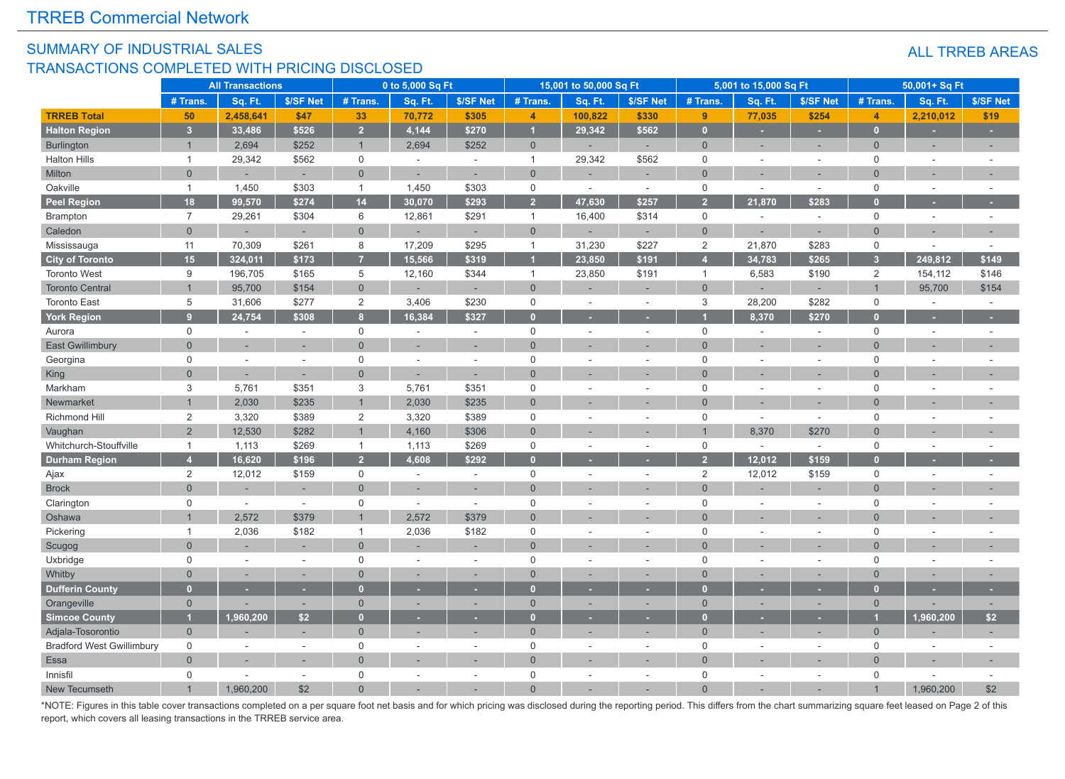# TRREB Commercial Network

## SUMMARY OF INDUSTRIAL SALES
## TRANSACTIONS COMPLETED WITH PRICING DISCLOSED

ALL TRREB AREAS

| | All Transactions | | | 0 to 5,000 Sq Ft | | | 15,001 to 50,000 Sq Ft | | | 5,001 to 15,000 Sq Ft | | | 50,001+ Sq Ft | | |
|---|---|---|---|---|---|---|---|---|---|---|---|---|---|---|---|
| | # Trans. | Sq. Ft. | $/SF Net | # Trans. | Sq. Ft. | $/SF Net | # Trans. | Sq. Ft. | $/SF Net | # Trans. | Sq. Ft. | $/SF Net | # Trans. | Sq. Ft. | $/SF Net |
| **TRREB Total** | **50** | **2,458,641** | **$47** | **33** | **70,772** | **$305** | **4** | **100,822** | **$330** | **9** | **77,035** | **$254** | **4** | **2,210,012** | **$19** |
| **Halton Region** | **3** | **33,486** | **$526** | **2** | **4,144** | **$270** | **1** | **29,342** | **$562** | **0** | **-** | **-** | **0** | **-** | **-** |
| Burlington | 1 | 2,694 | $252 | 1 | 2,694 | $252 | 0 | - | - | 0 | - | - | 0 | - | - |
| Halton Hills | 1 | 29,342 | $562 | 0 | - | - | 1 | 29,342 | $562 | 0 | - | - | 0 | - | - |
| Milton | 0 | - | - | 0 | - | - | 0 | - | - | 0 | - | - | 0 | - | - |
| Oakville | 1 | 1,450 | $303 | 1 | 1,450 | $303 | 0 | - | - | 0 | - | - | 0 | - | - |
| **Peel Region** | **18** | **99,570** | **$274** | **14** | **30,070** | **$293** | **2** | **47,630** | **$257** | **2** | **21,870** | **$283** | **0** | **-** | **-** |
| Brampton | 7 | 29,261 | $304 | 6 | 12,861 | $291 | 1 | 16,400 | $314 | 0 | - | - | 0 | - | - |
| Caledon | 0 | - | - | 0 | - | - | 0 | - | - | 0 | - | - | 0 | - | - |
| Mississauga | 11 | 70,309 | $261 | 8 | 17,209 | $295 | 1 | 31,230 | $227 | 2 | 21,870 | $283 | 0 | - | - |
| **City of Toronto** | **15** | **324,011** | **$173** | **7** | **15,566** | **$319** | **1** | **23,850** | **$191** | **4** | **34,783** | **$265** | **3** | **249,812** | **$149** |
| Toronto West | 9 | 196,705 | $165 | 5 | 12,160 | $344 | 1 | 23,850 | $191 | 1 | 6,583 | $190 | 2 | 154,112 | $146 |
| Toronto Central | 1 | 95,700 | $154 | 0 | - | - | 0 | - | - | 0 | - | - | 1 | 95,700 | $154 |
| Toronto East | 5 | 31,606 | $277 | 2 | 3,406 | $230 | 0 | - | - | 3 | 28,200 | $282 | 0 | - | - |
| **York Region** | **9** | **24,754** | **$308** | **8** | **16,384** | **$327** | **0** | **-** | **-** | **1** | **8,370** | **$270** | **0** | **-** | **-** |
| Aurora | 0 | - | - | 0 | - | - | 0 | - | - | 0 | - | - | 0 | - | - |
| East Gwillimbury | 0 | - | - | 0 | - | - | 0 | - | - | 0 | - | - | 0 | - | - |
| Georgina | 0 | - | - | 0 | - | - | 0 | - | - | 0 | - | - | 0 | - | - |
| King | 0 | - | - | 0 | - | - | 0 | - | - | 0 | - | - | 0 | - | - |
| Markham | 3 | 5,761 | $351 | 3 | 5,761 | $351 | 0 | - | - | 0 | - | - | 0 | - | - |
| Newmarket | 1 | 2,030 | $235 | 1 | 2,030 | $235 | 0 | - | - | 0 | - | - | 0 | - | - |
| Richmond Hill | 2 | 3,320 | $389 | 2 | 3,320 | $389 | 0 | - | - | 0 | - | - | 0 | - | - |
| Vaughan | 2 | 12,530 | $282 | 1 | 4,160 | $306 | 0 | - | - | 1 | 8,370 | $270 | 0 | - | - |
| Whitchurch-Stouffville | 1 | 1,113 | $269 | 1 | 1,113 | $269 | 0 | - | - | 0 | - | - | 0 | - | - |
| **Durham Region** | **4** | **16,620** | **$196** | **2** | **4,608** | **$292** | **0** | **-** | **-** | **2** | **12,012** | **$159** | **0** | **-** | **-** |
| Ajax | 2 | 12,012 | $159 | 0 | - | - | 0 | - | - | 2 | 12,012 | $159 | 0 | - | - |
| Brock | 0 | - | - | 0 | - | - | 0 | - | - | 0 | - | - | 0 | - | - |
| Clarington | 0 | - | - | 0 | - | - | 0 | - | - | 0 | - | - | 0 | - | - |
| Oshawa | 1 | 2,572 | $379 | 1 | 2,572 | $379 | 0 | - | - | 0 | - | - | 0 | - | - |
| Pickering | 1 | 2,036 | $182 | 1 | 2,036 | $182 | 0 | - | - | 0 | - | - | 0 | - | - |
| Scugog | 0 | - | - | 0 | - | - | 0 | - | - | 0 | - | - | 0 | - | - |
| Uxbridge | 0 | - | - | 0 | - | - | 0 | - | - | 0 | - | - | 0 | - | - |
| Whitby | 0 | - | - | 0 | - | - | 0 | - | - | 0 | - | - | 0 | - | - |
| **Dufferin County** | **0** | **-** | **-** | **0** | **-** | **-** | **0** | **-** | **-** | **0** | **-** | **-** | **0** | **-** | **-** |
| Orangeville | 0 | - | - | 0 | - | - | 0 | - | - | 0 | - | - | 0 | - | - |
| **Simcoe County** | **1** | **1,960,200** | **$2** | **0** | **-** | **-** | **0** | **-** | **-** | **0** | **-** | **-** | **1** | **1,960,200** | **$2** |
| Adjala-Tosorontio | 0 | - | - | 0 | - | - | 0 | - | - | 0 | - | - | 0 | - | - |
| Bradford West Gwillimbury | 0 | - | - | 0 | - | - | 0 | - | - | 0 | - | - | 0 | - | - |
| Essa | 0 | - | - | 0 | - | - | 0 | - | - | 0 | - | - | 0 | - | - |
| Innisfil | 0 | - | - | 0 | - | - | 0 | - | - | 0 | - | - | 0 | - | - |
| New Tecumseth | 1 | 1,960,200 | $2 | 0 | - | - | 0 | - | - | 0 | - | - | 1 | 1,960,200 | $2 |

*NOTE: Figures in this table cover transactions completed on a per square foot net basis and for which pricing was disclosed during the reporting period. This differs from the chart summarizing square feet leased on Page 2 of this report, which covers all leasing transactions in the TRREB service area.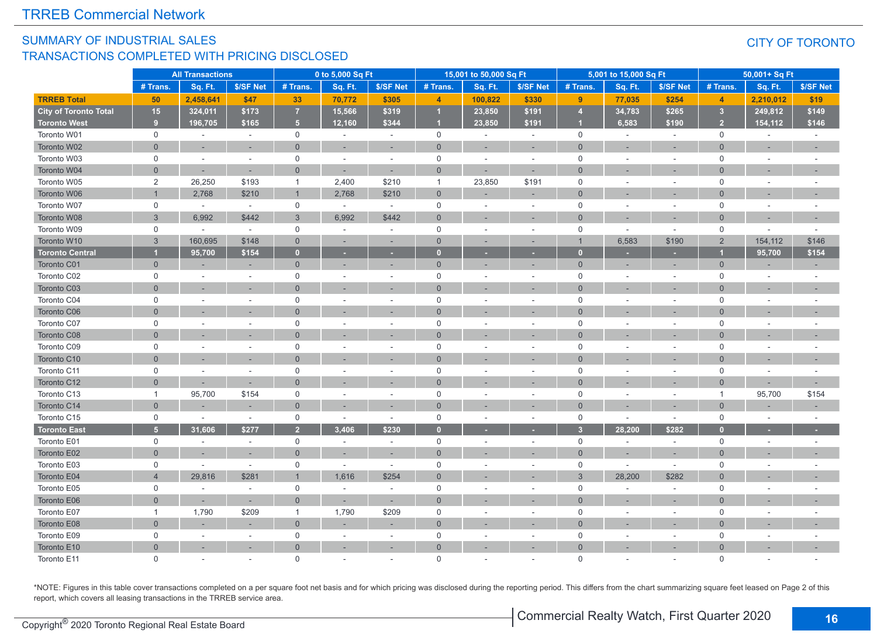# TRREB Commercial Network

## SUMMARY OF INDUSTRIAL SALES
## TRANSACTIONS COMPLETED WITH PRICING DISCLOSED

CITY OF TORONTO

| | All Transactions | | | 0 to 5,000 Sq Ft | | | 15,001 to 50,000 Sq Ft | | | 5,001 to 15,000 Sq Ft | | | 50,001+ Sq Ft | | |
|---|---|---|---|---|---|---|---|---|---|---|---|---|---|---|---|
| | # Trans. | Sq. Ft. | $/SF Net | # Trans. | Sq. Ft. | $/SF Net | # Trans. | Sq. Ft. | $/SF Net | # Trans. | Sq. Ft. | $/SF Net | # Trans. | Sq. Ft. | $/SF Net |
| **TRREB Total** | **50** | **2,458,641** | **$47** | **33** | **70,772** | **$305** | **4** | **100,822** | **$330** | **9** | **77,035** | **$254** | **4** | **2,210,012** | **$19** |
| **City of Toronto Total** | **15** | **324,011** | **$173** | **7** | **15,566** | **$319** | **1** | **23,850** | **$191** | **4** | **34,783** | **$265** | **3** | **249,812** | **$149** |
| **Toronto West** | **9** | **196,705** | **$165** | **5** | **12,160** | **$344** | **1** | **23,850** | **$191** | **1** | **6,583** | **$190** | **2** | **154,112** | **$146** |
| Toronto W01 | 0 | - | - | 0 | - | - | 0 | - | - | 0 | - | - | 0 | - | - |
| Toronto W02 | 0 | - | - | 0 | - | - | 0 | - | - | 0 | - | - | 0 | - | - |
| Toronto W03 | 0 | - | - | 0 | - | - | 0 | - | - | 0 | - | - | 0 | - | - |
| Toronto W04 | 0 | - | - | 0 | - | - | 0 | - | - | 0 | - | - | 0 | - | - |
| Toronto W05 | 2 | 26,250 | $193 | 1 | 2,400 | $210 | 1 | 23,850 | $191 | 0 | - | - | 0 | - | - |
| Toronto W06 | 1 | 2,768 | $210 | 1 | 2,768 | $210 | 0 | - | - | 0 | - | - | 0 | - | - |
| Toronto W07 | 0 | - | - | 0 | - | - | 0 | - | - | 0 | - | - | 0 | - | - |
| Toronto W08 | 3 | 6,992 | $442 | 3 | 6,992 | $442 | 0 | - | - | 0 | - | - | 0 | - | - |
| Toronto W09 | 0 | - | - | 0 | - | - | 0 | - | - | 0 | - | - | 0 | - | - |
| Toronto W10 | 3 | 160,695 | $148 | 0 | - | - | 0 | - | - | 1 | 6,583 | $190 | 2 | 154,112 | $146 |
| **Toronto Central** | **1** | **95,700** | **$154** | **0** | **-** | **-** | **0** | **-** | **-** | **0** | **-** | **-** | **1** | **95,700** | **$154** |
| Toronto C01 | 0 | - | - | 0 | - | - | 0 | - | - | 0 | - | - | 0 | - | - |
| Toronto C02 | 0 | - | - | 0 | - | - | 0 | - | - | 0 | - | - | 0 | - | - |
| Toronto C03 | 0 | - | - | 0 | - | - | 0 | - | - | 0 | - | - | 0 | - | - |
| Toronto C04 | 0 | - | - | 0 | - | - | 0 | - | - | 0 | - | - | 0 | - | - |
| Toronto C06 | 0 | - | - | 0 | - | - | 0 | - | - | 0 | - | - | 0 | - | - |
| Toronto C07 | 0 | - | - | 0 | - | - | 0 | - | - | 0 | - | - | 0 | - | - |
| Toronto C08 | 0 | - | - | 0 | - | - | 0 | - | - | 0 | - | - | 0 | - | - |
| Toronto C09 | 0 | - | - | 0 | - | - | 0 | - | - | 0 | - | - | 0 | - | - |
| Toronto C10 | 0 | - | - | 0 | - | - | 0 | - | - | 0 | - | - | 0 | - | - |
| Toronto C11 | 0 | - | - | 0 | - | - | 0 | - | - | 0 | - | - | 0 | - | - |
| Toronto C12 | 0 | - | - | 0 | - | - | 0 | - | - | 0 | - | - | 0 | - | - |
| Toronto C13 | 1 | 95,700 | $154 | 0 | - | - | 0 | - | - | 0 | - | - | 1 | 95,700 | $154 |
| Toronto C14 | 0 | - | - | 0 | - | - | 0 | - | - | 0 | - | - | 0 | - | - |
| Toronto C15 | 0 | - | - | 0 | - | - | 0 | - | - | 0 | - | - | 0 | - | - |
| **Toronto East** | **5** | **31,606** | **$277** | **2** | **3,406** | **$230** | **0** | **-** | **-** | **3** | **28,200** | **$282** | **0** | **-** | **-** |
| Toronto E01 | 0 | - | - | 0 | - | - | 0 | - | - | 0 | - | - | 0 | - | - |
| Toronto E02 | 0 | - | - | 0 | - | - | 0 | - | - | 0 | - | - | 0 | - | - |
| Toronto E03 | 0 | - | - | 0 | - | - | 0 | - | - | 0 | - | - | 0 | - | - |
| Toronto E04 | 4 | 29,816 | $281 | 1 | 1,616 | $254 | 0 | - | - | 3 | 28,200 | $282 | 0 | - | - |
| Toronto E05 | 0 | - | - | 0 | - | - | 0 | - | - | 0 | - | - | 0 | - | - |
| Toronto E06 | 0 | - | - | 0 | - | - | 0 | - | - | 0 | - | - | 0 | - | - |
| Toronto E07 | 1 | 1,790 | $209 | 1 | 1,790 | $209 | 0 | - | - | 0 | - | - | 0 | - | - |
| Toronto E08 | 0 | - | - | 0 | - | - | 0 | - | - | 0 | - | - | 0 | - | - |
| Toronto E09 | 0 | - | - | 0 | - | - | 0 | - | - | 0 | - | - | 0 | - | - |
| Toronto E10 | 0 | - | - | 0 | - | - | 0 | - | - | 0 | - | - | 0 | - | - |
| Toronto E11 | 0 | - | - | 0 | - | - | 0 | - | - | 0 | - | - | 0 | - | - |

*NOTE: Figures in this table cover transactions completed on a per square foot net basis and for which pricing was disclosed during the reporting period. This differs from the chart summarizing square feet leased on Page 2 of this report, which covers all leasing transactions in the TRREB service area.

Copyright® 2020 Toronto Regional Real Estate Board

Commercial Realty Watch, First Quarter 2020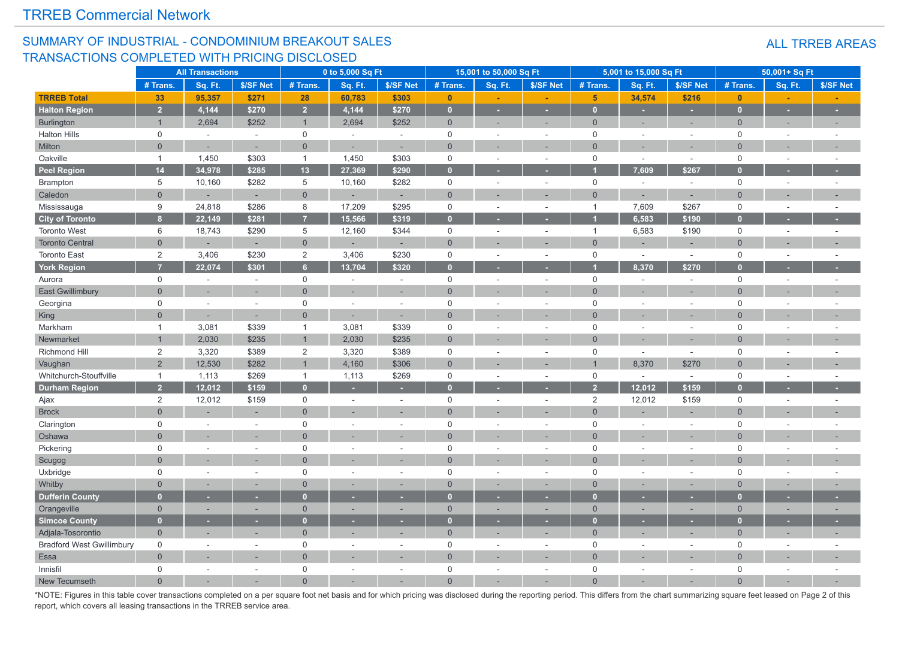## TRREB Commercial Network

## SUMMARY OF INDUSTRIAL - CONDOMINIUM BREAKOUT SALES TRANSACTIONS COMPLETED WITH PRICING DISCLOSED

ALL TRREB AREAS

| | All Transactions | | | 0 to 5,000 Sq Ft | | | 15,001 to 50,000 Sq Ft | | | 5,001 to 15,000 Sq Ft | | | 50,001+ Sq Ft | | |
|---|---|---|---|---|---|---|---|---|---|---|---|---|---|---|---|
| | # Trans. | Sq. Ft. | $/SF Net | # Trans. | Sq. Ft. | $/SF Net | # Trans. | Sq. Ft. | $/SF Net | # Trans. | Sq. Ft. | $/SF Net | # Trans. | Sq. Ft. | $/SF Net |
| **TRREB Total** | **33** | **95,357** | **$271** | **28** | **60,783** | **$303** | **0** | **-** | **-** | **5** | **34,574** | **$216** | **0** | **-** | **-** |
| **Halton Region** | **2** | **4,144** | **$270** | **2** | **4,144** | **$270** | **0** | **-** | **-** | **0** | **-** | **-** | **0** | **-** | **-** |
| Burlington | 1 | 2,694 | $252 | 1 | 2,694 | $252 | 0 | - | - | 0 | - | - | 0 | - | - |
| Halton Hills | 0 | - | - | 0 | - | - | 0 | - | - | 0 | - | - | 0 | - | - |
| Milton | 0 | - | - | 0 | - | - | 0 | - | - | 0 | - | - | 0 | - | - |
| Oakville | 1 | 1,450 | $303 | 1 | 1,450 | $303 | 0 | - | - | 0 | - | - | 0 | - | - |
| **Peel Region** | **14** | **34,978** | **$285** | **13** | **27,369** | **$290** | **0** | **-** | **-** | **1** | **7,609** | **$267** | **0** | **-** | **-** |
| Brampton | 5 | 10,160 | $282 | 5 | 10,160 | $282 | 0 | - | - | 0 | - | - | 0 | - | - |
| Caledon | 0 | - | - | 0 | - | - | 0 | - | - | 0 | - | - | 0 | - | - |
| Mississauga | 9 | 24,818 | $286 | 8 | 17,209 | $295 | 0 | - | - | 1 | 7,609 | $267 | 0 | - | - |
| **City of Toronto** | **8** | **22,149** | **$281** | **7** | **15,566** | **$319** | **0** | **-** | **-** | **1** | **6,583** | **$190** | **0** | **-** | **-** |
| Toronto West | 6 | 18,743 | $290 | 5 | 12,160 | $344 | 0 | - | - | 1 | 6,583 | $190 | 0 | - | - |
| Toronto Central | 0 | - | - | 0 | - | - | 0 | - | - | 0 | - | - | 0 | - | - |
| Toronto East | 2 | 3,406 | $230 | 2 | 3,406 | $230 | 0 | - | - | 0 | - | - | 0 | - | - |
| **York Region** | **7** | **22,074** | **$301** | **6** | **13,704** | **$320** | **0** | **-** | **-** | **1** | **8,370** | **$270** | **0** | **-** | **-** |
| Aurora | 0 | - | - | 0 | - | - | 0 | - | - | 0 | - | - | 0 | - | - |
| East Gwillimbury | 0 | - | - | 0 | - | - | 0 | - | - | 0 | - | - | 0 | - | - |
| Georgina | 0 | - | - | 0 | - | - | 0 | - | - | 0 | - | - | 0 | - | - |
| King | 0 | - | - | 0 | - | - | 0 | - | - | 0 | - | - | 0 | - | - |
| Markham | 1 | 3,081 | $339 | 1 | 3,081 | $339 | 0 | - | - | 0 | - | - | 0 | - | - |
| Newmarket | 1 | 2,030 | $235 | 1 | 2,030 | $235 | 0 | - | - | 0 | - | - | 0 | - | - |
| Richmond Hill | 2 | 3,320 | $389 | 2 | 3,320 | $389 | 0 | - | - | 0 | - | - | 0 | - | - |
| Vaughan | 2 | 12,530 | $282 | 1 | 4,160 | $306 | 0 | - | - | 1 | 8,370 | $270 | 0 | - | - |
| Whitchurch-Stouffville | 1 | 1,113 | $269 | 1 | 1,113 | $269 | 0 | - | - | 0 | - | - | 0 | - | - |
| **Durham Region** | **2** | **12,012** | **$159** | **0** | **-** | **-** | **0** | **-** | **-** | **2** | **12,012** | **$159** | **0** | **-** | **-** |
| Ajax | 2 | 12,012 | $159 | 0 | - | - | 0 | - | - | 2 | 12,012 | $159 | 0 | - | - |
| Brock | 0 | - | - | 0 | - | - | 0 | - | - | 0 | - | - | 0 | - | - |
| Clarington | 0 | - | - | 0 | - | - | 0 | - | - | 0 | - | - | 0 | - | - |
| Oshawa | 0 | - | - | 0 | - | - | 0 | - | - | 0 | - | - | 0 | - | - |
| Pickering | 0 | - | - | 0 | - | - | 0 | - | - | 0 | - | - | 0 | - | - |
| Scugog | 0 | - | - | 0 | - | - | 0 | - | - | 0 | - | - | 0 | - | - |
| Uxbridge | 0 | - | - | 0 | - | - | 0 | - | - | 0 | - | - | 0 | - | - |
| Whitby | 0 | - | - | 0 | - | - | 0 | - | - | 0 | - | - | 0 | - | - |
| **Dufferin County** | **0** | **-** | **-** | **0** | **-** | **-** | **0** | **-** | **-** | **0** | **-** | **-** | **0** | **-** | **-** |
| Orangeville | 0 | - | - | 0 | - | - | 0 | - | - | 0 | - | - | 0 | - | - |
| **Simcoe County** | **0** | **-** | **-** | **0** | **-** | **-** | **0** | **-** | **-** | **0** | **-** | **-** | **0** | **-** | **-** |
| Adjala-Tosorontio | 0 | - | - | 0 | - | - | 0 | - | - | 0 | - | - | 0 | - | - |
| Bradford West Gwillimbury | 0 | - | - | 0 | - | - | 0 | - | - | 0 | - | - | 0 | - | - |
| Essa | 0 | - | - | 0 | - | - | 0 | - | - | 0 | - | - | 0 | - | - |
| Innisfil | 0 | - | - | 0 | - | - | 0 | - | - | 0 | - | - | 0 | - | - |
| New Tecumseth | 0 | - | - | 0 | - | - | 0 | - | - | 0 | - | - | 0 | - | - |

*NOTE: Figures in this table cover transactions completed on a per square foot net basis and for which pricing was disclosed during the reporting period. This differs from the chart summarizing square feet leased on Page 2 of this report, which covers all leasing transactions in the TRREB service area.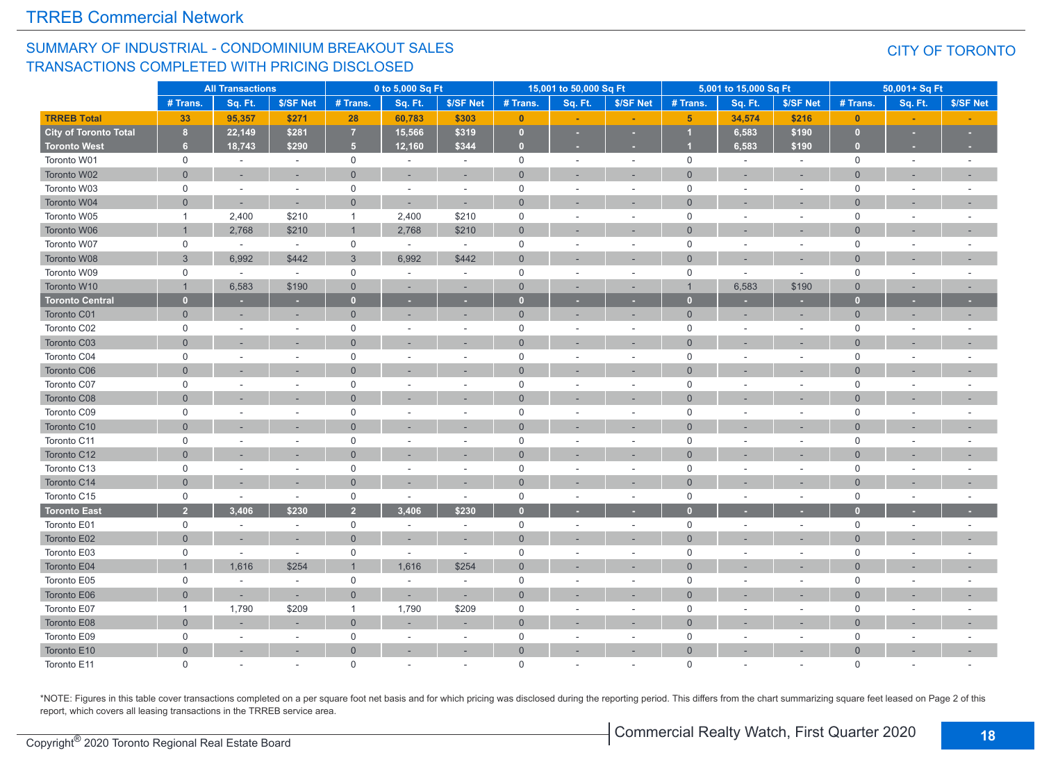## TRREB Commercial Network

### SUMMARY OF INDUSTRIAL - CONDOMINIUM BREAKOUT SALES
### TRANSACTIONS COMPLETED WITH PRICING DISCLOSED

CITY OF TORONTO

| | All Transactions | | | 0 to 5,000 Sq Ft | | | 15,001 to 50,000 Sq Ft | | | 5,001 to 15,000 Sq Ft | | | 50,001+ Sq Ft | | |
|---|---|---|---|---|---|---|---|---|---|---|---|---|---|---|---|
| | # Trans. | Sq. Ft. | $/SF Net | # Trans. | Sq. Ft. | $/SF Net | # Trans. | Sq. Ft. | $/SF Net | # Trans. | Sq. Ft. | $/SF Net | # Trans. | Sq. Ft. | $/SF Net |
| **TRREB Total** | 33 | 95,357 | $271 | 28 | 60,783 | $303 | 0 | - | - | 5 | 34,574 | $216 | 0 | - | - |
| **City of Toronto Total** | 8 | 22,149 | $281 | 7 | 15,566 | $319 | 0 | - | - | 1 | 6,583 | $190 | 0 | - | - |
| **Toronto West** | 6 | 18,743 | $290 | 5 | 12,160 | $344 | 0 | - | - | 1 | 6,583 | $190 | 0 | - | - |
| Toronto W01 | 0 | - | - | 0 | - | - | 0 | - | - | 0 | - | - | 0 | - | - |
| Toronto W02 | 0 | - | - | 0 | - | - | 0 | - | - | 0 | - | - | 0 | - | - |
| Toronto W03 | 0 | - | - | 0 | - | - | 0 | - | - | 0 | - | - | 0 | - | - |
| Toronto W04 | 0 | - | - | 0 | - | - | 0 | - | - | 0 | - | - | 0 | - | - |
| Toronto W05 | 1 | 2,400 | $210 | 1 | 2,400 | $210 | 0 | - | - | 0 | - | - | 0 | - | - |
| Toronto W06 | 1 | 2,768 | $210 | 1 | 2,768 | $210 | 0 | - | - | 0 | - | - | 0 | - | - |
| Toronto W07 | 0 | - | - | 0 | - | - | 0 | - | - | 0 | - | - | 0 | - | - |
| Toronto W08 | 3 | 6,992 | $442 | 3 | 6,992 | $442 | 0 | - | - | 0 | - | - | 0 | - | - |
| Toronto W09 | 0 | - | - | 0 | - | - | 0 | - | - | 0 | - | - | 0 | - | - |
| Toronto W10 | 1 | 6,583 | $190 | 0 | - | - | 0 | - | - | 1 | 6,583 | $190 | 0 | - | - |
| **Toronto Central** | 0 | - | - | 0 | - | - | 0 | - | - | 0 | - | - | 0 | - | - |
| Toronto C01 | 0 | - | - | 0 | - | - | 0 | - | - | 0 | - | - | 0 | - | - |
| Toronto C02 | 0 | - | - | 0 | - | - | 0 | - | - | 0 | - | - | 0 | - | - |
| Toronto C03 | 0 | - | - | 0 | - | - | 0 | - | - | 0 | - | - | 0 | - | - |
| Toronto C04 | 0 | - | - | 0 | - | - | 0 | - | - | 0 | - | - | 0 | - | - |
| Toronto C06 | 0 | - | - | 0 | - | - | 0 | - | - | 0 | - | - | 0 | - | - |
| Toronto C07 | 0 | - | - | 0 | - | - | 0 | - | - | 0 | - | - | 0 | - | - |
| Toronto C08 | 0 | - | - | 0 | - | - | 0 | - | - | 0 | - | - | 0 | - | - |
| Toronto C09 | 0 | - | - | 0 | - | - | 0 | - | - | 0 | - | - | 0 | - | - |
| Toronto C10 | 0 | - | - | 0 | - | - | 0 | - | - | 0 | - | - | 0 | - | - |
| Toronto C11 | 0 | - | - | 0 | - | - | 0 | - | - | 0 | - | - | 0 | - | - |
| Toronto C12 | 0 | - | - | 0 | - | - | 0 | - | - | 0 | - | - | 0 | - | - |
| Toronto C13 | 0 | - | - | 0 | - | - | 0 | - | - | 0 | - | - | 0 | - | - |
| Toronto C14 | 0 | - | - | 0 | - | - | 0 | - | - | 0 | - | - | 0 | - | - |
| Toronto C15 | 0 | - | - | 0 | - | - | 0 | - | - | 0 | - | - | 0 | - | - |
| **Toronto East** | 2 | 3,406 | $230 | 2 | 3,406 | $230 | 0 | - | - | 0 | - | - | 0 | - | - |
| Toronto E01 | 0 | - | - | 0 | - | - | 0 | - | - | 0 | - | - | 0 | - | - |
| Toronto E02 | 0 | - | - | 0 | - | - | 0 | - | - | 0 | - | - | 0 | - | - |
| Toronto E03 | 0 | - | - | 0 | - | - | 0 | - | - | 0 | - | - | 0 | - | - |
| Toronto E04 | 1 | 1,616 | $254 | 1 | 1,616 | $254 | 0 | - | - | 0 | - | - | 0 | - | - |
| Toronto E05 | 0 | - | - | 0 | - | - | 0 | - | - | 0 | - | - | 0 | - | - |
| Toronto E06 | 0 | - | - | 0 | - | - | 0 | - | - | 0 | - | - | 0 | - | - |
| Toronto E07 | 1 | 1,790 | $209 | 1 | 1,790 | $209 | 0 | - | - | 0 | - | - | 0 | - | - |
| Toronto E08 | 0 | - | - | 0 | - | - | 0 | - | - | 0 | - | - | 0 | - | - |
| Toronto E09 | 0 | - | - | 0 | - | - | 0 | - | - | 0 | - | - | 0 | - | - |
| Toronto E10 | 0 | - | - | 0 | - | - | 0 | - | - | 0 | - | - | 0 | - | - |
| Toronto E11 | 0 | - | - | 0 | - | - | 0 | - | - | 0 | - | - | 0 | - | - |

*NOTE: Figures in this table cover transactions completed on a per square foot net basis and for which pricing was disclosed during the reporting period. This differs from the chart summarizing square feet leased on Page 2 of this report, which covers all leasing transactions in the TRREB service area.

Copyright® 2020 Toronto Regional Real Estate Board

Commercial Realty Watch, First Quarter 2020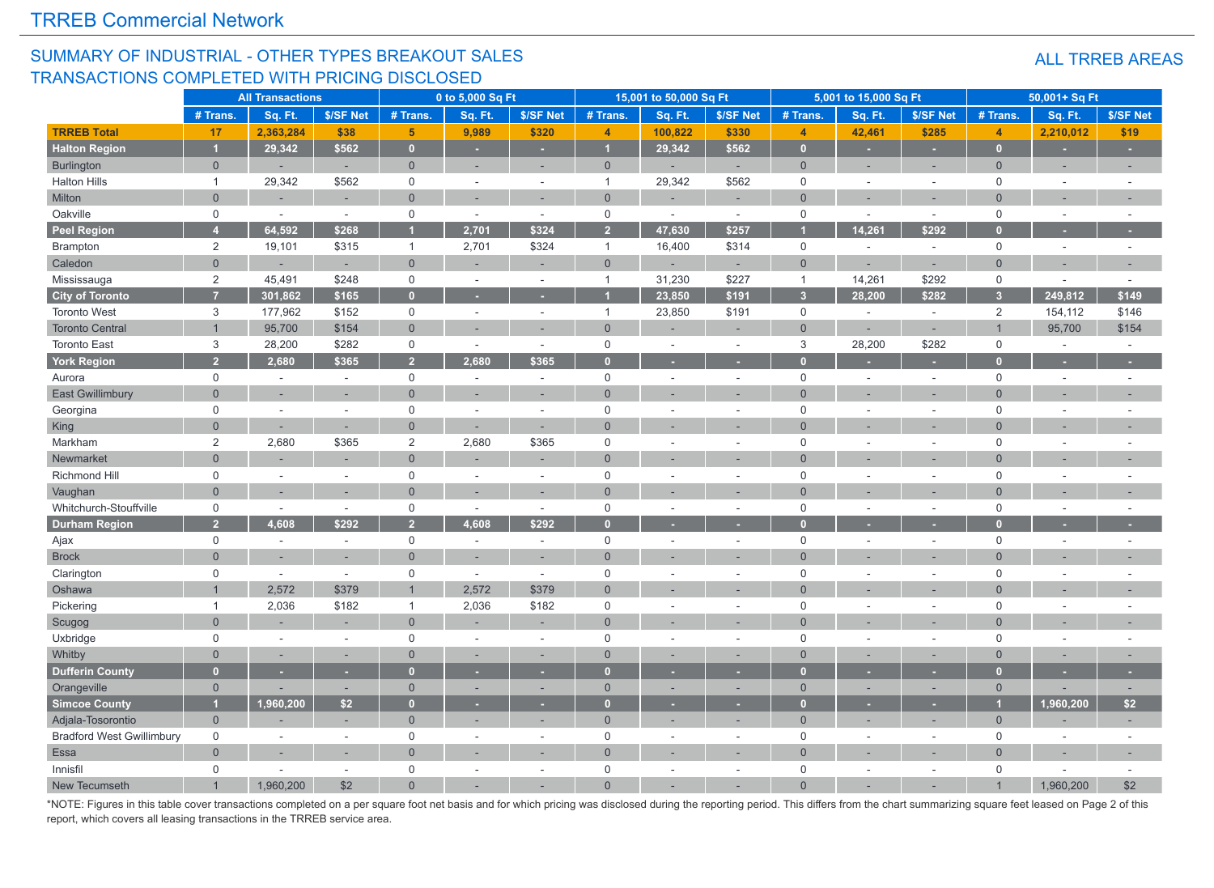# TRREB Commercial Network

## SUMMARY OF INDUSTRIAL - OTHER TYPES BREAKOUT SALES TRANSACTIONS COMPLETED WITH PRICING DISCLOSED

ALL TRREB AREAS

| | All Transactions | | | 0 to 5,000 Sq Ft | | | 15,001 to 50,000 Sq Ft | | | 5,001 to 15,000 Sq Ft | | | 50,001+ Sq Ft | | |
|---|---|---|---|---|---|---|---|---|---|---|---|---|---|---|---|
| | # Trans. | Sq. Ft. | $/SF Net | # Trans. | Sq. Ft. | $/SF Net | # Trans. | Sq. Ft. | $/SF Net | # Trans. | Sq. Ft. | $/SF Net | # Trans. | Sq. Ft. | $/SF Net |
| **TRREB Total** | **17** | **2,363,284** | **$38** | **5** | **9,989** | **$320** | **4** | **100,822** | **$330** | **4** | **42,461** | **$285** | **4** | **2,210,012** | **$19** |
| **Halton Region** | **1** | **29,342** | **$562** | **0** | **-** | **-** | **1** | **29,342** | **$562** | **0** | **-** | **-** | **0** | **-** | **-** |
| Burlington | 0 | - | - | 0 | - | - | 0 | - | - | 0 | - | - | 0 | - | - |
| Halton Hills | 1 | 29,342 | $562 | 0 | - | - | 1 | 29,342 | $562 | 0 | - | - | 0 | - | - |
| Milton | 0 | - | - | 0 | - | - | 0 | - | - | 0 | - | - | 0 | - | - |
| Oakville | 0 | - | - | 0 | - | - | 0 | - | - | 0 | - | - | 0 | - | - |
| **Peel Region** | **4** | **64,592** | **$268** | **1** | **2,701** | **$324** | **2** | **47,630** | **$257** | **1** | **14,261** | **$292** | **0** | **-** | **-** |
| Brampton | 2 | 19,101 | $315 | 1 | 2,701 | $324 | 1 | 16,400 | $314 | 0 | - | - | 0 | - | - |
| Caledon | 0 | - | - | 0 | - | - | 0 | - | - | 0 | - | - | 0 | - | - |
| Mississauga | 2 | 45,491 | $248 | 0 | - | - | 1 | 31,230 | $227 | 1 | 14,261 | $292 | 0 | - | - |
| **City of Toronto** | **7** | **301,862** | **$165** | **0** | **-** | **-** | **1** | **23,850** | **$191** | **3** | **28,200** | **$282** | **3** | **249,812** | **$149** |
| Toronto West | 3 | 177,962 | $152 | 0 | - | - | 1 | 23,850 | $191 | 0 | - | - | 2 | 154,112 | $146 |
| Toronto Central | 1 | 95,700 | $154 | 0 | - | - | 0 | - | - | 0 | - | - | 1 | 95,700 | $154 |
| Toronto East | 3 | 28,200 | $282 | 0 | - | - | 0 | - | - | 3 | 28,200 | $282 | 0 | - | - |
| **York Region** | **2** | **2,680** | **$365** | **2** | **2,680** | **$365** | **0** | **-** | **-** | **0** | **-** | **-** | **0** | **-** | **-** |
| Aurora | 0 | - | - | 0 | - | - | 0 | - | - | 0 | - | - | 0 | - | - |
| East Gwillimbury | 0 | - | - | 0 | - | - | 0 | - | - | 0 | - | - | 0 | - | - |
| Georgina | 0 | - | - | 0 | - | - | 0 | - | - | 0 | - | - | 0 | - | - |
| King | 0 | - | - | 0 | - | - | 0 | - | - | 0 | - | - | 0 | - | - |
| Markham | 2 | 2,680 | $365 | 2 | 2,680 | $365 | 0 | - | - | 0 | - | - | 0 | - | - |
| Newmarket | 0 | - | - | 0 | - | - | 0 | - | - | 0 | - | - | 0 | - | - |
| Richmond Hill | 0 | - | - | 0 | - | - | 0 | - | - | 0 | - | - | 0 | - | - |
| Vaughan | 0 | - | - | 0 | - | - | 0 | - | - | 0 | - | - | 0 | - | - |
| Whitchurch-Stouffville | 0 | - | - | 0 | - | - | 0 | - | - | 0 | - | - | 0 | - | - |
| **Durham Region** | **2** | **4,608** | **$292** | **2** | **4,608** | **$292** | **0** | **-** | **-** | **0** | **-** | **-** | **0** | **-** | **-** |
| Ajax | 0 | - | - | 0 | - | - | 0 | - | - | 0 | - | - | 0 | - | - |
| Brock | 0 | - | - | 0 | - | - | 0 | - | - | 0 | - | - | 0 | - | - |
| Clarington | 0 | - | - | 0 | - | - | 0 | - | - | 0 | - | - | 0 | - | - |
| Oshawa | 1 | 2,572 | $379 | 1 | 2,572 | $379 | 0 | - | - | 0 | - | - | 0 | - | - |
| Pickering | 1 | 2,036 | $182 | 1 | 2,036 | $182 | 0 | - | - | 0 | - | - | 0 | - | - |
| Scugog | 0 | - | - | 0 | - | - | 0 | - | - | 0 | - | - | 0 | - | - |
| Uxbridge | 0 | - | - | 0 | - | - | 0 | - | - | 0 | - | - | 0 | - | - |
| Whitby | 0 | - | - | 0 | - | - | 0 | - | - | 0 | - | - | 0 | - | - |
| **Dufferin County** | **0** | **-** | **-** | **0** | **-** | **-** | **0** | **-** | **-** | **0** | **-** | **-** | **0** | **-** | **-** |
| Orangeville | 0 | - | - | 0 | - | - | 0 | - | - | 0 | - | - | 0 | - | - |
| **Simcoe County** | **1** | **1,960,200** | **$2** | **0** | **-** | **-** | **0** | **-** | **-** | **0** | **-** | **-** | **1** | **1,960,200** | **$2** |
| Adjala-Tosorontio | 0 | - | - | 0 | - | - | 0 | - | - | 0 | - | - | 0 | - | - |
| Bradford West Gwillimbury | 0 | - | - | 0 | - | - | 0 | - | - | 0 | - | - | 0 | - | - |
| Essa | 0 | - | - | 0 | - | - | 0 | - | - | 0 | - | - | 0 | - | - |
| Innisfil | 0 | - | - | 0 | - | - | 0 | - | - | 0 | - | - | 0 | - | - |
| New Tecumseth | 1 | 1,960,200 | $2 | 0 | - | - | 0 | - | - | 0 | - | - | 1 | 1,960,200 | $2 |

*NOTE: Figures in this table cover transactions completed on a per square foot net basis and for which pricing was disclosed during the reporting period. This differs from the chart summarizing square feet leased on Page 2 of this report, which covers all leasing transactions in the TRREB service area.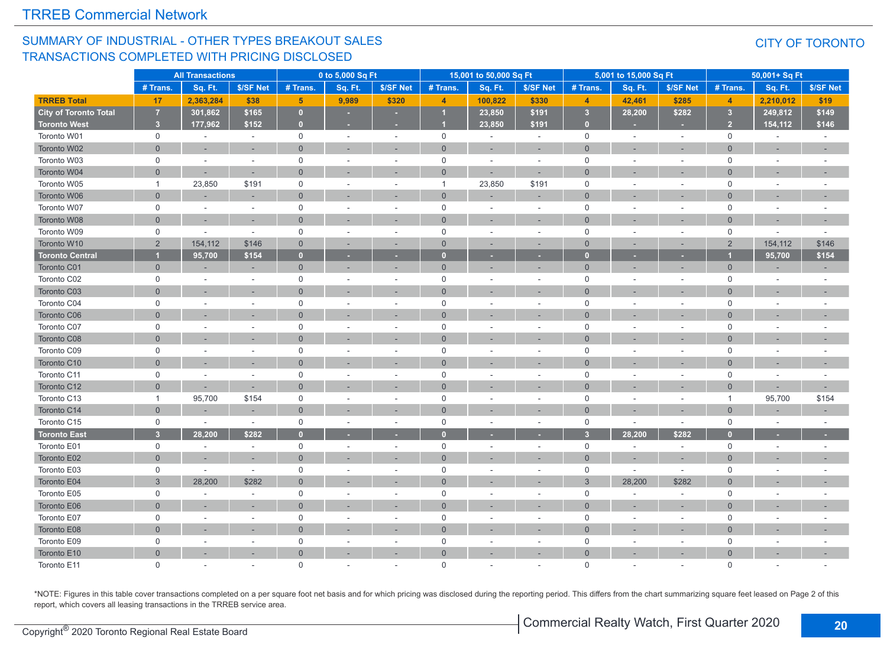## TRREB Commercial Network

### SUMMARY OF INDUSTRIAL - OTHER TYPES BREAKOUT SALES TRANSACTIONS COMPLETED WITH PRICING DISCLOSED

CITY OF TORONTO

| | All Transactions | | | 0 to 5,000 Sq Ft | | | 15,001 to 50,000 Sq Ft | | | 5,001 to 15,000 Sq Ft | | | 50,001+ Sq Ft | | |
|---|---|---|---|---|---|---|---|---|---|---|---|---|---|---|---|
| | # Trans. | Sq. Ft. | $/SF Net | # Trans. | Sq. Ft. | $/SF Net | # Trans. | Sq. Ft. | $/SF Net | # Trans. | Sq. Ft. | $/SF Net | # Trans. | Sq. Ft. | $/SF Net |
| **TRREB Total** | **17** | **2,363,284** | **$38** | **5** | **9,989** | **$320** | **4** | **100,822** | **$330** | **4** | **42,461** | **$285** | **4** | **2,210,012** | **$19** |
| **City of Toronto Total** | **7** | **301,862** | **$165** | **0** | **-** | **-** | **1** | **23,850** | **$191** | **3** | **28,200** | **$282** | **3** | **249,812** | **$149** |
| **Toronto West** | **3** | **177,962** | **$152** | **0** | **-** | **-** | **1** | **23,850** | **$191** | **0** | **-** | **-** | **2** | **154,112** | **$146** |
| Toronto W01 | 0 | - | - | 0 | - | - | 0 | - | - | 0 | - | - | 0 | - | - |
| Toronto W02 | 0 | - | - | 0 | - | - | 0 | - | - | 0 | - | - | 0 | - | - |
| Toronto W03 | 0 | - | - | 0 | - | - | 0 | - | - | 0 | - | - | 0 | - | - |
| Toronto W04 | 0 | - | - | 0 | - | - | 0 | - | - | 0 | - | - | 0 | - | - |
| Toronto W05 | 1 | 23,850 | $191 | 0 | - | - | 1 | 23,850 | $191 | 0 | - | - | 0 | - | - |
| Toronto W06 | 0 | - | - | 0 | - | - | 0 | - | - | 0 | - | - | 0 | - | - |
| Toronto W07 | 0 | - | - | 0 | - | - | 0 | - | - | 0 | - | - | 0 | - | - |
| Toronto W08 | 0 | - | - | 0 | - | - | 0 | - | - | 0 | - | - | 0 | - | - |
| Toronto W09 | 0 | - | - | 0 | - | - | 0 | - | - | 0 | - | - | 0 | - | - |
| Toronto W10 | 2 | 154,112 | $146 | 0 | - | - | 0 | - | - | 0 | - | - | 2 | 154,112 | $146 |
| **Toronto Central** | **1** | **95,700** | **$154** | **0** | **-** | **-** | **0** | **-** | **-** | **0** | **-** | **-** | **1** | **95,700** | **$154** |
| Toronto C01 | 0 | - | - | 0 | - | - | 0 | - | - | 0 | - | - | 0 | - | - |
| Toronto C02 | 0 | - | - | 0 | - | - | 0 | - | - | 0 | - | - | 0 | - | - |
| Toronto C03 | 0 | - | - | 0 | - | - | 0 | - | - | 0 | - | - | 0 | - | - |
| Toronto C04 | 0 | - | - | 0 | - | - | 0 | - | - | 0 | - | - | 0 | - | - |
| Toronto C06 | 0 | - | - | 0 | - | - | 0 | - | - | 0 | - | - | 0 | - | - |
| Toronto C07 | 0 | - | - | 0 | - | - | 0 | - | - | 0 | - | - | 0 | - | - |
| Toronto C08 | 0 | - | - | 0 | - | - | 0 | - | - | 0 | - | - | 0 | - | - |
| Toronto C09 | 0 | - | - | 0 | - | - | 0 | - | - | 0 | - | - | 0 | - | - |
| Toronto C10 | 0 | - | - | 0 | - | - | 0 | - | - | 0 | - | - | 0 | - | - |
| Toronto C11 | 0 | - | - | 0 | - | - | 0 | - | - | 0 | - | - | 0 | - | - |
| Toronto C12 | 0 | - | - | 0 | - | - | 0 | - | - | 0 | - | - | 0 | - | - |
| Toronto C13 | 1 | 95,700 | $154 | 0 | - | - | 0 | - | - | 0 | - | - | 1 | 95,700 | $154 |
| Toronto C14 | 0 | - | - | 0 | - | - | 0 | - | - | 0 | - | - | 0 | - | - |
| Toronto C15 | 0 | - | - | 0 | - | - | 0 | - | - | 0 | - | - | 0 | - | - |
| **Toronto East** | **3** | **28,200** | **$282** | **0** | **-** | **-** | **0** | **-** | **-** | **3** | **28,200** | **$282** | **0** | **-** | **-** |
| Toronto E01 | 0 | - | - | 0 | - | - | 0 | - | - | 0 | - | - | 0 | - | - |
| Toronto E02 | 0 | - | - | 0 | - | - | 0 | - | - | 0 | - | - | 0 | - | - |
| Toronto E03 | 0 | - | - | 0 | - | - | 0 | - | - | 0 | - | - | 0 | - | - |
| Toronto E04 | 3 | 28,200 | $282 | 0 | - | - | 0 | - | - | 3 | 28,200 | $282 | 0 | - | - |
| Toronto E05 | 0 | - | - | 0 | - | - | 0 | - | - | 0 | - | - | 0 | - | - |
| Toronto E06 | 0 | - | - | 0 | - | - | 0 | - | - | 0 | - | - | 0 | - | - |
| Toronto E07 | 0 | - | - | 0 | - | - | 0 | - | - | 0 | - | - | 0 | - | - |
| Toronto E08 | 0 | - | - | 0 | - | - | 0 | - | - | 0 | - | - | 0 | - | - |
| Toronto E09 | 0 | - | - | 0 | - | - | 0 | - | - | 0 | - | - | 0 | - | - |
| Toronto E10 | 0 | - | - | 0 | - | - | 0 | - | - | 0 | - | - | 0 | - | - |
| Toronto E11 | 0 | - | - | 0 | - | - | 0 | - | - | 0 | - | - | 0 | - | - |

*NOTE: Figures in this table cover transactions completed on a per square foot net basis and for which pricing was disclosed during the reporting period. This differs from the chart summarizing square feet leased on Page 2 of this report, which covers all leasing transactions in the TRREB service area.

Copyright® 2020 Toronto Regional Real Estate Board

Commercial Realty Watch, First Quarter 2020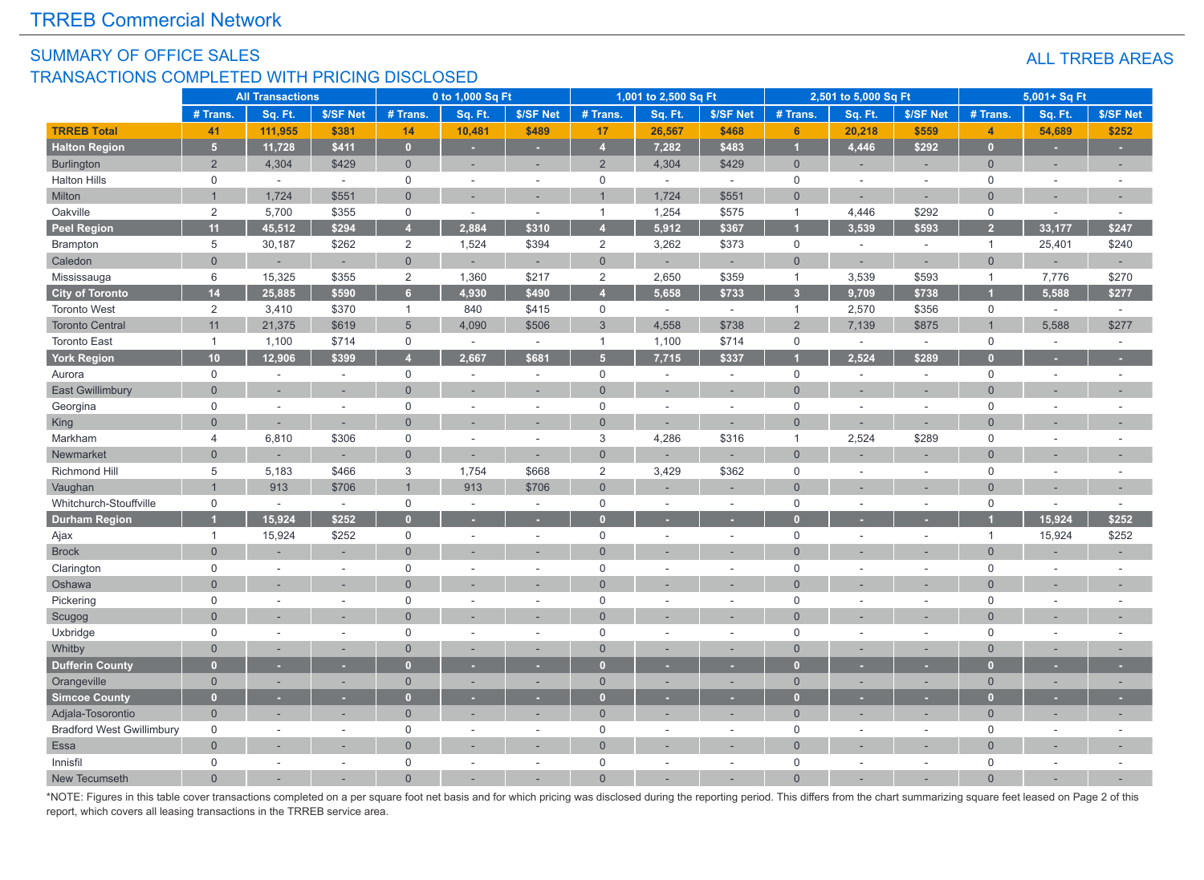# TRREB Commercial Network

## SUMMARY OF OFFICE SALES
## TRANSACTIONS COMPLETED WITH PRICING DISCLOSED

ALL TRREB AREAS

| | All Transactions | | | 0 to 1,000 Sq Ft | | | 1,001 to 2,500 Sq Ft | | | 2,501 to 5,000 Sq Ft | | | 5,001+ Sq Ft | | |
|---|---|---|---|---|---|---|---|---|---|---|---|---|---|---|---|
| | # Trans. | Sq. Ft. | $/SF Net | # Trans. | Sq. Ft. | $/SF Net | # Trans. | Sq. Ft. | $/SF Net | # Trans. | Sq. Ft. | $/SF Net | # Trans. | Sq. Ft. | $/SF Net |
| **TRREB Total** | **41** | **111,955** | **$381** | **14** | **10,481** | **$489** | **17** | **26,567** | **$468** | **6** | **20,218** | **$559** | **4** | **54,689** | **$252** |
| **Halton Region** | **5** | **11,728** | **$411** | **0** | **-** | **-** | **4** | **7,282** | **$483** | **1** | **4,446** | **$292** | **0** | **-** | **-** |
| Burlington | 2 | 4,304 | $429 | 0 | - | - | 2 | 4,304 | $429 | 0 | - | - | 0 | - | - |
| Halton Hills | 0 | - | - | 0 | - | - | 0 | - | - | 0 | - | - | 0 | - | - |
| Milton | 1 | 1,724 | $551 | 0 | - | - | 1 | 1,724 | $551 | 0 | - | - | 0 | - | - |
| Oakville | 2 | 5,700 | $355 | 0 | - | - | 1 | 1,254 | $575 | 1 | 4,446 | $292 | 0 | - | - |
| **Peel Region** | **11** | **45,512** | **$294** | **4** | **2,884** | **$310** | **4** | **5,912** | **$367** | **1** | **3,539** | **$593** | **2** | **33,177** | **$247** |
| Brampton | 5 | 30,187 | $262 | 2 | 1,524 | $394 | 2 | 3,262 | $373 | 0 | - | - | 1 | 25,401 | $240 |
| Caledon | 0 | - | - | 0 | - | - | 0 | - | - | 0 | - | - | 0 | - | - |
| Mississauga | 6 | 15,325 | $355 | 2 | 1,360 | $217 | 2 | 2,650 | $359 | 1 | 3,539 | $593 | 1 | 7,776 | $270 |
| **City of Toronto** | **14** | **25,885** | **$590** | **6** | **4,930** | **$490** | **4** | **5,658** | **$733** | **3** | **9,709** | **$738** | **1** | **5,588** | **$277** |
| Toronto West | 2 | 3,410 | $370 | 1 | 840 | $415 | 0 | - | - | 1 | 2,570 | $356 | 0 | - | - |
| Toronto Central | 11 | 21,375 | $619 | 5 | 4,090 | $506 | 3 | 4,558 | $738 | 2 | 7,139 | $875 | 1 | 5,588 | $277 |
| Toronto East | 1 | 1,100 | $714 | 0 | - | - | 1 | 1,100 | $714 | 0 | - | - | 0 | - | - |
| **York Region** | **10** | **12,906** | **$399** | **4** | **2,667** | **$681** | **5** | **7,715** | **$337** | **1** | **2,524** | **$289** | **0** | **-** | **-** |
| Aurora | 0 | - | - | 0 | - | - | 0 | - | - | 0 | - | - | 0 | - | - |
| East Gwillimbury | 0 | - | - | 0 | - | - | 0 | - | - | 0 | - | - | 0 | - | - |
| Georgina | 0 | - | - | 0 | - | - | 0 | - | - | 0 | - | - | 0 | - | - |
| King | 0 | - | - | 0 | - | - | 0 | - | - | 0 | - | - | 0 | - | - |
| Markham | 4 | 6,810 | $306 | 0 | - | - | 3 | 4,286 | $316 | 1 | 2,524 | $289 | 0 | - | - |
| Newmarket | 0 | - | - | 0 | - | - | 0 | - | - | 0 | - | - | 0 | - | - |
| Richmond Hill | 5 | 5,183 | $466 | 3 | 1,754 | $668 | 2 | 3,429 | $362 | 0 | - | - | 0 | - | - |
| Vaughan | 1 | 913 | $706 | 1 | 913 | $706 | 0 | - | - | 0 | - | - | 0 | - | - |
| Whitchurch-Stouffville | 0 | - | - | 0 | - | - | 0 | - | - | 0 | - | - | 0 | - | - |
| **Durham Region** | **1** | **15,924** | **$252** | **0** | **-** | **-** | **0** | **-** | **-** | **0** | **-** | **-** | **1** | **15,924** | **$252** |
| Ajax | 1 | 15,924 | $252 | 0 | - | - | 0 | - | - | 0 | - | - | 1 | 15,924 | $252 |
| Brock | 0 | - | - | 0 | - | - | 0 | - | - | 0 | - | - | 0 | - | - |
| Clarington | 0 | - | - | 0 | - | - | 0 | - | - | 0 | - | - | 0 | - | - |
| Oshawa | 0 | - | - | 0 | - | - | 0 | - | - | 0 | - | - | 0 | - | - |
| Pickering | 0 | - | - | 0 | - | - | 0 | - | - | 0 | - | - | 0 | - | - |
| Scugog | 0 | - | - | 0 | - | - | 0 | - | - | 0 | - | - | 0 | - | - |
| Uxbridge | 0 | - | - | 0 | - | - | 0 | - | - | 0 | - | - | 0 | - | - |
| Whitby | 0 | - | - | 0 | - | - | 0 | - | - | 0 | - | - | 0 | - | - |
| **Dufferin County** | **0** | **-** | **-** | **0** | **-** | **-** | **0** | **-** | **-** | **0** | **-** | **-** | **0** | **-** | **-** |
| Orangeville | 0 | - | - | 0 | - | - | 0 | - | - | 0 | - | - | 0 | - | - |
| **Simcoe County** | **0** | **-** | **-** | **0** | **-** | **-** | **0** | **-** | **-** | **0** | **-** | **-** | **0** | **-** | **-** |
| Adjala-Tosorontio | 0 | - | - | 0 | - | - | 0 | - | - | 0 | - | - | 0 | - | - |
| Bradford West Gwillimbury | 0 | - | - | 0 | - | - | 0 | - | - | 0 | - | - | 0 | - | - |
| Essa | 0 | - | - | 0 | - | - | 0 | - | - | 0 | - | - | 0 | - | - |
| Innisfil | 0 | - | - | 0 | - | - | 0 | - | - | 0 | - | - | 0 | - | - |
| New Tecumseth | 0 | - | - | 0 | - | - | 0 | - | - | 0 | - | - | 0 | - | - |

*NOTE: Figures in this table cover transactions completed on a per square foot net basis and for which pricing was disclosed during the reporting period. This differs from the chart summarizing square feet leased on Page 2 of this report, which covers all leasing transactions in the TRREB service area.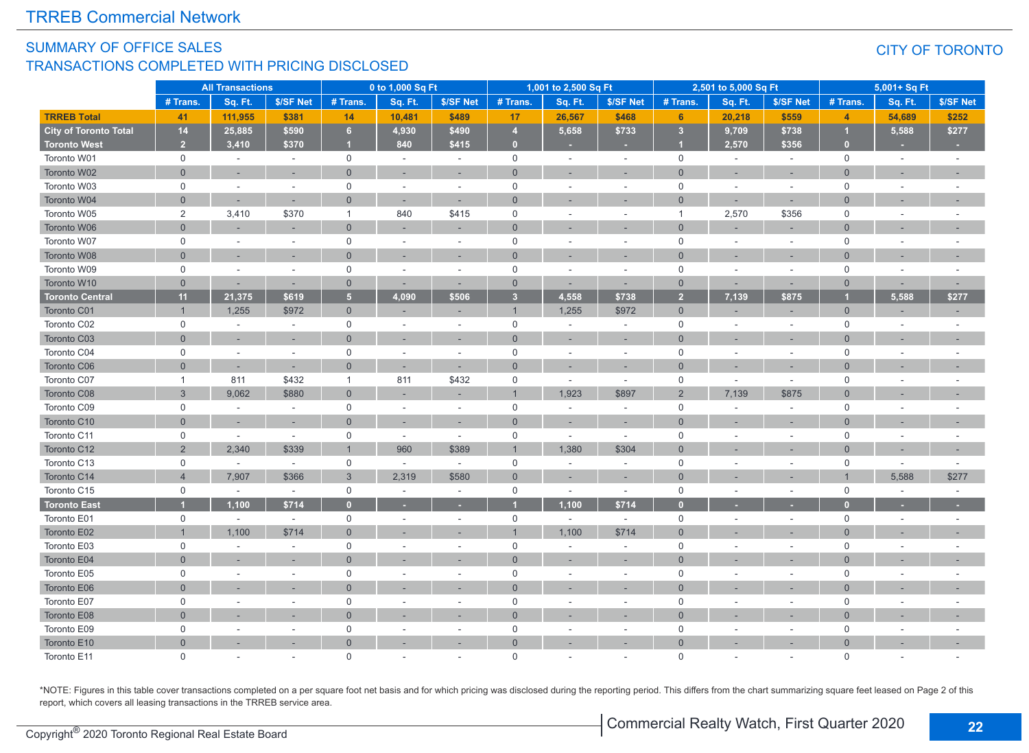# TRREB Commercial Network

## SUMMARY OF OFFICE SALES
## TRANSACTIONS COMPLETED WITH PRICING DISCLOSED

CITY OF TORONTO

| | All Transactions | | | 0 to 1,000 Sq Ft | | | 1,001 to 2,500 Sq Ft | | | 2,501 to 5,000 Sq Ft | | | 5,001+ Sq Ft | | |
|---|---|---|---|---|---|---|---|---|---|---|---|---|---|---|---|
| | # Trans. | Sq. Ft. | $/SF Net | # Trans. | Sq. Ft. | $/SF Net | # Trans. | Sq. Ft. | $/SF Net | # Trans. | Sq. Ft. | $/SF Net | # Trans. | Sq. Ft. | $/SF Net |
| **TRREB Total** | **41** | **111,955** | **$381** | **14** | **10,481** | **$489** | **17** | **26,567** | **$468** | **6** | **20,218** | **$559** | **4** | **54,689** | **$252** |
| **City of Toronto Total** | **14** | **25,885** | **$590** | **6** | **4,930** | **$490** | **4** | **5,658** | **$733** | **3** | **9,709** | **$738** | **1** | **5,588** | **$277** |
| **Toronto West** | **2** | **3,410** | **$370** | **1** | **840** | **$415** | **0** | **-** | **-** | **1** | **2,570** | **$356** | **0** | **-** | **-** |
| Toronto W01 | 0 | - | - | 0 | - | - | 0 | - | - | 0 | - | - | 0 | - | - |
| Toronto W02 | 0 | - | - | 0 | - | - | 0 | - | - | 0 | - | - | 0 | - | - |
| Toronto W03 | 0 | - | - | 0 | - | - | 0 | - | - | 0 | - | - | 0 | - | - |
| Toronto W04 | 0 | - | - | 0 | - | - | 0 | - | - | 0 | - | - | 0 | - | - |
| Toronto W05 | 2 | 3,410 | $370 | 1 | 840 | $415 | 0 | - | - | 1 | 2,570 | $356 | 0 | - | - |
| Toronto W06 | 0 | - | - | 0 | - | - | 0 | - | - | 0 | - | - | 0 | - | - |
| Toronto W07 | 0 | - | - | 0 | - | - | 0 | - | - | 0 | - | - | 0 | - | - |
| Toronto W08 | 0 | - | - | 0 | - | - | 0 | - | - | 0 | - | - | 0 | - | - |
| Toronto W09 | 0 | - | - | 0 | - | - | 0 | - | - | 0 | - | - | 0 | - | - |
| Toronto W10 | 0 | - | - | 0 | - | - | 0 | - | - | 0 | - | - | 0 | - | - |
| **Toronto Central** | **11** | **21,375** | **$619** | **5** | **4,090** | **$506** | **3** | **4,558** | **$738** | **2** | **7,139** | **$875** | **1** | **5,588** | **$277** |
| Toronto C01 | 1 | 1,255 | $972 | 0 | - | - | 1 | 1,255 | $972 | 0 | - | - | 0 | - | - |
| Toronto C02 | 0 | - | - | 0 | - | - | 0 | - | - | 0 | - | - | 0 | - | - |
| Toronto C03 | 0 | - | - | 0 | - | - | 0 | - | - | 0 | - | - | 0 | - | - |
| Toronto C04 | 0 | - | - | 0 | - | - | 0 | - | - | 0 | - | - | 0 | - | - |
| Toronto C06 | 0 | - | - | 0 | - | - | 0 | - | - | 0 | - | - | 0 | - | - |
| Toronto C07 | 1 | 811 | $432 | 1 | 811 | $432 | 0 | - | - | 0 | - | - | 0 | - | - |
| Toronto C08 | 3 | 9,062 | $880 | 0 | - | - | 1 | 1,923 | $897 | 2 | 7,139 | $875 | 0 | - | - |
| Toronto C09 | 0 | - | - | 0 | - | - | 0 | - | - | 0 | - | - | 0 | - | - |
| Toronto C10 | 0 | - | - | 0 | - | - | 0 | - | - | 0 | - | - | 0 | - | - |
| Toronto C11 | 0 | - | - | 0 | - | - | 0 | - | - | 0 | - | - | 0 | - | - |
| Toronto C12 | 2 | 2,340 | $339 | 1 | 960 | $389 | 1 | 1,380 | $304 | 0 | - | - | 0 | - | - |
| Toronto C13 | 0 | - | - | 0 | - | - | 0 | - | - | 0 | - | - | 0 | - | - |
| Toronto C14 | 4 | 7,907 | $366 | 3 | 2,319 | $580 | 0 | - | - | 0 | - | - | 1 | 5,588 | $277 |
| Toronto C15 | 0 | - | - | 0 | - | - | 0 | - | - | 0 | - | - | 0 | - | - |
| **Toronto East** | **1** | **1,100** | **$714** | **0** | **-** | **-** | **1** | **1,100** | **$714** | **0** | **-** | **-** | **0** | **-** | **-** |
| Toronto E01 | 0 | - | - | 0 | - | - | 0 | - | - | 0 | - | - | 0 | - | - |
| Toronto E02 | 1 | 1,100 | $714 | 0 | - | - | 1 | 1,100 | $714 | 0 | - | - | 0 | - | - |
| Toronto E03 | 0 | - | - | 0 | - | - | 0 | - | - | 0 | - | - | 0 | - | - |
| Toronto E04 | 0 | - | - | 0 | - | - | 0 | - | - | 0 | - | - | 0 | - | - |
| Toronto E05 | 0 | - | - | 0 | - | - | 0 | - | - | 0 | - | - | 0 | - | - |
| Toronto E06 | 0 | - | - | 0 | - | - | 0 | - | - | 0 | - | - | 0 | - | - |
| Toronto E07 | 0 | - | - | 0 | - | - | 0 | - | - | 0 | - | - | 0 | - | - |
| Toronto E08 | 0 | - | - | 0 | - | - | 0 | - | - | 0 | - | - | 0 | - | - |
| Toronto E09 | 0 | - | - | 0 | - | - | 0 | - | - | 0 | - | - | 0 | - | - |
| Toronto E10 | 0 | - | - | 0 | - | - | 0 | - | - | 0 | - | - | 0 | - | - |
| Toronto E11 | 0 | - | - | 0 | - | - | 0 | - | - | 0 | - | - | 0 | - | - |

*NOTE: Figures in this table cover transactions completed on a per square foot net basis and for which pricing was disclosed during the reporting period. This differs from the chart summarizing square feet leased on Page 2 of this report, which covers all leasing transactions in the TRREB service area.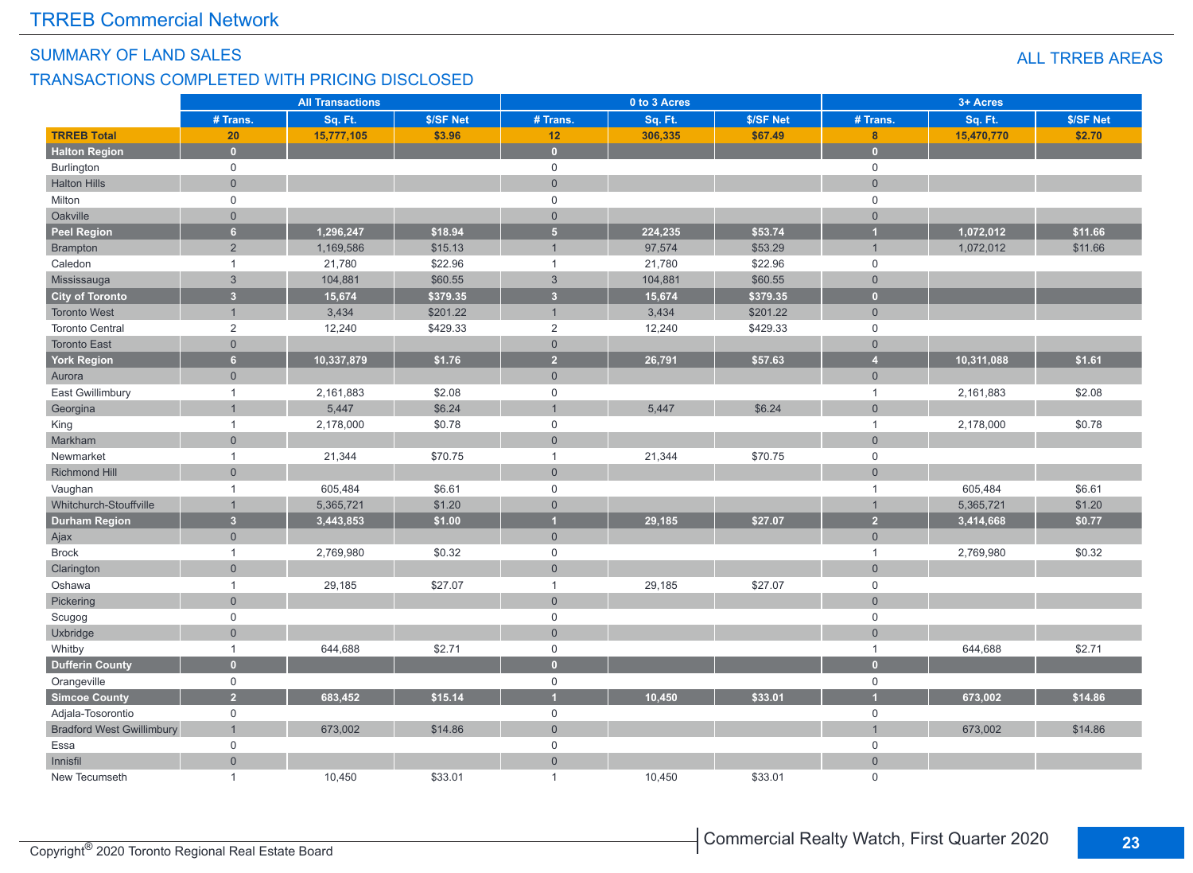TRREB Commercial Network

## SUMMARY OF LAND SALES

## TRANSACTIONS COMPLETED WITH PRICING DISCLOSED

ALL TRREB AREAS

| | All Transactions | | | 0 to 3 Acres | | | 3+ Acres | | |
|---|---|---|---|---|---|---|---|---|---|
| | # Trans. | Sq. Ft. | $/SF Net | # Trans. | Sq. Ft. | $/SF Net | # Trans. | Sq. Ft. | $/SF Net |
| **TRREB Total** | **20** | **15,777,105** | **$3.96** | **12** | **306,335** | **$67.49** | **8** | **15,470,770** | **$2.70** |
| **Halton Region** | **0** | | | **0** | | | **0** | | |
| Burlington | 0 | | | 0 | | | 0 | | |
| Halton Hills | 0 | | | 0 | | | 0 | | |
| Milton | 0 | | | 0 | | | 0 | | |
| Oakville | 0 | | | 0 | | | 0 | | |
| **Peel Region** | **6** | **1,296,247** | **$18.94** | **5** | **224,235** | **$53.74** | **1** | **1,072,012** | **$11.66** |
| Brampton | 2 | 1,169,586 | $15.13 | 1 | 97,574 | $53.29 | 1 | 1,072,012 | $11.66 |
| Caledon | 1 | 21,780 | $22.96 | 1 | 21,780 | $22.96 | 0 | | |
| Mississauga | 3 | 104,881 | $60.55 | 3 | 104,881 | $60.55 | 0 | | |
| **City of Toronto** | **3** | **15,674** | **$379.35** | **3** | **15,674** | **$379.35** | **0** | | |
| Toronto West | 1 | 3,434 | $201.22 | 1 | 3,434 | $201.22 | 0 | | |
| Toronto Central | 2 | 12,240 | $429.33 | 2 | 12,240 | $429.33 | 0 | | |
| Toronto East | 0 | | | 0 | | | 0 | | |
| **York Region** | **6** | **10,337,879** | **$1.76** | **2** | **26,791** | **$57.63** | **4** | **10,311,088** | **$1.61** |
| Aurora | 0 | | | 0 | | | 0 | | |
| East Gwillimbury | 1 | 2,161,883 | $2.08 | 0 | | | 1 | 2,161,883 | $2.08 |
| Georgina | 1 | 5,447 | $6.24 | 1 | 5,447 | $6.24 | 0 | | |
| King | 1 | 2,178,000 | $0.78 | 0 | | | 1 | 2,178,000 | $0.78 |
| Markham | 0 | | | 0 | | | 0 | | |
| Newmarket | 1 | 21,344 | $70.75 | 1 | 21,344 | $70.75 | 0 | | |
| Richmond Hill | 0 | | | 0 | | | 0 | | |
| Vaughan | 1 | 605,484 | $6.61 | 0 | | | 1 | 605,484 | $6.61 |
| Whitchurch-Stouffville | 1 | 5,365,721 | $1.20 | 0 | | | 1 | 5,365,721 | $1.20 |
| **Durham Region** | **3** | **3,443,853** | **$1.00** | **1** | **29,185** | **$27.07** | **2** | **3,414,668** | **$0.77** |
| Ajax | 0 | | | 0 | | | 0 | | |
| Brock | 1 | 2,769,980 | $0.32 | 0 | | | 1 | 2,769,980 | $0.32 |
| Clarington | 0 | | | 0 | | | 0 | | |
| Oshawa | 1 | 29,185 | $27.07 | 1 | 29,185 | $27.07 | 0 | | |
| Pickering | 0 | | | 0 | | | 0 | | |
| Scugog | 0 | | | 0 | | | 0 | | |
| Uxbridge | 0 | | | 0 | | | 0 | | |
| Whitby | 1 | 644,688 | $2.71 | 0 | | | 1 | 644,688 | $2.71 |
| **Dufferin County** | **0** | | | **0** | | | **0** | | |
| Orangeville | 0 | | | 0 | | | 0 | | |
| **Simcoe County** | **2** | **683,452** | **$15.14** | **1** | **10,450** | **$33.01** | **1** | **673,002** | **$14.86** |
| Adjala-Tosorontio | 0 | | | 0 | | | 0 | | |
| Bradford West Gwillimbury | 1 | 673,002 | $14.86 | 0 | | | 1 | 673,002 | $14.86 |
| Essa | 0 | | | 0 | | | 0 | | |
| Innisfil | 0 | | | 0 | | | 0 | | |
| New Tecumseth | 1 | 10,450 | $33.01 | 1 | 10,450 | $33.01 | 0 | | |

Copyright® 2020 Toronto Regional Real Estate Board

Commercial Realty Watch, First Quarter 2020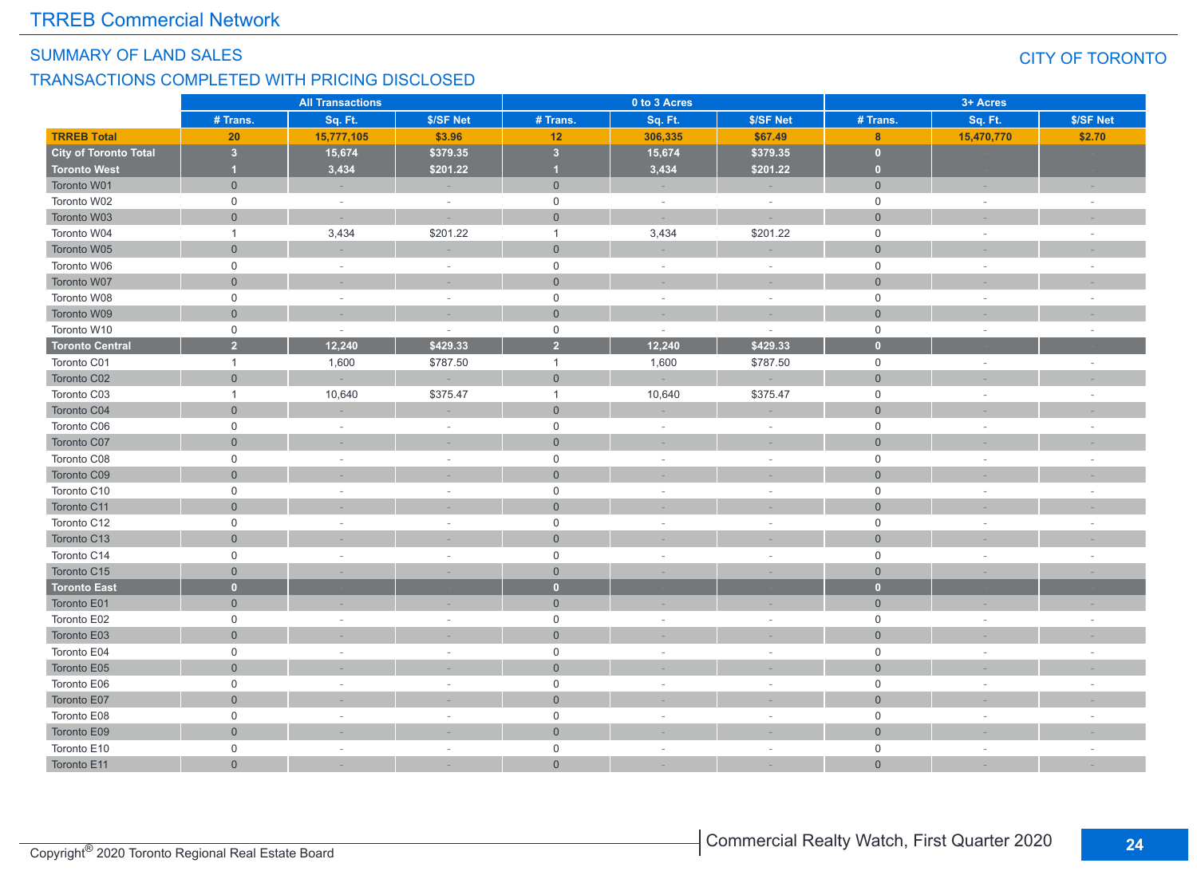## SUMMARY OF LAND SALES

## TRANSACTIONS COMPLETED WITH PRICING DISCLOSED

CITY OF TORONTO

| | All Transactions | | | 0 to 3 Acres | | | 3+ Acres | | |
|---|---|---|---|---|---|---|---|---|---|
| | # Trans. | Sq. Ft. | $/SF Net | # Trans. | Sq. Ft. | $/SF Net | # Trans. | Sq. Ft. | $/SF Net |
| **TRREB Total** | **20** | **15,777,105** | **$3.96** | **12** | **306,335** | **$67.49** | **8** | **15,470,770** | **$2.70** |
| **City of Toronto Total** | **3** | **15,674** | **$379.35** | **3** | **15,674** | **$379.35** | **0** | - | - |
| **Toronto West** | **1** | **3,434** | **$201.22** | **1** | **3,434** | **$201.22** | **0** | - | - |
| Toronto W01 | 0 | - | - | 0 | - | - | 0 | - | - |
| Toronto W02 | 0 | - | - | 0 | - | - | 0 | - | - |
| Toronto W03 | 0 | - | - | 0 | - | - | 0 | - | - |
| Toronto W04 | 1 | 3,434 | $201.22 | 1 | 3,434 | $201.22 | 0 | - | - |
| Toronto W05 | 0 | - | - | 0 | - | - | 0 | - | - |
| Toronto W06 | 0 | - | - | 0 | - | - | 0 | - | - |
| Toronto W07 | 0 | - | - | 0 | - | - | 0 | - | - |
| Toronto W08 | 0 | - | - | 0 | - | - | 0 | - | - |
| Toronto W09 | 0 | - | - | 0 | - | - | 0 | - | - |
| Toronto W10 | 0 | - | - | 0 | - | - | 0 | - | - |
| **Toronto Central** | **2** | **12,240** | **$429.33** | **2** | **12,240** | **$429.33** | **0** | - | - |
| Toronto C01 | 1 | 1,600 | $787.50 | 1 | 1,600 | $787.50 | 0 | - | - |
| Toronto C02 | 0 | - | - | 0 | - | - | 0 | - | - |
| Toronto C03 | 1 | 10,640 | $375.47 | 1 | 10,640 | $375.47 | 0 | - | - |
| Toronto C04 | 0 | - | - | 0 | - | - | 0 | - | - |
| Toronto C06 | 0 | - | - | 0 | - | - | 0 | - | - |
| Toronto C07 | 0 | - | - | 0 | - | - | 0 | - | - |
| Toronto C08 | 0 | - | - | 0 | - | - | 0 | - | - |
| Toronto C09 | 0 | - | - | 0 | - | - | 0 | - | - |
| Toronto C10 | 0 | - | - | 0 | - | - | 0 | - | - |
| Toronto C11 | 0 | - | - | 0 | - | - | 0 | - | - |
| Toronto C12 | 0 | - | - | 0 | - | - | 0 | - | - |
| Toronto C13 | 0 | - | - | 0 | - | - | 0 | - | - |
| Toronto C14 | 0 | - | - | 0 | - | - | 0 | - | - |
| Toronto C15 | 0 | - | - | 0 | - | - | 0 | - | - |
| **Toronto East** | **0** | - | - | **0** | - | - | **0** | - | - |
| Toronto E01 | 0 | - | - | 0 | - | - | 0 | - | - |
| Toronto E02 | 0 | - | - | 0 | - | - | 0 | - | - |
| Toronto E03 | 0 | - | - | 0 | - | - | 0 | - | - |
| Toronto E04 | 0 | - | - | 0 | - | - | 0 | - | - |
| Toronto E05 | 0 | - | - | 0 | - | - | 0 | - | - |
| Toronto E06 | 0 | - | - | 0 | - | - | 0 | - | - |
| Toronto E07 | 0 | - | - | 0 | - | - | 0 | - | - |
| Toronto E08 | 0 | - | - | 0 | - | - | 0 | - | - |
| Toronto E09 | 0 | - | - | 0 | - | - | 0 | - | - |
| Toronto E10 | 0 | - | - | 0 | - | - | 0 | - | - |
| Toronto E11 | 0 | - | - | 0 | - | - | 0 | - | - |

Copyright® 2020 Toronto Regional Real Estate Board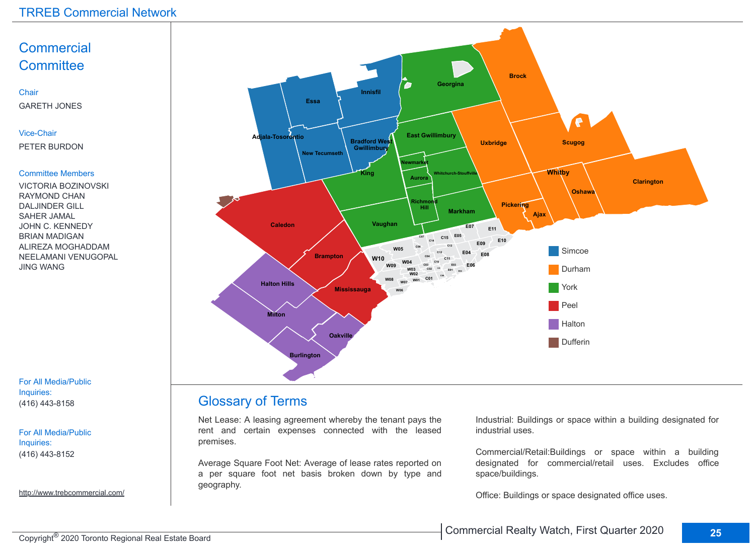# Commercial Committee

Chair
GARETH JONES

Vice-Chair
PETER BURDON

Committee Members
VICTORIA BOZINOVSKI
RAYMOND CHAN
DALJINDER GILL
SAHER JAMAL
JOHN C. KENNEDY
BRIAN MADIGAN
ALIREZA MOGHADDAM
NEELAMANI VENUGOPAL
JING WANG

For All Media/Public Inquiries:
(416) 443-8158

For All Media/Public Inquiries:
(416) 443-8152

http://www.trebcommercial.com/

Simcoe
Durham
York
Peel
Halton
Dufferin

## Glossary of Terms

Net Lease: A leasing agreement whereby the tenant pays the rent and certain expenses connected with the leased premises.

Average Square Foot Net: Average of lease rates reported on a per square foot net basis broken down by type and geography.

Industrial: Buildings or space within a building designated for industrial uses.

Commercial/Retail:Buildings or space within a building designated for commercial/retail uses. Excludes office space/buildings.

Office: Buildings or space designated office uses.

Copyright® 2020 Toronto Regional Real Estate Board